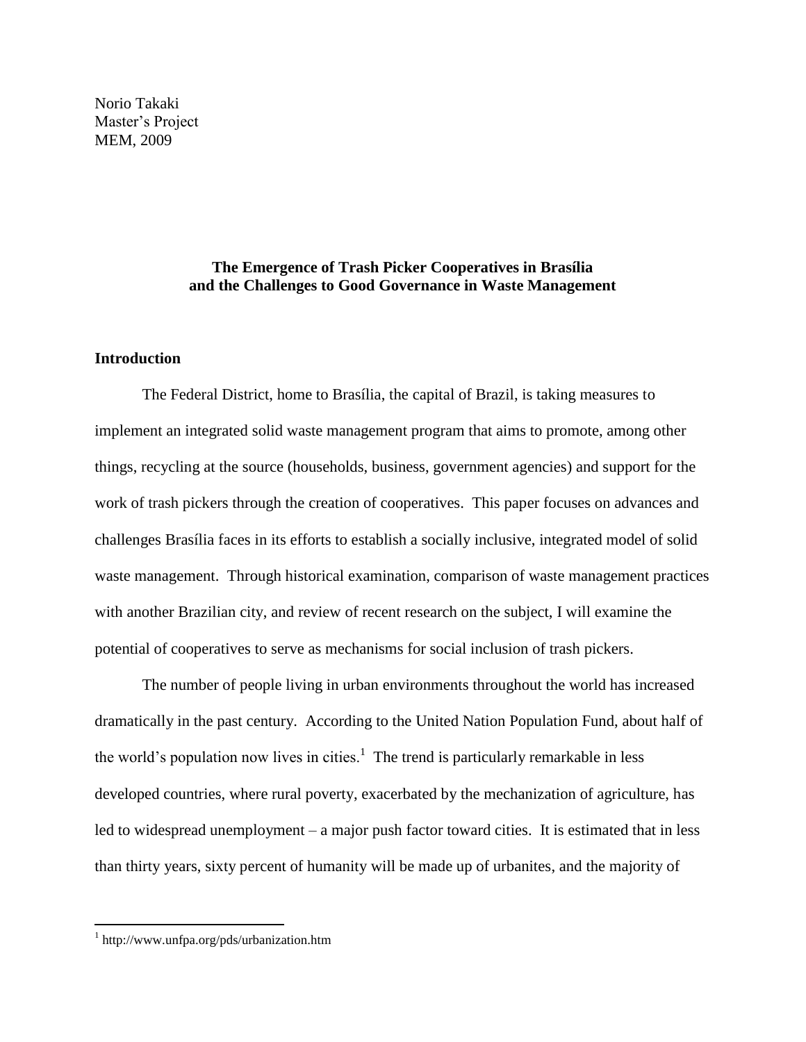Norio Takaki
Master's Project
MEM, 2009

# The Emergence of Trash Picker Cooperatives in Brasília and the Challenges to Good Governance in Waste Management

## Introduction

The Federal District, home to Brasília, the capital of Brazil, is taking measures to implement an integrated solid waste management program that aims to promote, among other things, recycling at the source (households, business, government agencies) and support for the work of trash pickers through the creation of cooperatives. This paper focuses on advances and challenges Brasília faces in its efforts to establish a socially inclusive, integrated model of solid waste management. Through historical examination, comparison of waste management practices with another Brazilian city, and review of recent research on the subject, I will examine the potential of cooperatives to serve as mechanisms for social inclusion of trash pickers.

The number of people living in urban environments throughout the world has increased dramatically in the past century. According to the United Nation Population Fund, about half of the world's population now lives in cities.[1] The trend is particularly remarkable in less developed countries, where rural poverty, exacerbated by the mechanization of agriculture, has led to widespread unemployment – a major push factor toward cities. It is estimated that in less than thirty years, sixty percent of humanity will be made up of urbanites, and the majority of

---

[1] http://www.unfpa.org/pds/urbanization.htm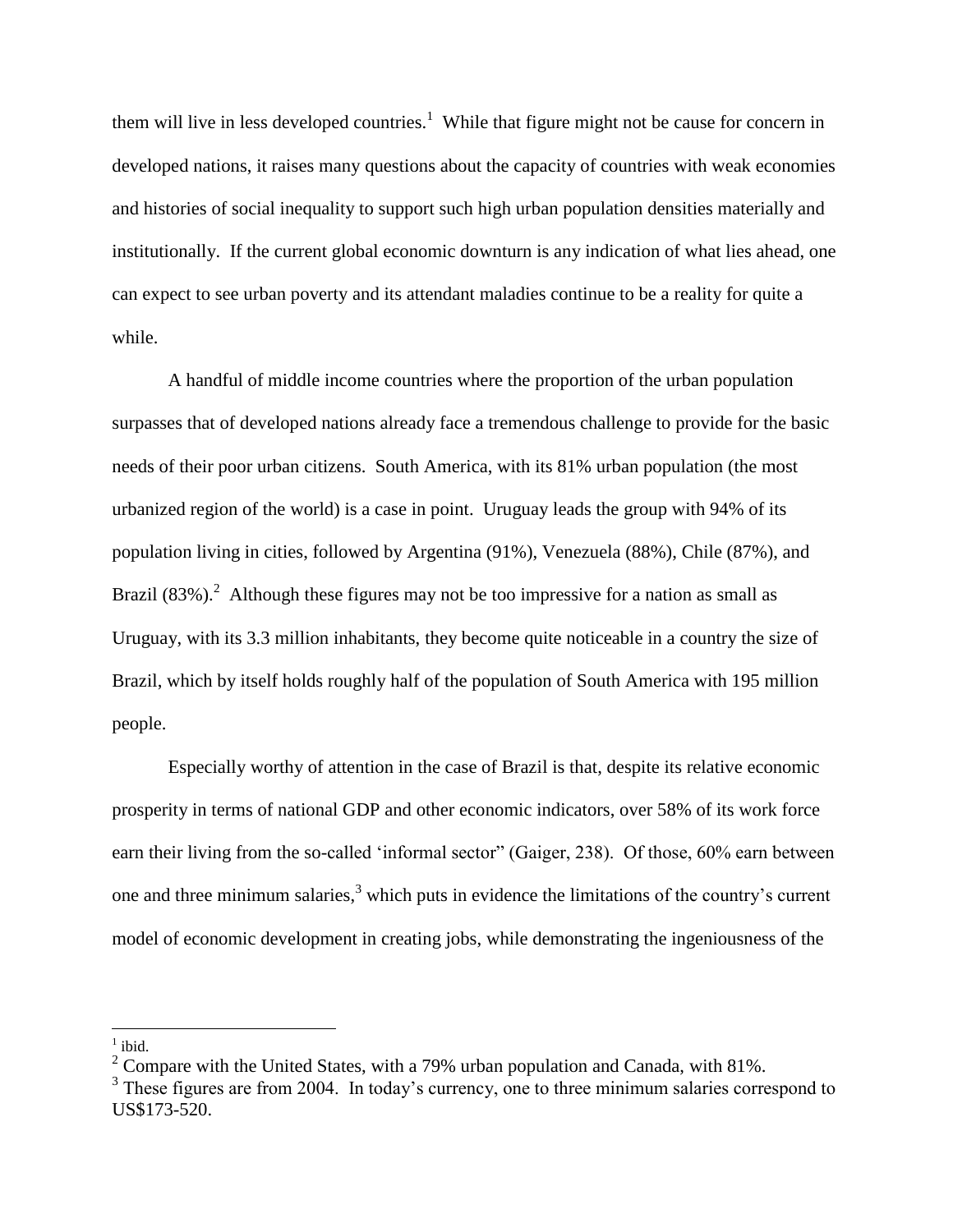them will live in less developed countries.[1] While that figure might not be cause for concern in developed nations, it raises many questions about the capacity of countries with weak economies and histories of social inequality to support such high urban population densities materially and institutionally. If the current global economic downturn is any indication of what lies ahead, one can expect to see urban poverty and its attendant maladies continue to be a reality for quite a while.

A handful of middle income countries where the proportion of the urban population surpasses that of developed nations already face a tremendous challenge to provide for the basic needs of their poor urban citizens. South America, with its 81% urban population (the most urbanized region of the world) is a case in point. Uruguay leads the group with 94% of its population living in cities, followed by Argentina (91%), Venezuela (88%), Chile (87%), and Brazil (83%).[2] Although these figures may not be too impressive for a nation as small as Uruguay, with its 3.3 million inhabitants, they become quite noticeable in a country the size of Brazil, which by itself holds roughly half of the population of South America with 195 million people.

Especially worthy of attention in the case of Brazil is that, despite its relative economic prosperity in terms of national GDP and other economic indicators, over 58% of its work force earn their living from the so-called 'informal sector" (Gaiger, 238). Of those, 60% earn between one and three minimum salaries,[3] which puts in evidence the limitations of the country's current model of economic development in creating jobs, while demonstrating the ingeniousness of the

---

[1] ibid.

[2] Compare with the United States, with a 79% urban population and Canada, with 81%.

[3] These figures are from 2004. In today's currency, one to three minimum salaries correspond to US$173-520.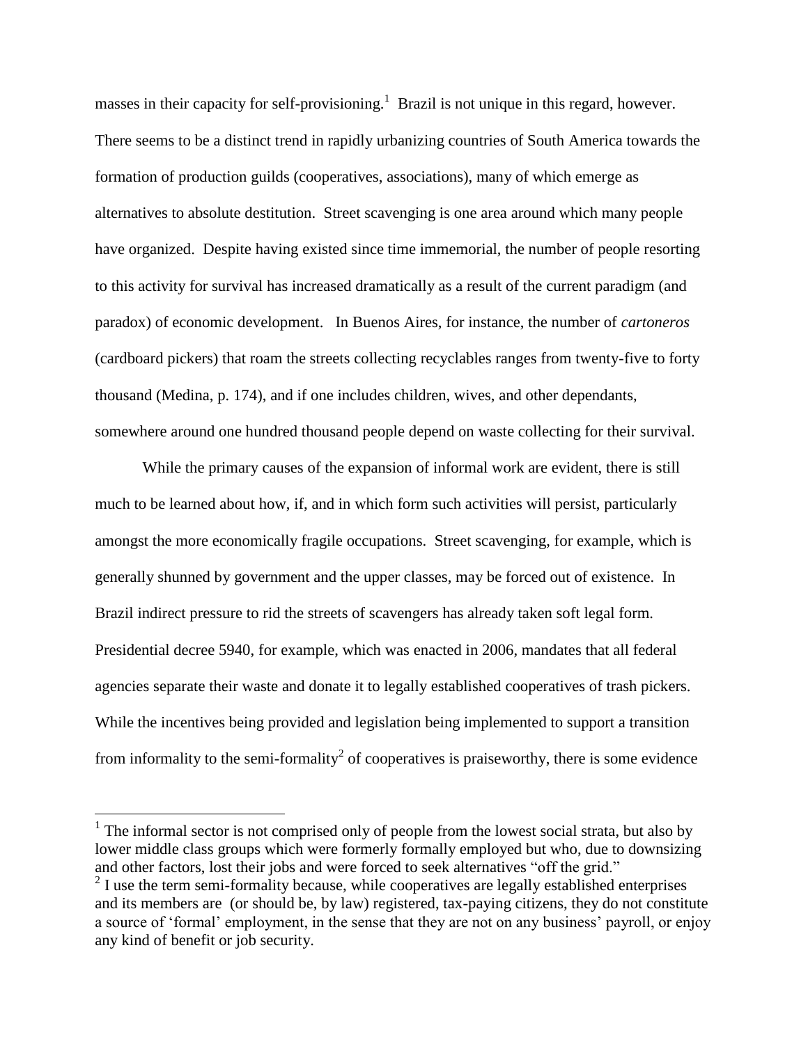masses in their capacity for self-provisioning.[1] Brazil is not unique in this regard, however. There seems to be a distinct trend in rapidly urbanizing countries of South America towards the formation of production guilds (cooperatives, associations), many of which emerge as alternatives to absolute destitution. Street scavenging is one area around which many people have organized. Despite having existed since time immemorial, the number of people resorting to this activity for survival has increased dramatically as a result of the current paradigm (and paradox) of economic development. In Buenos Aires, for instance, the number of *cartoneros* (cardboard pickers) that roam the streets collecting recyclables ranges from twenty-five to forty thousand (Medina, p. 174), and if one includes children, wives, and other dependants, somewhere around one hundred thousand people depend on waste collecting for their survival.

While the primary causes of the expansion of informal work are evident, there is still much to be learned about how, if, and in which form such activities will persist, particularly amongst the more economically fragile occupations. Street scavenging, for example, which is generally shunned by government and the upper classes, may be forced out of existence. In Brazil indirect pressure to rid the streets of scavengers has already taken soft legal form. Presidential decree 5940, for example, which was enacted in 2006, mandates that all federal agencies separate their waste and donate it to legally established cooperatives of trash pickers. While the incentives being provided and legislation being implemented to support a transition from informality to the semi-formality[2] of cooperatives is praiseworthy, there is some evidence

---

[1] The informal sector is not comprised only of people from the lowest social strata, but also by lower middle class groups which were formerly formally employed but who, due to downsizing and other factors, lost their jobs and were forced to seek alternatives "off the grid."

[2] I use the term semi-formality because, while cooperatives are legally established enterprises and its members are (or should be, by law) registered, tax-paying citizens, they do not constitute a source of 'formal' employment, in the sense that they are not on any business' payroll, or enjoy any kind of benefit or job security.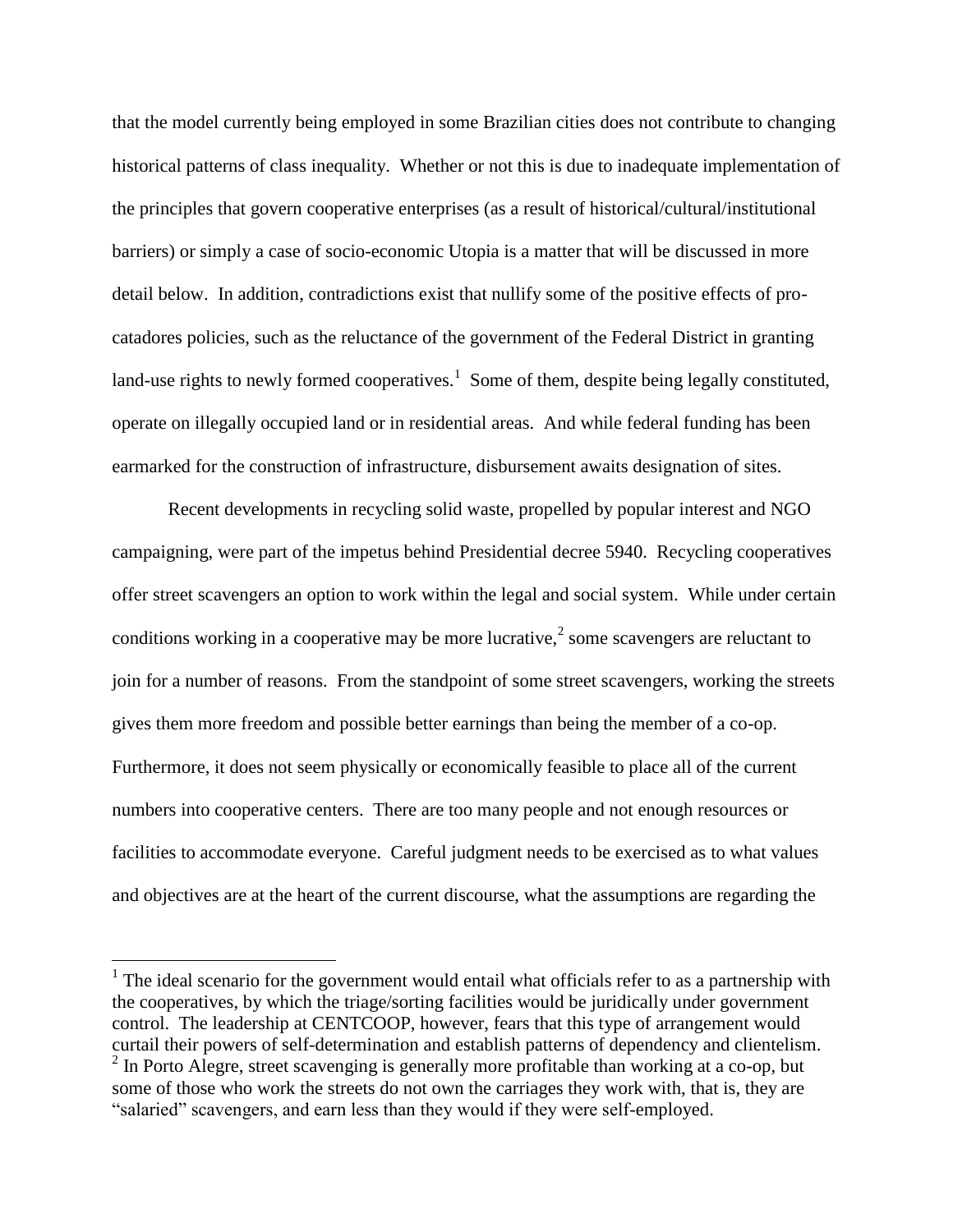that the model currently being employed in some Brazilian cities does not contribute to changing historical patterns of class inequality. Whether or not this is due to inadequate implementation of the principles that govern cooperative enterprises (as a result of historical/cultural/institutional barriers) or simply a case of socio-economic Utopia is a matter that will be discussed in more detail below. In addition, contradictions exist that nullify some of the positive effects of pro-catadores policies, such as the reluctance of the government of the Federal District in granting land-use rights to newly formed cooperatives.[1] Some of them, despite being legally constituted, operate on illegally occupied land or in residential areas. And while federal funding has been earmarked for the construction of infrastructure, disbursement awaits designation of sites.

Recent developments in recycling solid waste, propelled by popular interest and NGO campaigning, were part of the impetus behind Presidential decree 5940. Recycling cooperatives offer street scavengers an option to work within the legal and social system. While under certain conditions working in a cooperative may be more lucrative,[2] some scavengers are reluctant to join for a number of reasons. From the standpoint of some street scavengers, working the streets gives them more freedom and possible better earnings than being the member of a co-op. Furthermore, it does not seem physically or economically feasible to place all of the current numbers into cooperative centers. There are too many people and not enough resources or facilities to accommodate everyone. Careful judgment needs to be exercised as to what values and objectives are at the heart of the current discourse, what the assumptions are regarding the

---

[1] The ideal scenario for the government would entail what officials refer to as a partnership with the cooperatives, by which the triage/sorting facilities would be juridically under government control. The leadership at CENTCOOP, however, fears that this type of arrangement would curtail their powers of self-determination and establish patterns of dependency and clientelism.

[2] In Porto Alegre, street scavenging is generally more profitable than working at a co-op, but some of those who work the streets do not own the carriages they work with, that is, they are "salaried" scavengers, and earn less than they would if they were self-employed.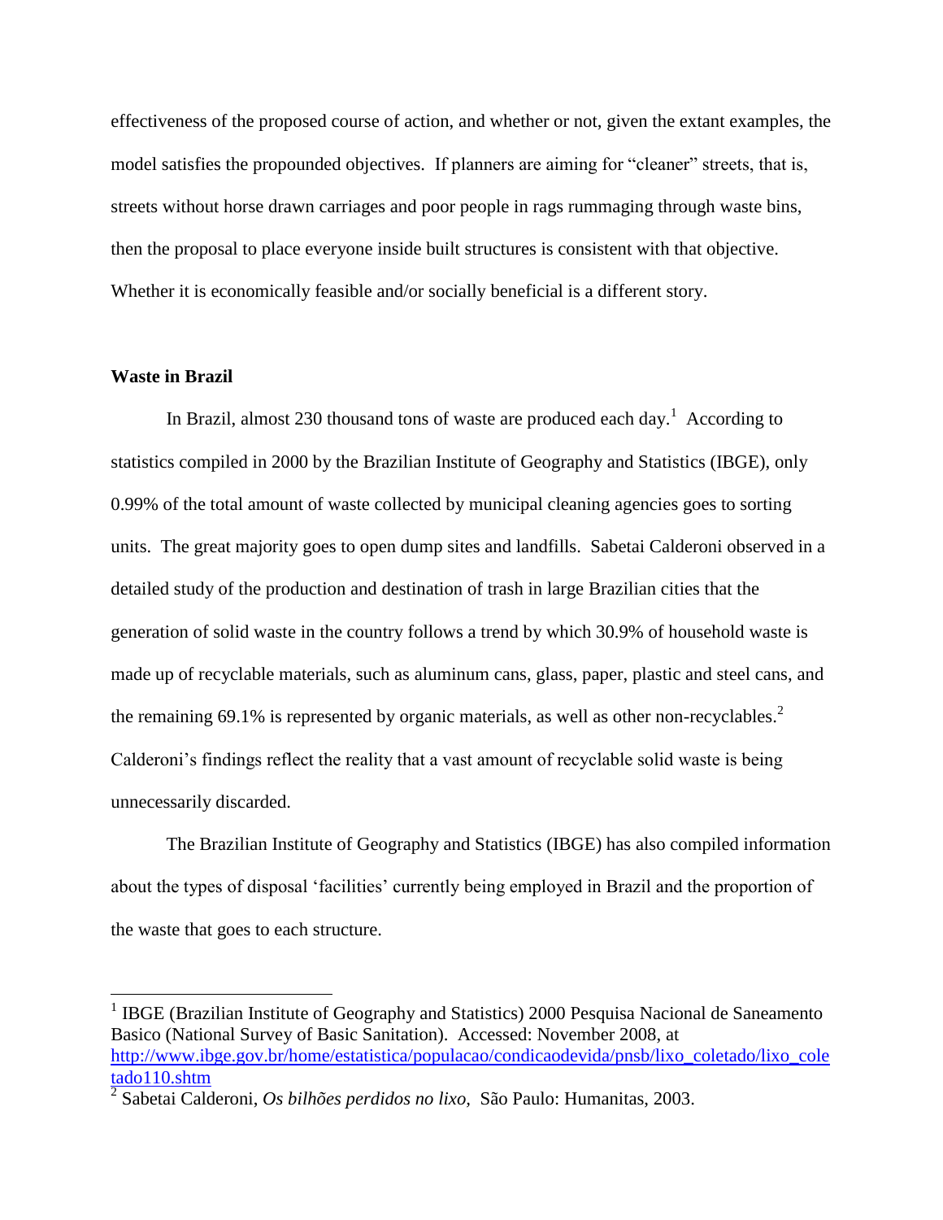effectiveness of the proposed course of action, and whether or not, given the extant examples, the model satisfies the propounded objectives. If planners are aiming for "cleaner" streets, that is, streets without horse drawn carriages and poor people in rags rummaging through waste bins, then the proposal to place everyone inside built structures is consistent with that objective. Whether it is economically feasible and/or socially beneficial is a different story.

**Waste in Brazil**

In Brazil, almost 230 thousand tons of waste are produced each day.[1] According to statistics compiled in 2000 by the Brazilian Institute of Geography and Statistics (IBGE), only 0.99% of the total amount of waste collected by municipal cleaning agencies goes to sorting units. The great majority goes to open dump sites and landfills. Sabetai Calderoni observed in a detailed study of the production and destination of trash in large Brazilian cities that the generation of solid waste in the country follows a trend by which 30.9% of household waste is made up of recyclable materials, such as aluminum cans, glass, paper, plastic and steel cans, and the remaining 69.1% is represented by organic materials, as well as other non-recyclables.[2] Calderoni's findings reflect the reality that a vast amount of recyclable solid waste is being unnecessarily discarded.

The Brazilian Institute of Geography and Statistics (IBGE) has also compiled information about the types of disposal 'facilities' currently being employed in Brazil and the proportion of the waste that goes to each structure.

---

[1] IBGE (Brazilian Institute of Geography and Statistics) 2000 Pesquisa Nacional de Saneamento Basico (National Survey of Basic Sanitation). Accessed: November 2008, at http://www.ibge.gov.br/home/estatistica/populacao/condicaodevida/pnsb/lixo_coletado/lixo_coletado110.shtm

[2] Sabetai Calderoni, *Os bilhões perdidos no lixo,* São Paulo: Humanitas, 2003.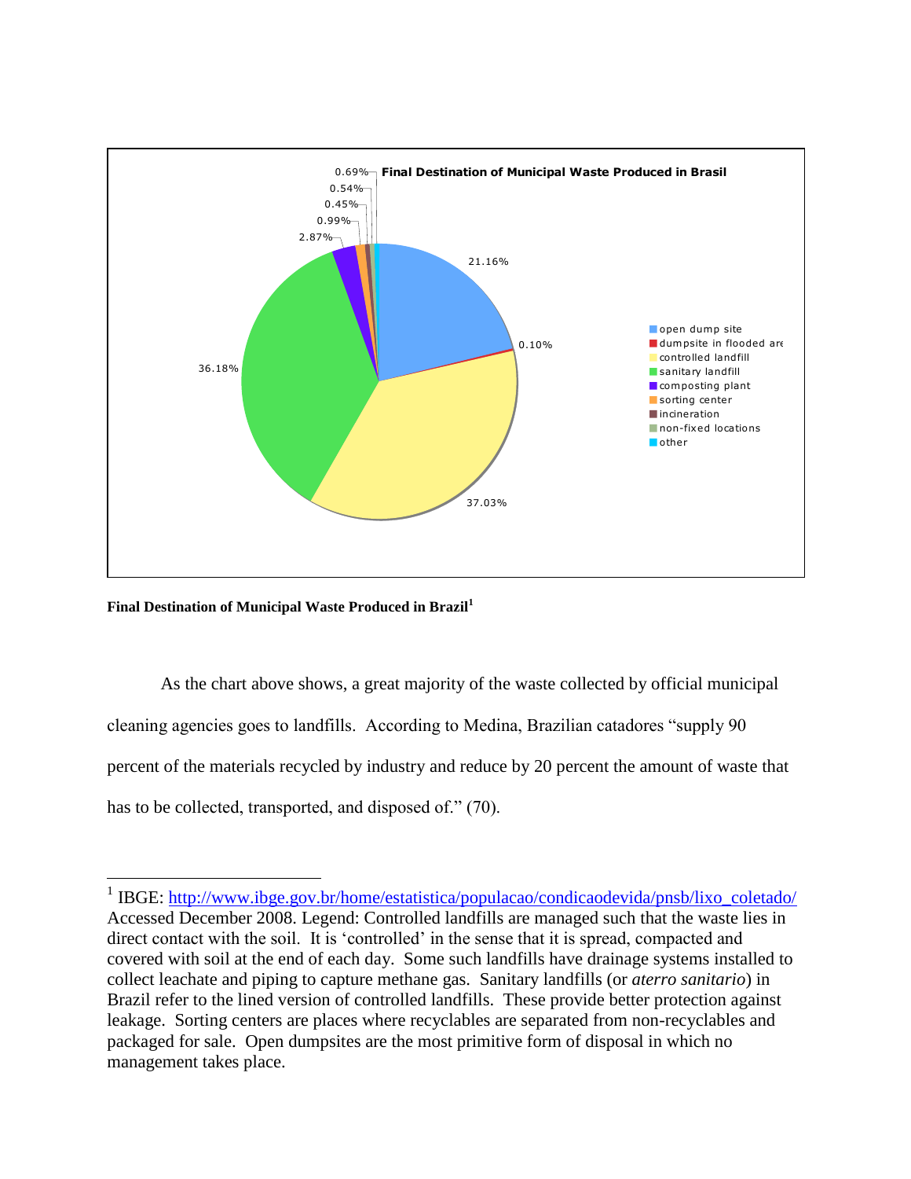**Final Destination of Municipal Waste Produced in Brazil**[1]

As the chart above shows, a great majority of the waste collected by official municipal cleaning agencies goes to landfills. According to Medina, Brazilian catadores "supply 90 percent of the materials recycled by industry and reduce by 20 percent the amount of waste that has to be collected, transported, and disposed of." (70).

---

[1] IBGE: http://www.ibge.gov.br/home/estatistica/populacao/condicaodevida/pnsb/lixo_coletado/ Accessed December 2008. Legend: Controlled landfills are managed such that the waste lies in direct contact with the soil. It is 'controlled' in the sense that it is spread, compacted and covered with soil at the end of each day. Some such landfills have drainage systems installed to collect leachate and piping to capture methane gas. Sanitary landfills (or *aterro sanitario*) in Brazil refer to the lined version of controlled landfills. These provide better protection against leakage. Sorting centers are places where recyclables are separated from non-recyclables and packaged for sale. Open dumpsites are the most primitive form of disposal in which no management takes place.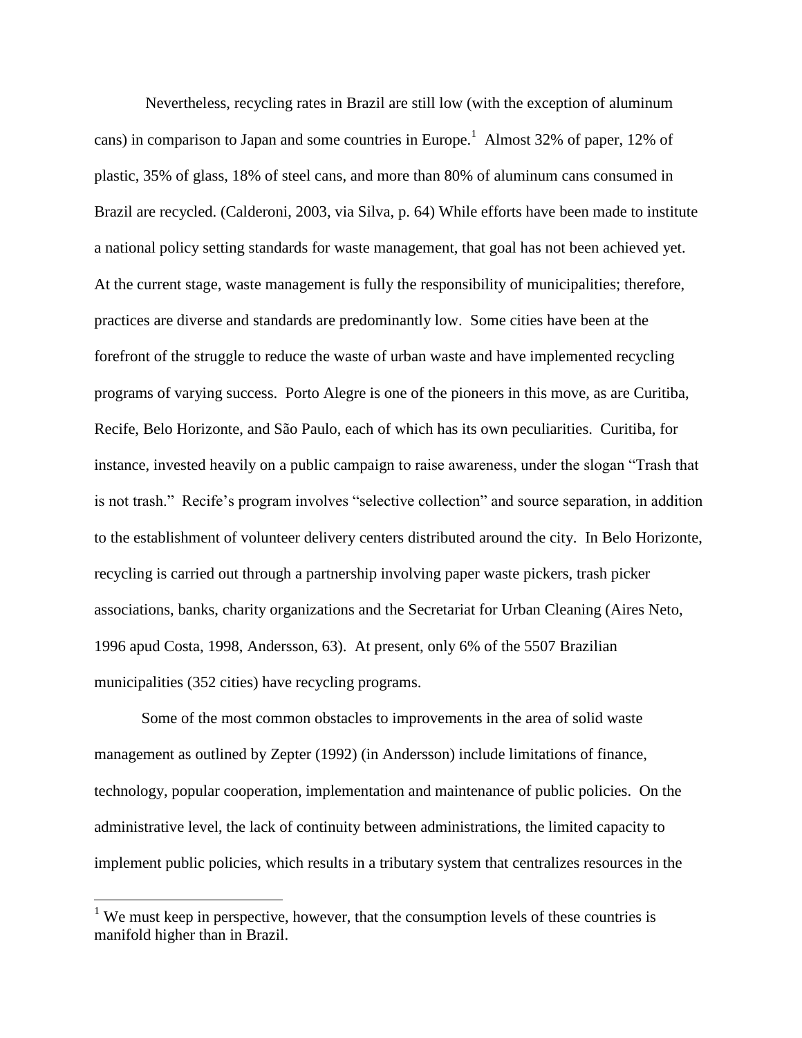Nevertheless, recycling rates in Brazil are still low (with the exception of aluminum cans) in comparison to Japan and some countries in Europe.[1] Almost 32% of paper, 12% of plastic, 35% of glass, 18% of steel cans, and more than 80% of aluminum cans consumed in Brazil are recycled. (Calderoni, 2003, via Silva, p. 64) While efforts have been made to institute a national policy setting standards for waste management, that goal has not been achieved yet. At the current stage, waste management is fully the responsibility of municipalities; therefore, practices are diverse and standards are predominantly low. Some cities have been at the forefront of the struggle to reduce the waste of urban waste and have implemented recycling programs of varying success. Porto Alegre is one of the pioneers in this move, as are Curitiba, Recife, Belo Horizonte, and São Paulo, each of which has its own peculiarities. Curitiba, for instance, invested heavily on a public campaign to raise awareness, under the slogan "Trash that is not trash." Recife's program involves "selective collection" and source separation, in addition to the establishment of volunteer delivery centers distributed around the city. In Belo Horizonte, recycling is carried out through a partnership involving paper waste pickers, trash picker associations, banks, charity organizations and the Secretariat for Urban Cleaning (Aires Neto, 1996 apud Costa, 1998, Andersson, 63). At present, only 6% of the 5507 Brazilian municipalities (352 cities) have recycling programs.

Some of the most common obstacles to improvements in the area of solid waste management as outlined by Zepter (1992) (in Andersson) include limitations of finance, technology, popular cooperation, implementation and maintenance of public policies. On the administrative level, the lack of continuity between administrations, the limited capacity to implement public policies, which results in a tributary system that centralizes resources in the

[1] We must keep in perspective, however, that the consumption levels of these countries is manifold higher than in Brazil.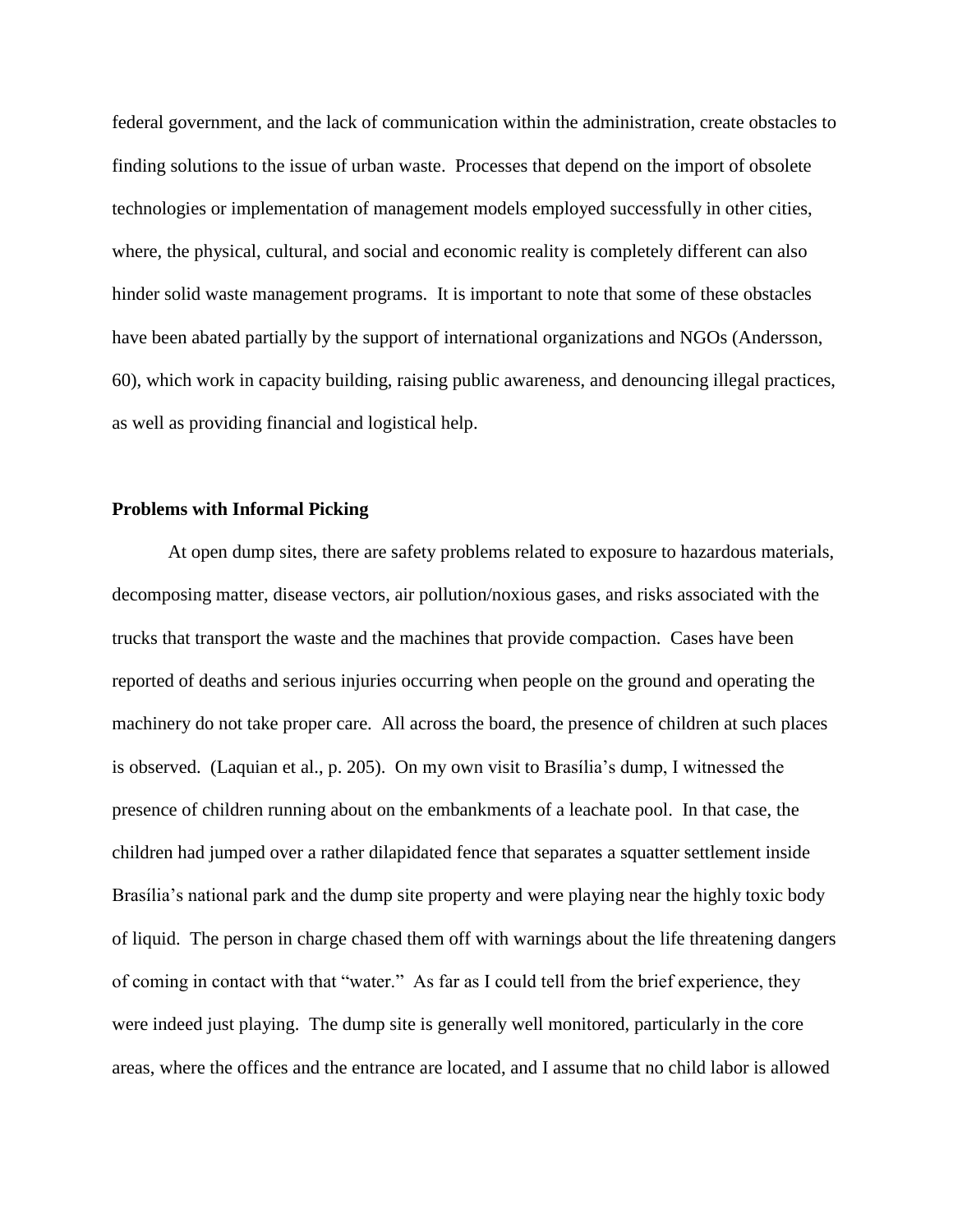federal government, and the lack of communication within the administration, create obstacles to finding solutions to the issue of urban waste. Processes that depend on the import of obsolete technologies or implementation of management models employed successfully in other cities, where, the physical, cultural, and social and economic reality is completely different can also hinder solid waste management programs. It is important to note that some of these obstacles have been abated partially by the support of international organizations and NGOs (Andersson, 60), which work in capacity building, raising public awareness, and denouncing illegal practices, as well as providing financial and logistical help.

### Problems with Informal Picking

At open dump sites, there are safety problems related to exposure to hazardous materials, decomposing matter, disease vectors, air pollution/noxious gases, and risks associated with the trucks that transport the waste and the machines that provide compaction. Cases have been reported of deaths and serious injuries occurring when people on the ground and operating the machinery do not take proper care. All across the board, the presence of children at such places is observed. (Laquian et al., p. 205). On my own visit to Brasília's dump, I witnessed the presence of children running about on the embankments of a leachate pool. In that case, the children had jumped over a rather dilapidated fence that separates a squatter settlement inside Brasília's national park and the dump site property and were playing near the highly toxic body of liquid. The person in charge chased them off with warnings about the life threatening dangers of coming in contact with that "water." As far as I could tell from the brief experience, they were indeed just playing. The dump site is generally well monitored, particularly in the core areas, where the offices and the entrance are located, and I assume that no child labor is allowed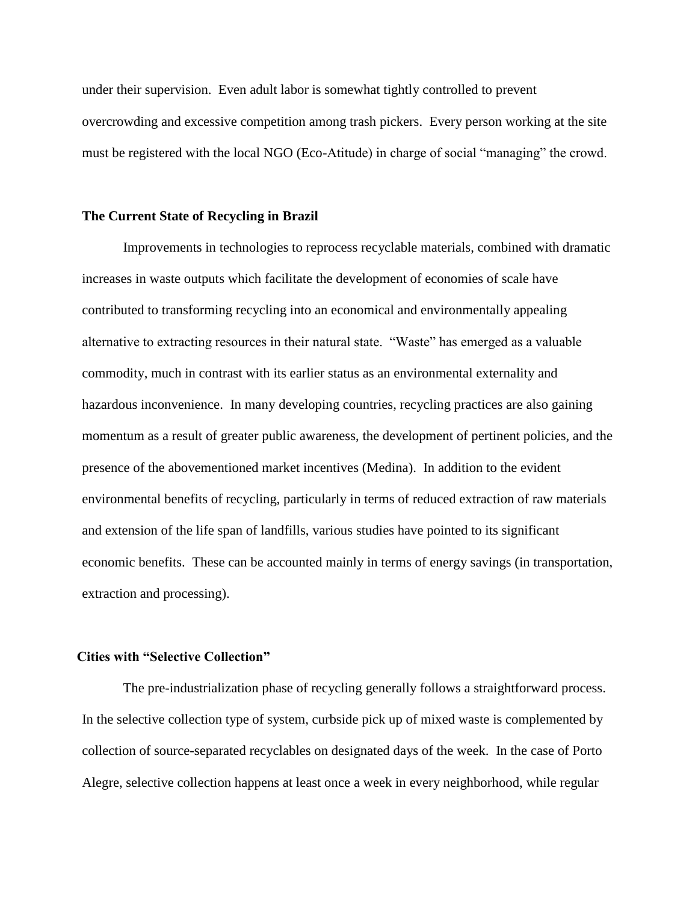under their supervision. Even adult labor is somewhat tightly controlled to prevent overcrowding and excessive competition among trash pickers. Every person working at the site must be registered with the local NGO (Eco-Atitude) in charge of social "managing" the crowd.

### The Current State of Recycling in Brazil

Improvements in technologies to reprocess recyclable materials, combined with dramatic increases in waste outputs which facilitate the development of economies of scale have contributed to transforming recycling into an economical and environmentally appealing alternative to extracting resources in their natural state. "Waste" has emerged as a valuable commodity, much in contrast with its earlier status as an environmental externality and hazardous inconvenience. In many developing countries, recycling practices are also gaining momentum as a result of greater public awareness, the development of pertinent policies, and the presence of the abovementioned market incentives (Medina). In addition to the evident environmental benefits of recycling, particularly in terms of reduced extraction of raw materials and extension of the life span of landfills, various studies have pointed to its significant economic benefits. These can be accounted mainly in terms of energy savings (in transportation, extraction and processing).

### Cities with "Selective Collection"

The pre-industrialization phase of recycling generally follows a straightforward process. In the selective collection type of system, curbside pick up of mixed waste is complemented by collection of source-separated recyclables on designated days of the week. In the case of Porto Alegre, selective collection happens at least once a week in every neighborhood, while regular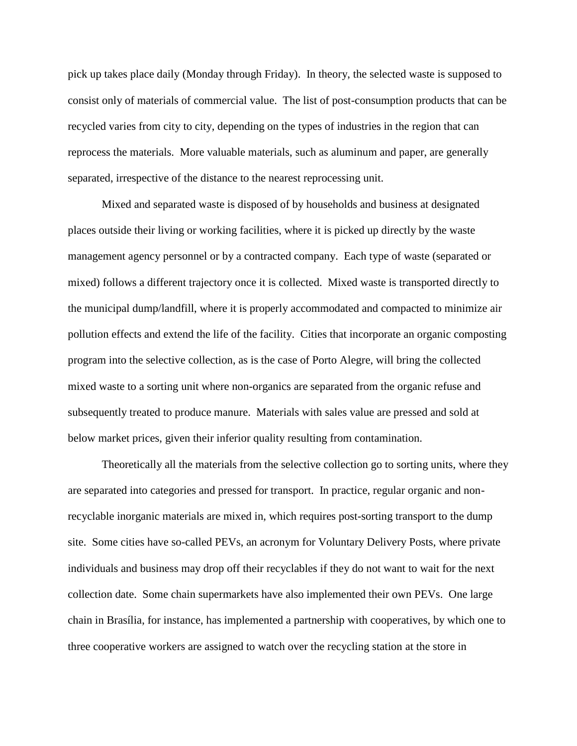pick up takes place daily (Monday through Friday). In theory, the selected waste is supposed to consist only of materials of commercial value. The list of post-consumption products that can be recycled varies from city to city, depending on the types of industries in the region that can reprocess the materials. More valuable materials, such as aluminum and paper, are generally separated, irrespective of the distance to the nearest reprocessing unit.

Mixed and separated waste is disposed of by households and business at designated places outside their living or working facilities, where it is picked up directly by the waste management agency personnel or by a contracted company. Each type of waste (separated or mixed) follows a different trajectory once it is collected. Mixed waste is transported directly to the municipal dump/landfill, where it is properly accommodated and compacted to minimize air pollution effects and extend the life of the facility. Cities that incorporate an organic composting program into the selective collection, as is the case of Porto Alegre, will bring the collected mixed waste to a sorting unit where non-organics are separated from the organic refuse and subsequently treated to produce manure. Materials with sales value are pressed and sold at below market prices, given their inferior quality resulting from contamination.

Theoretically all the materials from the selective collection go to sorting units, where they are separated into categories and pressed for transport. In practice, regular organic and non-recyclable inorganic materials are mixed in, which requires post-sorting transport to the dump site. Some cities have so-called PEVs, an acronym for Voluntary Delivery Posts, where private individuals and business may drop off their recyclables if they do not want to wait for the next collection date. Some chain supermarkets have also implemented their own PEVs. One large chain in Brasília, for instance, has implemented a partnership with cooperatives, by which one to three cooperative workers are assigned to watch over the recycling station at the store in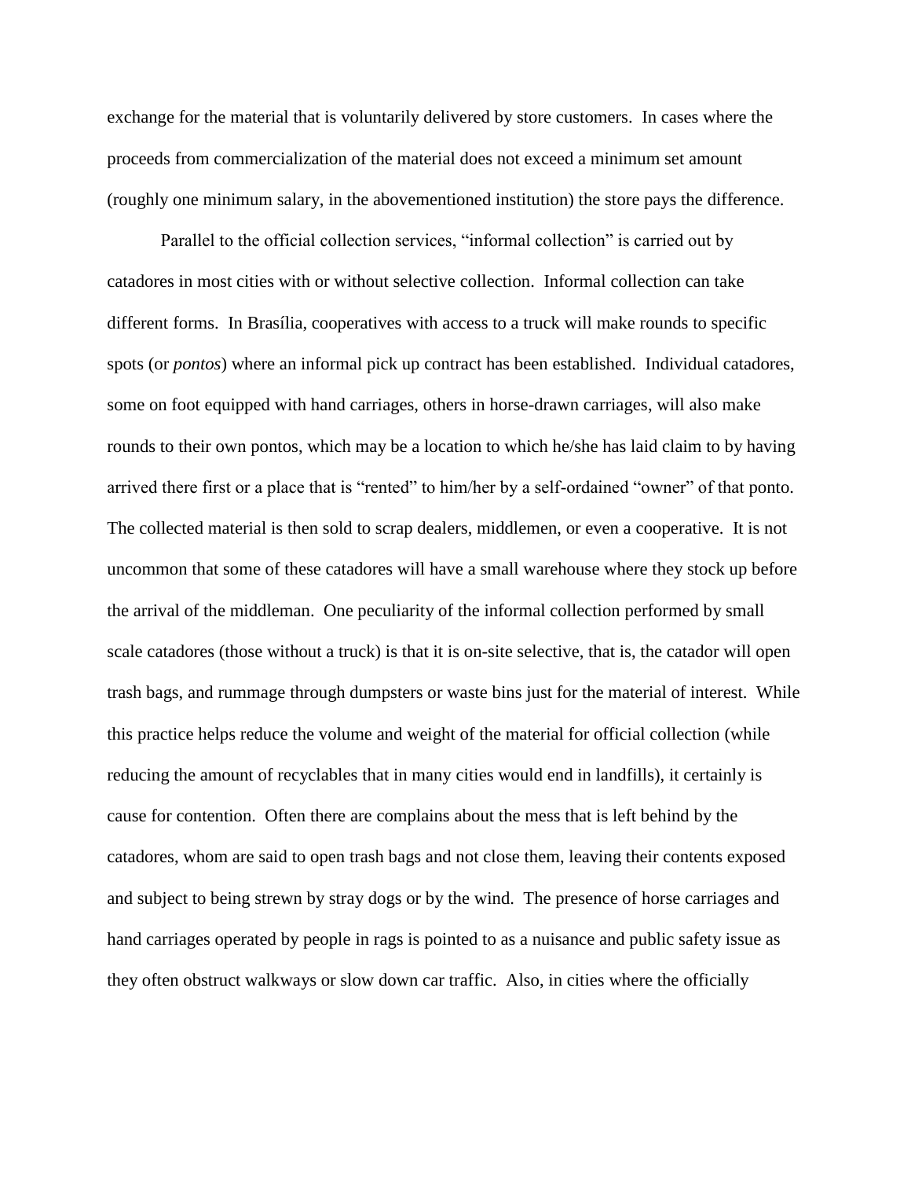exchange for the material that is voluntarily delivered by store customers. In cases where the proceeds from commercialization of the material does not exceed a minimum set amount (roughly one minimum salary, in the abovementioned institution) the store pays the difference.

Parallel to the official collection services, "informal collection" is carried out by catadores in most cities with or without selective collection. Informal collection can take different forms. In Brasília, cooperatives with access to a truck will make rounds to specific spots (or *pontos*) where an informal pick up contract has been established. Individual catadores, some on foot equipped with hand carriages, others in horse-drawn carriages, will also make rounds to their own pontos, which may be a location to which he/she has laid claim to by having arrived there first or a place that is "rented" to him/her by a self-ordained "owner" of that ponto. The collected material is then sold to scrap dealers, middlemen, or even a cooperative. It is not uncommon that some of these catadores will have a small warehouse where they stock up before the arrival of the middleman. One peculiarity of the informal collection performed by small scale catadores (those without a truck) is that it is on-site selective, that is, the catador will open trash bags, and rummage through dumpsters or waste bins just for the material of interest. While this practice helps reduce the volume and weight of the material for official collection (while reducing the amount of recyclables that in many cities would end in landfills), it certainly is cause for contention. Often there are complains about the mess that is left behind by the catadores, whom are said to open trash bags and not close them, leaving their contents exposed and subject to being strewn by stray dogs or by the wind. The presence of horse carriages and hand carriages operated by people in rags is pointed to as a nuisance and public safety issue as they often obstruct walkways or slow down car traffic. Also, in cities where the officially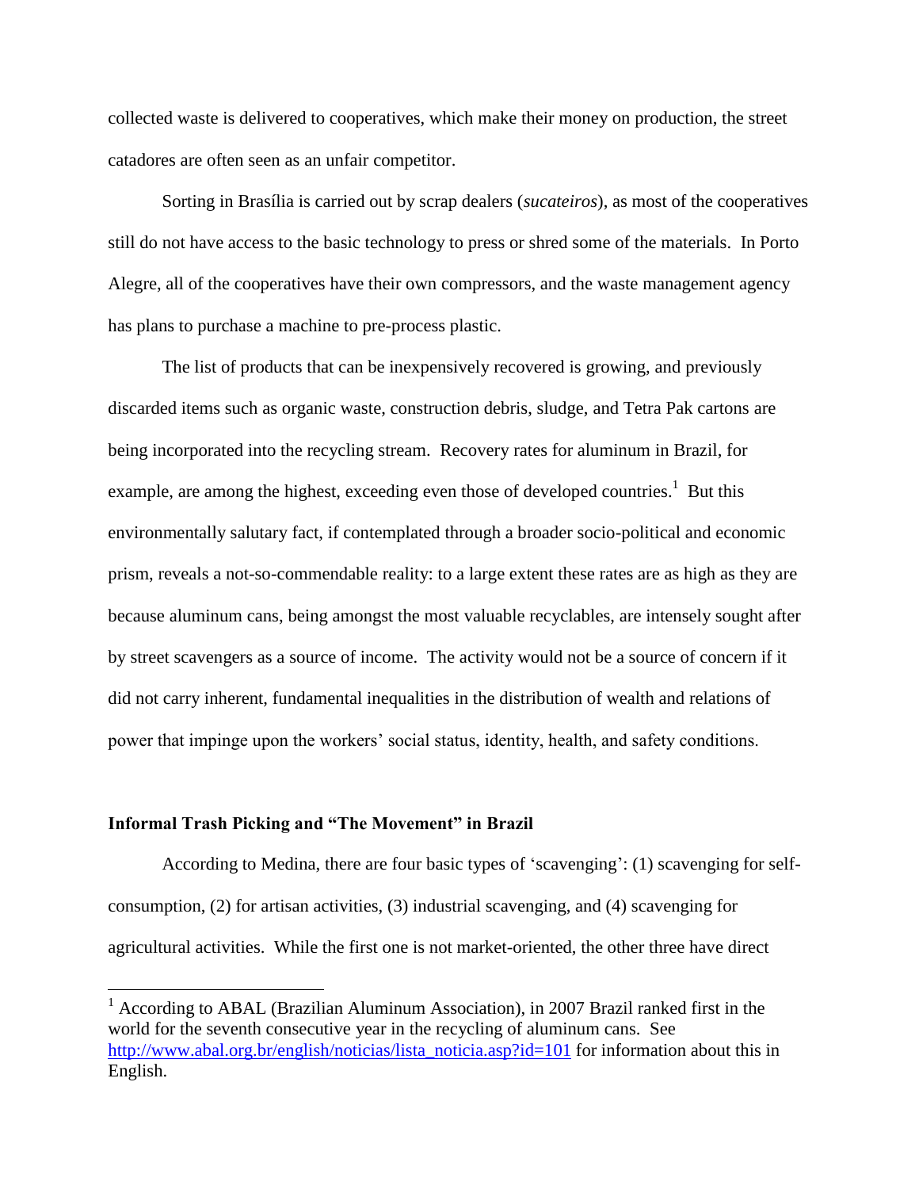collected waste is delivered to cooperatives, which make their money on production, the street catadores are often seen as an unfair competitor.

Sorting in Brasília is carried out by scrap dealers (*sucateiros*), as most of the cooperatives still do not have access to the basic technology to press or shred some of the materials. In Porto Alegre, all of the cooperatives have their own compressors, and the waste management agency has plans to purchase a machine to pre-process plastic.

The list of products that can be inexpensively recovered is growing, and previously discarded items such as organic waste, construction debris, sludge, and Tetra Pak cartons are being incorporated into the recycling stream. Recovery rates for aluminum in Brazil, for example, are among the highest, exceeding even those of developed countries.[1] But this environmentally salutary fact, if contemplated through a broader socio-political and economic prism, reveals a not-so-commendable reality: to a large extent these rates are as high as they are because aluminum cans, being amongst the most valuable recyclables, are intensely sought after by street scavengers as a source of income. The activity would not be a source of concern if it did not carry inherent, fundamental inequalities in the distribution of wealth and relations of power that impinge upon the workers' social status, identity, health, and safety conditions.

**Informal Trash Picking and "The Movement" in Brazil**

According to Medina, there are four basic types of 'scavenging': (1) scavenging for self-consumption, (2) for artisan activities, (3) industrial scavenging, and (4) scavenging for agricultural activities. While the first one is not market-oriented, the other three have direct

[1] According to ABAL (Brazilian Aluminum Association), in 2007 Brazil ranked first in the world for the seventh consecutive year in the recycling of aluminum cans. See http://www.abal.org.br/english/noticias/lista_noticia.asp?id=101 for information about this in English.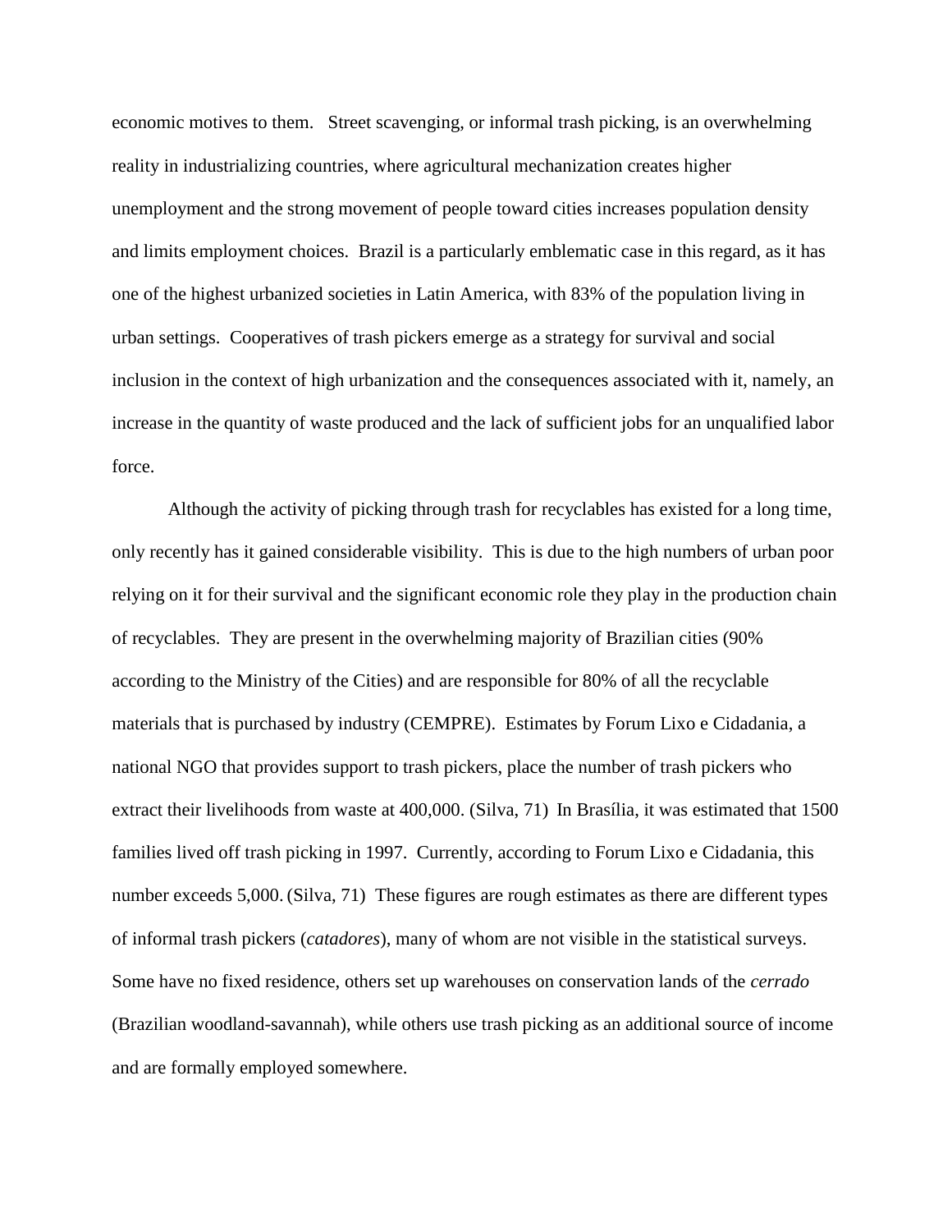economic motives to them. Street scavenging, or informal trash picking, is an overwhelming reality in industrializing countries, where agricultural mechanization creates higher unemployment and the strong movement of people toward cities increases population density and limits employment choices. Brazil is a particularly emblematic case in this regard, as it has one of the highest urbanized societies in Latin America, with 83% of the population living in urban settings. Cooperatives of trash pickers emerge as a strategy for survival and social inclusion in the context of high urbanization and the consequences associated with it, namely, an increase in the quantity of waste produced and the lack of sufficient jobs for an unqualified labor force.

Although the activity of picking through trash for recyclables has existed for a long time, only recently has it gained considerable visibility. This is due to the high numbers of urban poor relying on it for their survival and the significant economic role they play in the production chain of recyclables. They are present in the overwhelming majority of Brazilian cities (90% according to the Ministry of the Cities) and are responsible for 80% of all the recyclable materials that is purchased by industry (CEMPRE). Estimates by Forum Lixo e Cidadania, a national NGO that provides support to trash pickers, place the number of trash pickers who extract their livelihoods from waste at 400,000. (Silva, 71) In Brasília, it was estimated that 1500 families lived off trash picking in 1997. Currently, according to Forum Lixo e Cidadania, this number exceeds 5,000. (Silva, 71) These figures are rough estimates as there are different types of informal trash pickers (*catadores*), many of whom are not visible in the statistical surveys. Some have no fixed residence, others set up warehouses on conservation lands of the *cerrado* (Brazilian woodland-savannah), while others use trash picking as an additional source of income and are formally employed somewhere.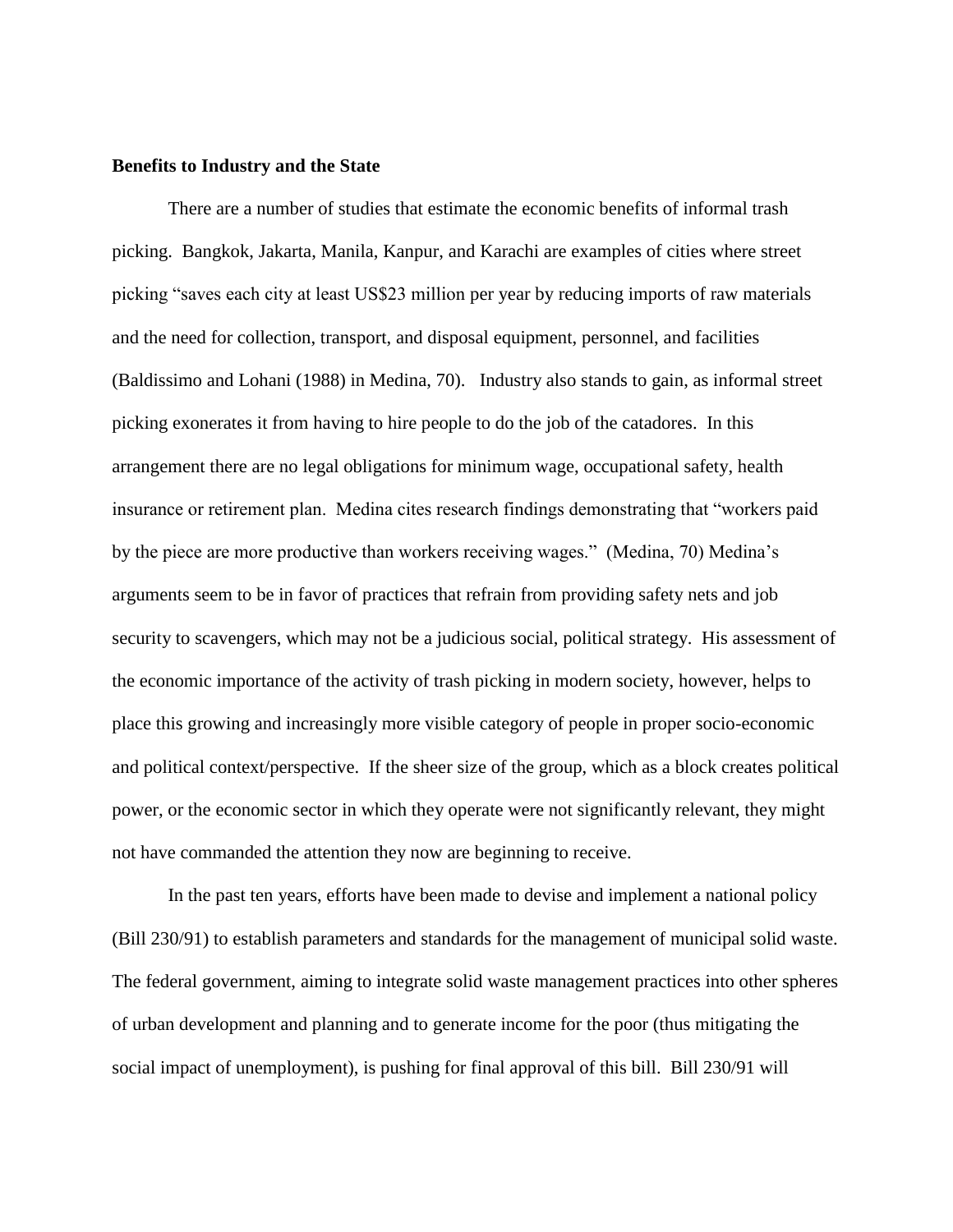**Benefits to Industry and the State**

There are a number of studies that estimate the economic benefits of informal trash picking. Bangkok, Jakarta, Manila, Kanpur, and Karachi are examples of cities where street picking "saves each city at least US$23 million per year by reducing imports of raw materials and the need for collection, transport, and disposal equipment, personnel, and facilities (Baldissimo and Lohani (1988) in Medina, 70). Industry also stands to gain, as informal street picking exonerates it from having to hire people to do the job of the catadores. In this arrangement there are no legal obligations for minimum wage, occupational safety, health insurance or retirement plan. Medina cites research findings demonstrating that "workers paid by the piece are more productive than workers receiving wages." (Medina, 70) Medina's arguments seem to be in favor of practices that refrain from providing safety nets and job security to scavengers, which may not be a judicious social, political strategy. His assessment of the economic importance of the activity of trash picking in modern society, however, helps to place this growing and increasingly more visible category of people in proper socio-economic and political context/perspective. If the sheer size of the group, which as a block creates political power, or the economic sector in which they operate were not significantly relevant, they might not have commanded the attention they now are beginning to receive.

In the past ten years, efforts have been made to devise and implement a national policy (Bill 230/91) to establish parameters and standards for the management of municipal solid waste. The federal government, aiming to integrate solid waste management practices into other spheres of urban development and planning and to generate income for the poor (thus mitigating the social impact of unemployment), is pushing for final approval of this bill. Bill 230/91 will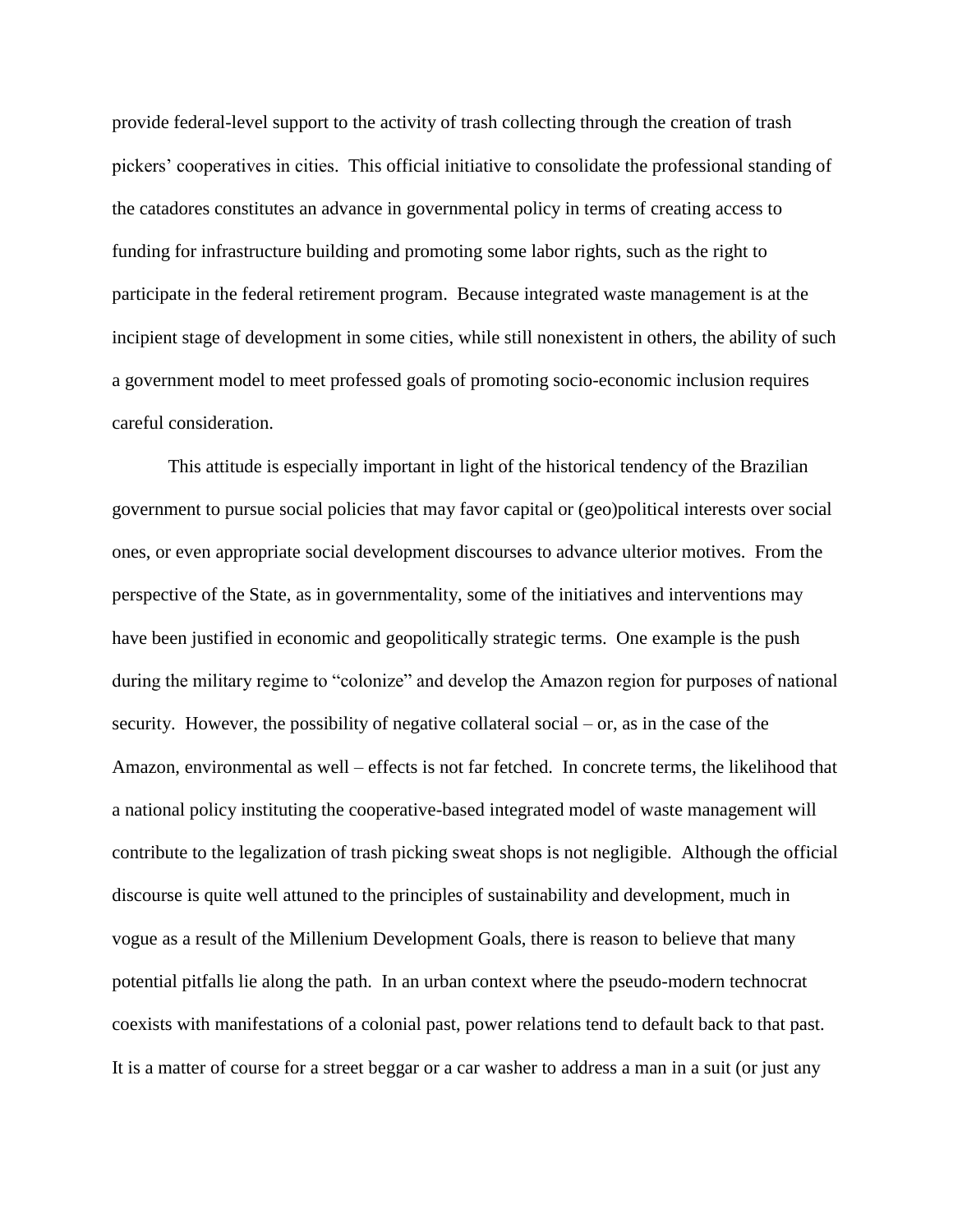provide federal-level support to the activity of trash collecting through the creation of trash pickers' cooperatives in cities. This official initiative to consolidate the professional standing of the catadores constitutes an advance in governmental policy in terms of creating access to funding for infrastructure building and promoting some labor rights, such as the right to participate in the federal retirement program. Because integrated waste management is at the incipient stage of development in some cities, while still nonexistent in others, the ability of such a government model to meet professed goals of promoting socio-economic inclusion requires careful consideration.

This attitude is especially important in light of the historical tendency of the Brazilian government to pursue social policies that may favor capital or (geo)political interests over social ones, or even appropriate social development discourses to advance ulterior motives. From the perspective of the State, as in governmentality, some of the initiatives and interventions may have been justified in economic and geopolitically strategic terms. One example is the push during the military regime to "colonize" and develop the Amazon region for purposes of national security. However, the possibility of negative collateral social – or, as in the case of the Amazon, environmental as well – effects is not far fetched. In concrete terms, the likelihood that a national policy instituting the cooperative-based integrated model of waste management will contribute to the legalization of trash picking sweat shops is not negligible. Although the official discourse is quite well attuned to the principles of sustainability and development, much in vogue as a result of the Millenium Development Goals, there is reason to believe that many potential pitfalls lie along the path. In an urban context where the pseudo-modern technocrat coexists with manifestations of a colonial past, power relations tend to default back to that past. It is a matter of course for a street beggar or a car washer to address a man in a suit (or just any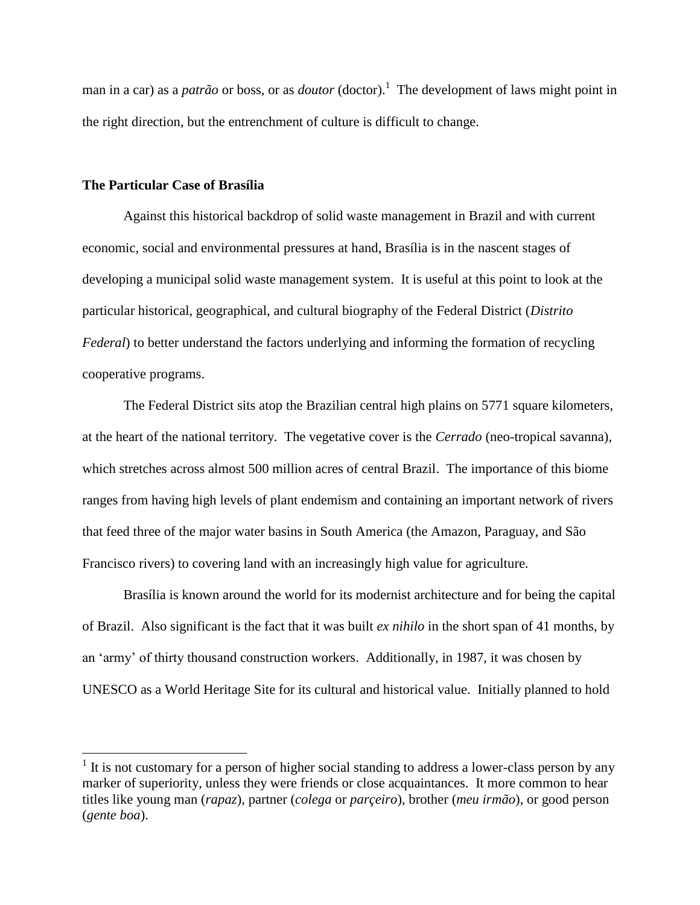man in a car) as a *patrão* or boss, or as *doutor* (doctor).[1] The development of laws might point in the right direction, but the entrenchment of culture is difficult to change.

### The Particular Case of Brasília

Against this historical backdrop of solid waste management in Brazil and with current economic, social and environmental pressures at hand, Brasília is in the nascent stages of developing a municipal solid waste management system. It is useful at this point to look at the particular historical, geographical, and cultural biography of the Federal District (*Distrito Federal*) to better understand the factors underlying and informing the formation of recycling cooperative programs.

The Federal District sits atop the Brazilian central high plains on 5771 square kilometers, at the heart of the national territory. The vegetative cover is the *Cerrado* (neo-tropical savanna), which stretches across almost 500 million acres of central Brazil. The importance of this biome ranges from having high levels of plant endemism and containing an important network of rivers that feed three of the major water basins in South America (the Amazon, Paraguay, and São Francisco rivers) to covering land with an increasingly high value for agriculture.

Brasília is known around the world for its modernist architecture and for being the capital of Brazil. Also significant is the fact that it was built *ex nihilo* in the short span of 41 months, by an 'army' of thirty thousand construction workers. Additionally, in 1987, it was chosen by UNESCO as a World Heritage Site for its cultural and historical value. Initially planned to hold

---

[1] It is not customary for a person of higher social standing to address a lower-class person by any marker of superiority, unless they were friends or close acquaintances. It more common to hear titles like young man (*rapaz*), partner (*colega* or *parçeiro*), brother (*meu irmão*), or good person (*gente boa*).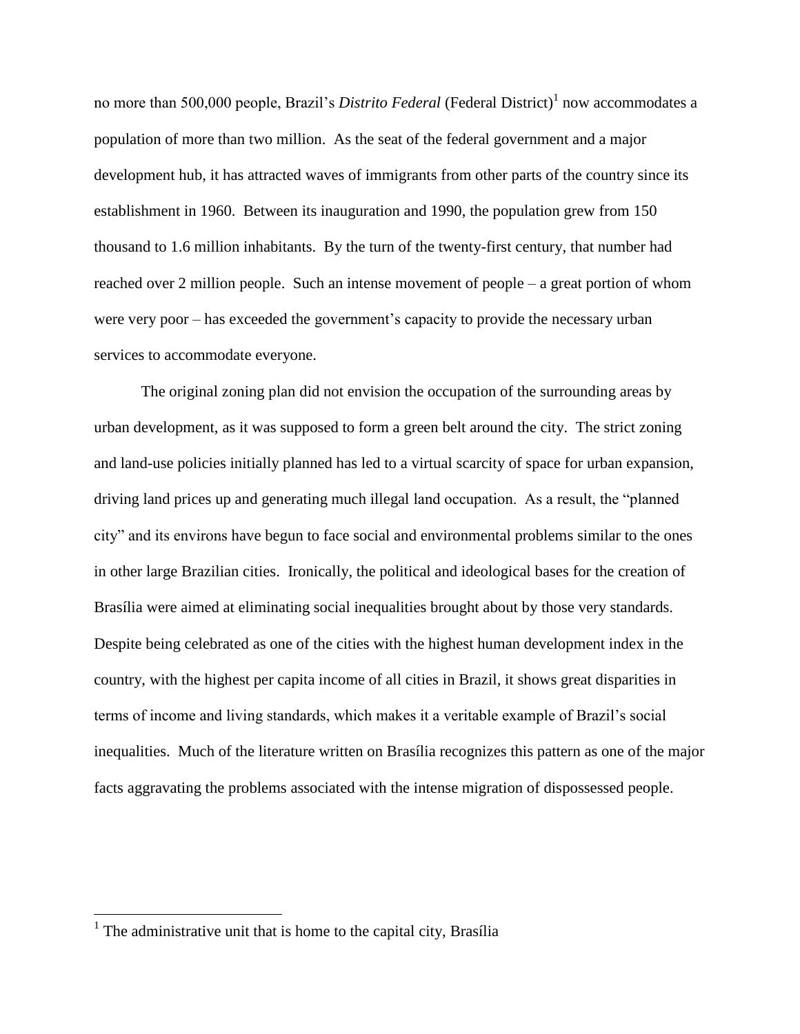no more than 500,000 people, Brazil's *Distrito Federal* (Federal District)[1] now accommodates a population of more than two million. As the seat of the federal government and a major development hub, it has attracted waves of immigrants from other parts of the country since its establishment in 1960. Between its inauguration and 1990, the population grew from 150 thousand to 1.6 million inhabitants. By the turn of the twenty-first century, that number had reached over 2 million people. Such an intense movement of people – a great portion of whom were very poor – has exceeded the government's capacity to provide the necessary urban services to accommodate everyone.

The original zoning plan did not envision the occupation of the surrounding areas by urban development, as it was supposed to form a green belt around the city. The strict zoning and land-use policies initially planned has led to a virtual scarcity of space for urban expansion, driving land prices up and generating much illegal land occupation. As a result, the "planned city" and its environs have begun to face social and environmental problems similar to the ones in other large Brazilian cities. Ironically, the political and ideological bases for the creation of Brasília were aimed at eliminating social inequalities brought about by those very standards. Despite being celebrated as one of the cities with the highest human development index in the country, with the highest per capita income of all cities in Brazil, it shows great disparities in terms of income and living standards, which makes it a veritable example of Brazil's social inequalities. Much of the literature written on Brasília recognizes this pattern as one of the major facts aggravating the problems associated with the intense migration of dispossessed people.

[1] The administrative unit that is home to the capital city, Brasília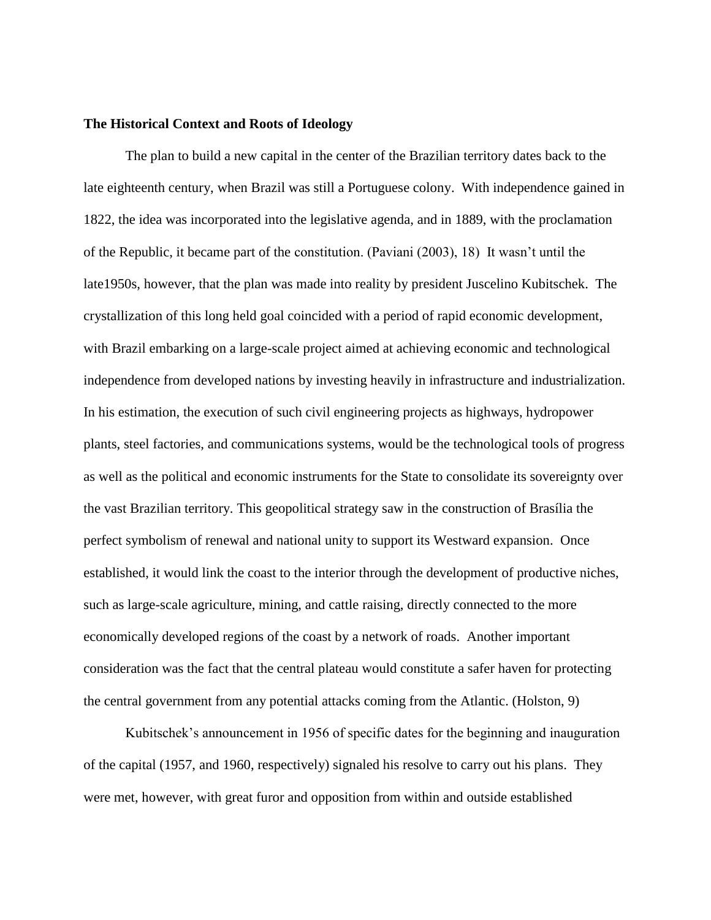**The Historical Context and Roots of Ideology**

The plan to build a new capital in the center of the Brazilian territory dates back to the late eighteenth century, when Brazil was still a Portuguese colony. With independence gained in 1822, the idea was incorporated into the legislative agenda, and in 1889, with the proclamation of the Republic, it became part of the constitution. (Paviani (2003), 18) It wasn't until the late1950s, however, that the plan was made into reality by president Juscelino Kubitschek. The crystallization of this long held goal coincided with a period of rapid economic development, with Brazil embarking on a large-scale project aimed at achieving economic and technological independence from developed nations by investing heavily in infrastructure and industrialization. In his estimation, the execution of such civil engineering projects as highways, hydropower plants, steel factories, and communications systems, would be the technological tools of progress as well as the political and economic instruments for the State to consolidate its sovereignty over the vast Brazilian territory. This geopolitical strategy saw in the construction of Brasília the perfect symbolism of renewal and national unity to support its Westward expansion. Once established, it would link the coast to the interior through the development of productive niches, such as large-scale agriculture, mining, and cattle raising, directly connected to the more economically developed regions of the coast by a network of roads. Another important consideration was the fact that the central plateau would constitute a safer haven for protecting the central government from any potential attacks coming from the Atlantic. (Holston, 9)

Kubitschek's announcement in 1956 of specific dates for the beginning and inauguration of the capital (1957, and 1960, respectively) signaled his resolve to carry out his plans. They were met, however, with great furor and opposition from within and outside established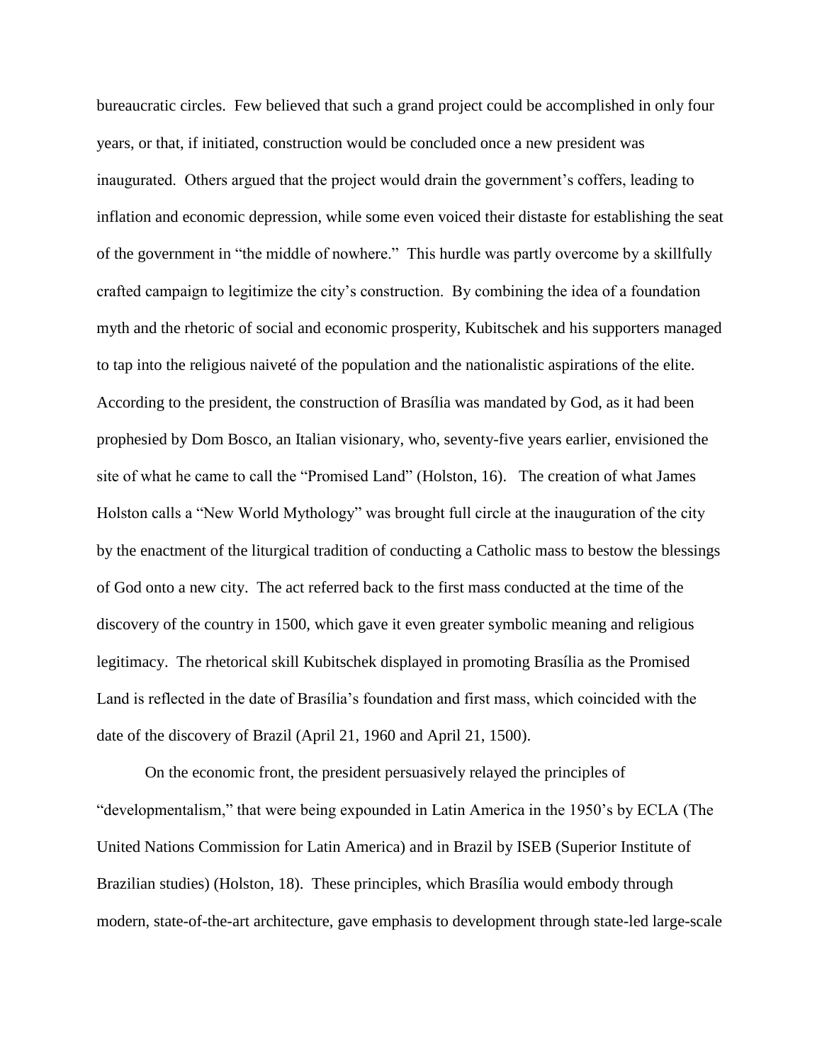bureaucratic circles. Few believed that such a grand project could be accomplished in only four years, or that, if initiated, construction would be concluded once a new president was inaugurated. Others argued that the project would drain the government's coffers, leading to inflation and economic depression, while some even voiced their distaste for establishing the seat of the government in "the middle of nowhere." This hurdle was partly overcome by a skillfully crafted campaign to legitimize the city's construction. By combining the idea of a foundation myth and the rhetoric of social and economic prosperity, Kubitschek and his supporters managed to tap into the religious naiveté of the population and the nationalistic aspirations of the elite. According to the president, the construction of Brasília was mandated by God, as it had been prophesied by Dom Bosco, an Italian visionary, who, seventy-five years earlier, envisioned the site of what he came to call the "Promised Land" (Holston, 16). The creation of what James Holston calls a "New World Mythology" was brought full circle at the inauguration of the city by the enactment of the liturgical tradition of conducting a Catholic mass to bestow the blessings of God onto a new city. The act referred back to the first mass conducted at the time of the discovery of the country in 1500, which gave it even greater symbolic meaning and religious legitimacy. The rhetorical skill Kubitschek displayed in promoting Brasília as the Promised Land is reflected in the date of Brasília's foundation and first mass, which coincided with the date of the discovery of Brazil (April 21, 1960 and April 21, 1500).

On the economic front, the president persuasively relayed the principles of "developmentalism," that were being expounded in Latin America in the 1950's by ECLA (The United Nations Commission for Latin America) and in Brazil by ISEB (Superior Institute of Brazilian studies) (Holston, 18). These principles, which Brasília would embody through modern, state-of-the-art architecture, gave emphasis to development through state-led large-scale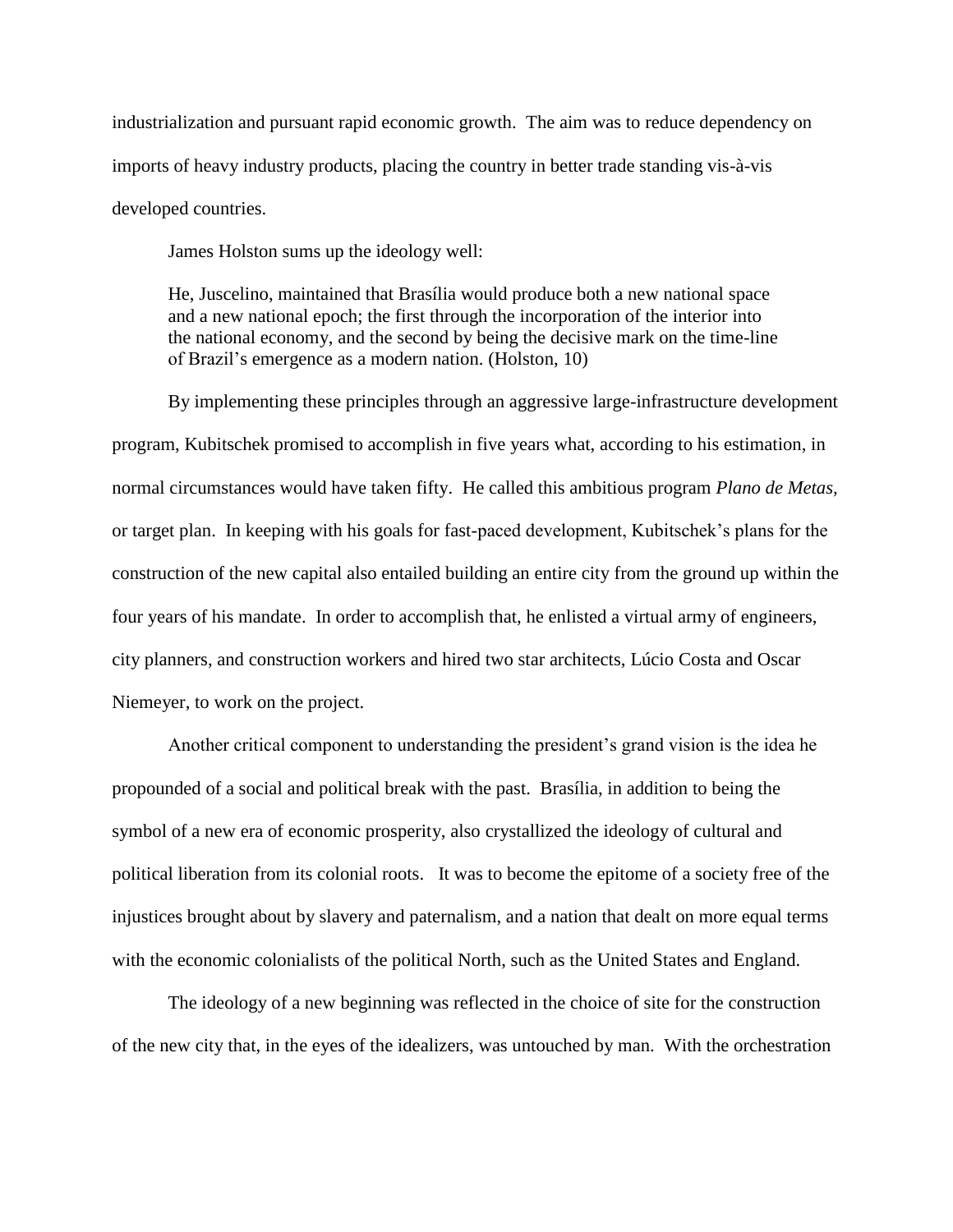industrialization and pursuant rapid economic growth. The aim was to reduce dependency on imports of heavy industry products, placing the country in better trade standing vis-à-vis developed countries.

James Holston sums up the ideology well:

> He, Juscelino, maintained that Brasília would produce both a new national space and a new national epoch; the first through the incorporation of the interior into the national economy, and the second by being the decisive mark on the time-line of Brazil's emergence as a modern nation. (Holston, 10)

By implementing these principles through an aggressive large-infrastructure development program, Kubitschek promised to accomplish in five years what, according to his estimation, in normal circumstances would have taken fifty. He called this ambitious program *Plano de Metas,* or target plan. In keeping with his goals for fast-paced development, Kubitschek's plans for the construction of the new capital also entailed building an entire city from the ground up within the four years of his mandate. In order to accomplish that, he enlisted a virtual army of engineers, city planners, and construction workers and hired two star architects, Lúcio Costa and Oscar Niemeyer, to work on the project.

Another critical component to understanding the president's grand vision is the idea he propounded of a social and political break with the past. Brasília, in addition to being the symbol of a new era of economic prosperity, also crystallized the ideology of cultural and political liberation from its colonial roots. It was to become the epitome of a society free of the injustices brought about by slavery and paternalism, and a nation that dealt on more equal terms with the economic colonialists of the political North, such as the United States and England.

The ideology of a new beginning was reflected in the choice of site for the construction of the new city that, in the eyes of the idealizers, was untouched by man. With the orchestration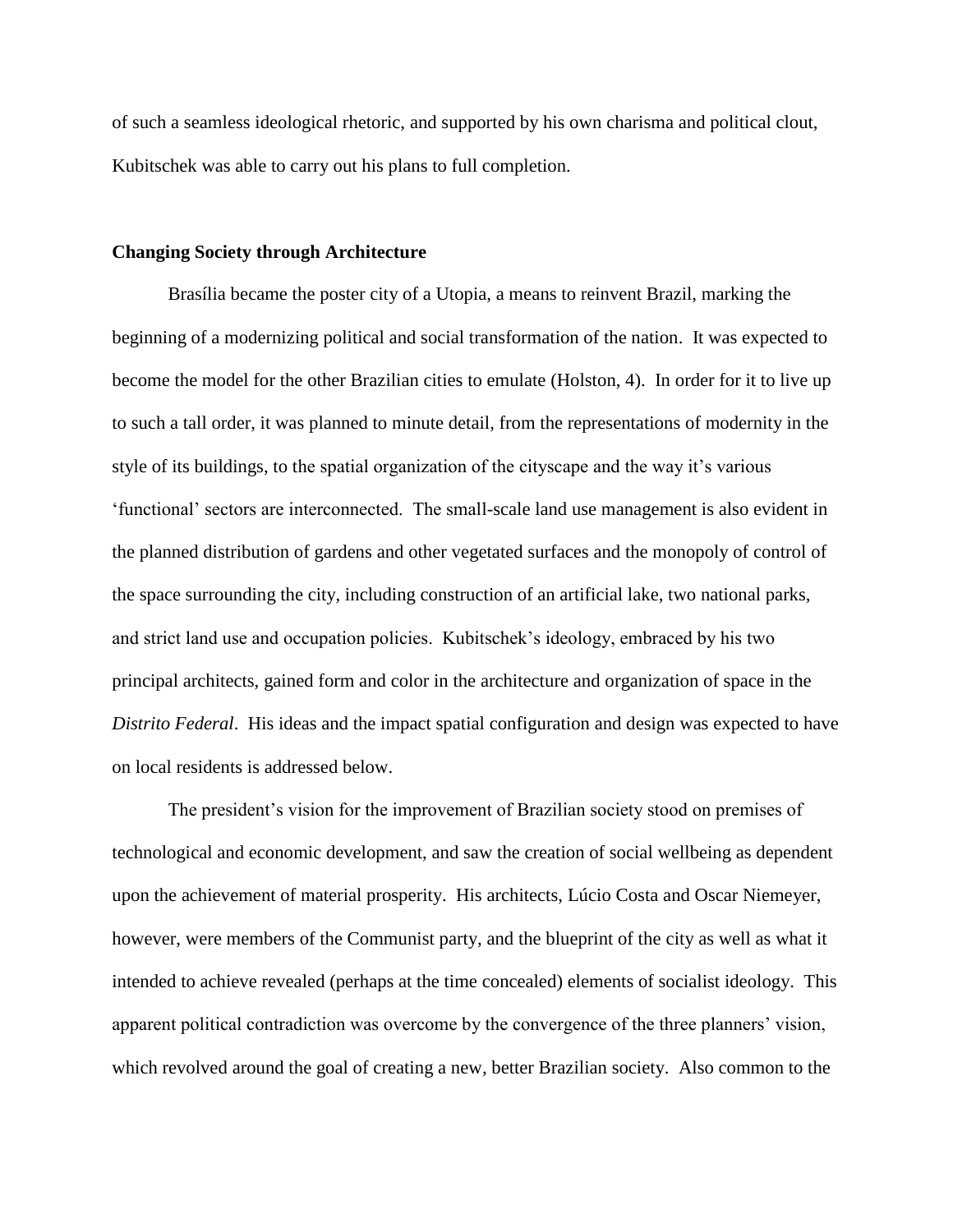of such a seamless ideological rhetoric, and supported by his own charisma and political clout, Kubitschek was able to carry out his plans to full completion.

## Changing Society through Architecture

Brasília became the poster city of a Utopia, a means to reinvent Brazil, marking the beginning of a modernizing political and social transformation of the nation. It was expected to become the model for the other Brazilian cities to emulate (Holston, 4). In order for it to live up to such a tall order, it was planned to minute detail, from the representations of modernity in the style of its buildings, to the spatial organization of the cityscape and the way it's various 'functional' sectors are interconnected. The small-scale land use management is also evident in the planned distribution of gardens and other vegetated surfaces and the monopoly of control of the space surrounding the city, including construction of an artificial lake, two national parks, and strict land use and occupation policies. Kubitschek's ideology, embraced by his two principal architects, gained form and color in the architecture and organization of space in the *Distrito Federal*. His ideas and the impact spatial configuration and design was expected to have on local residents is addressed below.

The president's vision for the improvement of Brazilian society stood on premises of technological and economic development, and saw the creation of social wellbeing as dependent upon the achievement of material prosperity. His architects, Lúcio Costa and Oscar Niemeyer, however, were members of the Communist party, and the blueprint of the city as well as what it intended to achieve revealed (perhaps at the time concealed) elements of socialist ideology. This apparent political contradiction was overcome by the convergence of the three planners' vision, which revolved around the goal of creating a new, better Brazilian society. Also common to the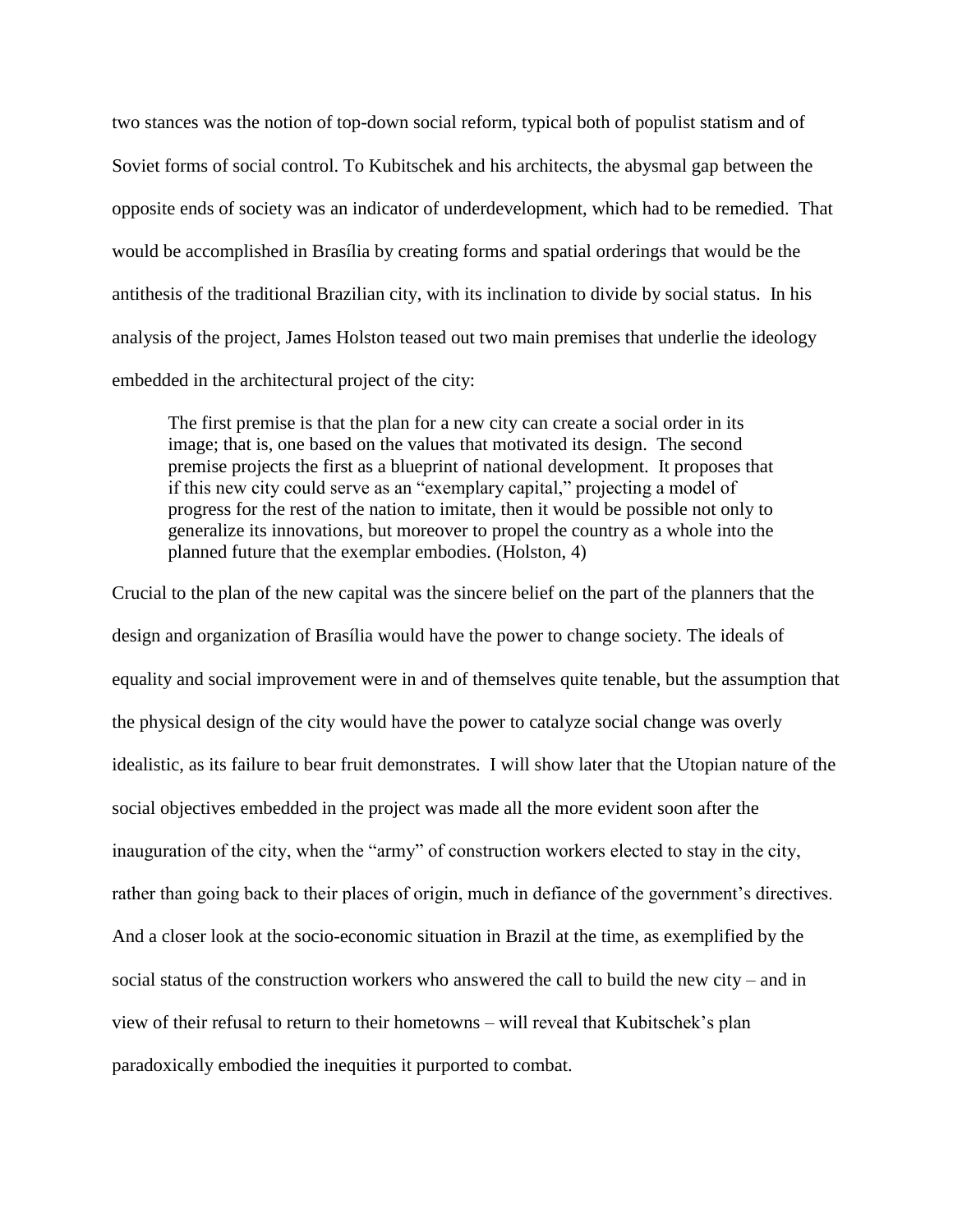two stances was the notion of top-down social reform, typical both of populist statism and of Soviet forms of social control. To Kubitschek and his architects, the abysmal gap between the opposite ends of society was an indicator of underdevelopment, which had to be remedied. That would be accomplished in Brasília by creating forms and spatial orderings that would be the antithesis of the traditional Brazilian city, with its inclination to divide by social status. In his analysis of the project, James Holston teased out two main premises that underlie the ideology embedded in the architectural project of the city:

> The first premise is that the plan for a new city can create a social order in its image; that is, one based on the values that motivated its design. The second premise projects the first as a blueprint of national development. It proposes that if this new city could serve as an "exemplary capital," projecting a model of progress for the rest of the nation to imitate, then it would be possible not only to generalize its innovations, but moreover to propel the country as a whole into the planned future that the exemplar embodies. (Holston, 4)

Crucial to the plan of the new capital was the sincere belief on the part of the planners that the design and organization of Brasília would have the power to change society. The ideals of equality and social improvement were in and of themselves quite tenable, but the assumption that the physical design of the city would have the power to catalyze social change was overly idealistic, as its failure to bear fruit demonstrates. I will show later that the Utopian nature of the social objectives embedded in the project was made all the more evident soon after the inauguration of the city, when the "army" of construction workers elected to stay in the city, rather than going back to their places of origin, much in defiance of the government's directives. And a closer look at the socio-economic situation in Brazil at the time, as exemplified by the social status of the construction workers who answered the call to build the new city – and in view of their refusal to return to their hometowns – will reveal that Kubitschek's plan paradoxically embodied the inequities it purported to combat.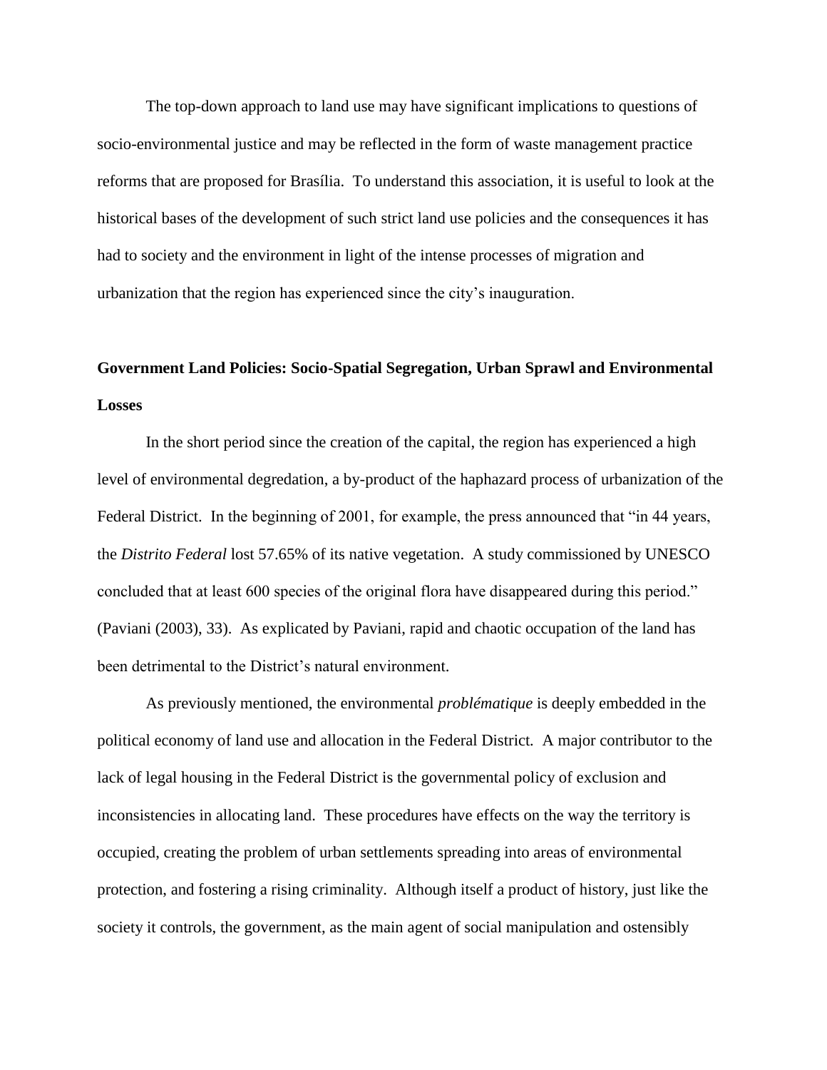The top-down approach to land use may have significant implications to questions of socio-environmental justice and may be reflected in the form of waste management practice reforms that are proposed for Brasília. To understand this association, it is useful to look at the historical bases of the development of such strict land use policies and the consequences it has had to society and the environment in light of the intense processes of migration and urbanization that the region has experienced since the city's inauguration.

## Government Land Policies: Socio-Spatial Segregation, Urban Sprawl and Environmental Losses

In the short period since the creation of the capital, the region has experienced a high level of environmental degredation, a by-product of the haphazard process of urbanization of the Federal District. In the beginning of 2001, for example, the press announced that "in 44 years, the *Distrito Federal* lost 57.65% of its native vegetation. A study commissioned by UNESCO concluded that at least 600 species of the original flora have disappeared during this period." (Paviani (2003), 33). As explicated by Paviani, rapid and chaotic occupation of the land has been detrimental to the District's natural environment.

As previously mentioned, the environmental *problématique* is deeply embedded in the political economy of land use and allocation in the Federal District. A major contributor to the lack of legal housing in the Federal District is the governmental policy of exclusion and inconsistencies in allocating land. These procedures have effects on the way the territory is occupied, creating the problem of urban settlements spreading into areas of environmental protection, and fostering a rising criminality. Although itself a product of history, just like the society it controls, the government, as the main agent of social manipulation and ostensibly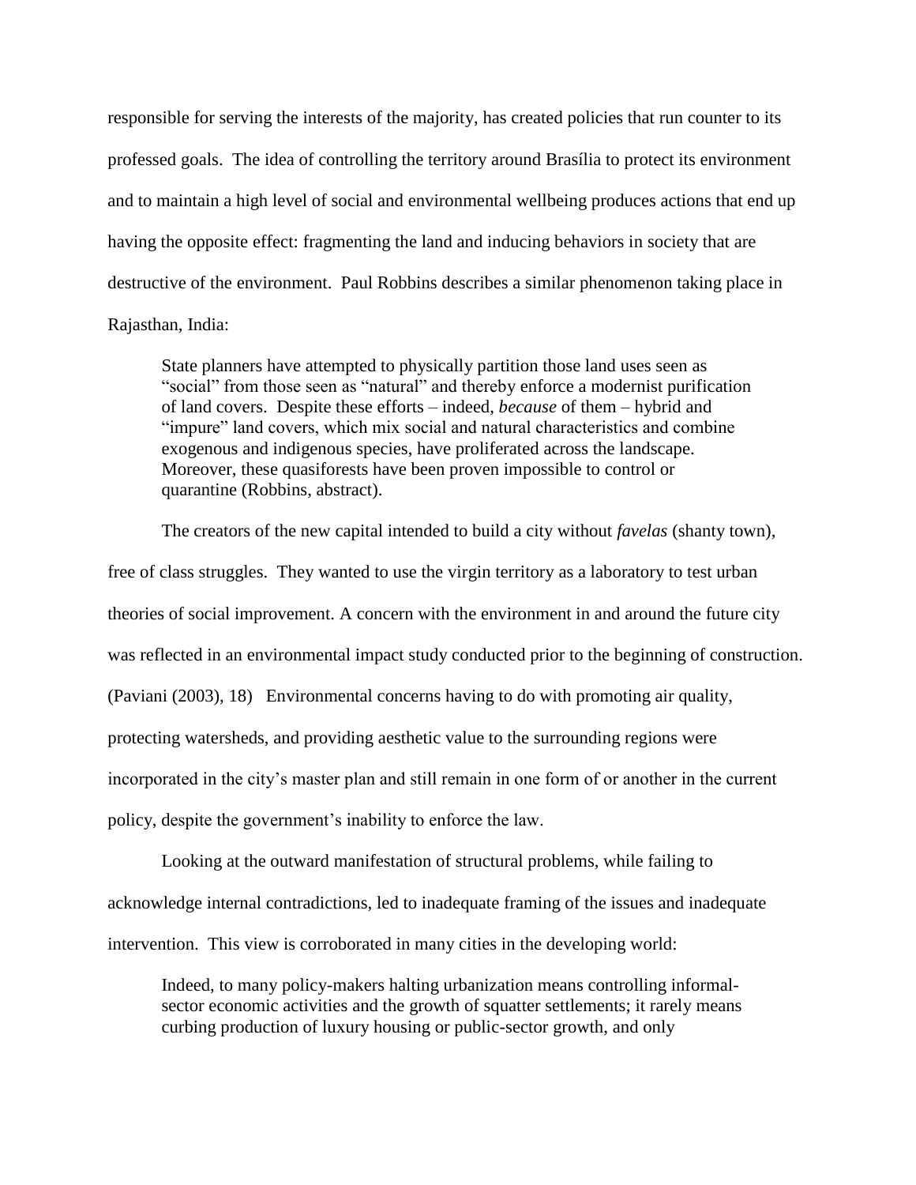responsible for serving the interests of the majority, has created policies that run counter to its professed goals. The idea of controlling the territory around Brasília to protect its environment and to maintain a high level of social and environmental wellbeing produces actions that end up having the opposite effect: fragmenting the land and inducing behaviors in society that are destructive of the environment. Paul Robbins describes a similar phenomenon taking place in Rajasthan, India:

> State planners have attempted to physically partition those land uses seen as "social" from those seen as "natural" and thereby enforce a modernist purification of land covers. Despite these efforts – indeed, *because* of them – hybrid and "impure" land covers, which mix social and natural characteristics and combine exogenous and indigenous species, have proliferated across the landscape. Moreover, these quasiforests have been proven impossible to control or quarantine (Robbins, abstract).

The creators of the new capital intended to build a city without *favelas* (shanty town), free of class struggles. They wanted to use the virgin territory as a laboratory to test urban theories of social improvement. A concern with the environment in and around the future city was reflected in an environmental impact study conducted prior to the beginning of construction. (Paviani (2003), 18) Environmental concerns having to do with promoting air quality, protecting watersheds, and providing aesthetic value to the surrounding regions were incorporated in the city's master plan and still remain in one form of or another in the current policy, despite the government's inability to enforce the law.

Looking at the outward manifestation of structural problems, while failing to acknowledge internal contradictions, led to inadequate framing of the issues and inadequate intervention. This view is corroborated in many cities in the developing world:

> Indeed, to many policy-makers halting urbanization means controlling informal-sector economic activities and the growth of squatter settlements; it rarely means curbing production of luxury housing or public-sector growth, and only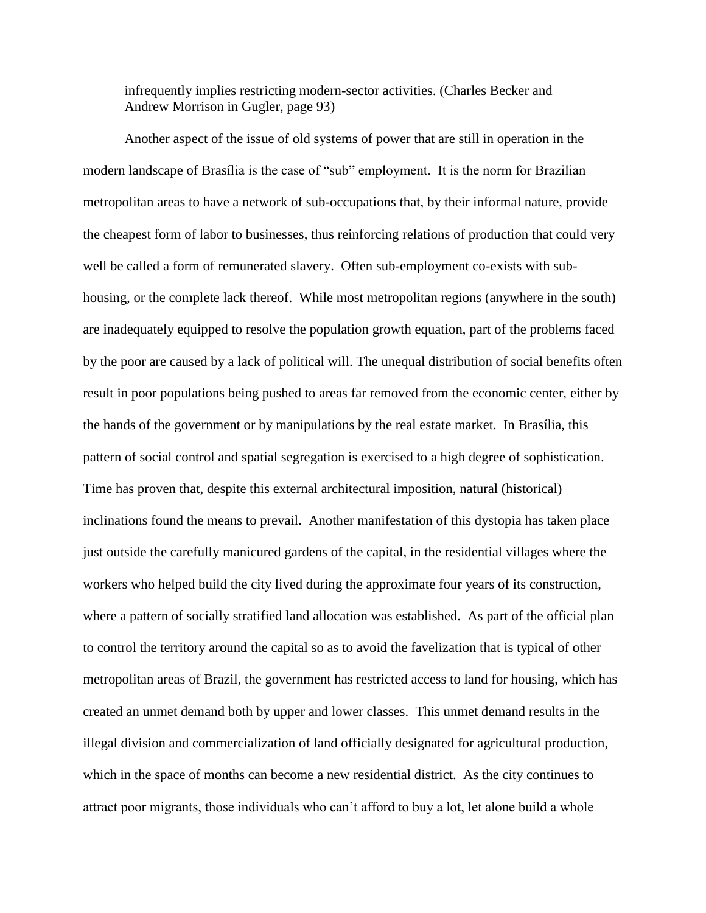infrequently implies restricting modern-sector activities. (Charles Becker and Andrew Morrison in Gugler, page 93)

Another aspect of the issue of old systems of power that are still in operation in the modern landscape of Brasília is the case of "sub" employment. It is the norm for Brazilian metropolitan areas to have a network of sub-occupations that, by their informal nature, provide the cheapest form of labor to businesses, thus reinforcing relations of production that could very well be called a form of remunerated slavery. Often sub-employment co-exists with sub-housing, or the complete lack thereof. While most metropolitan regions (anywhere in the south) are inadequately equipped to resolve the population growth equation, part of the problems faced by the poor are caused by a lack of political will. The unequal distribution of social benefits often result in poor populations being pushed to areas far removed from the economic center, either by the hands of the government or by manipulations by the real estate market. In Brasília, this pattern of social control and spatial segregation is exercised to a high degree of sophistication. Time has proven that, despite this external architectural imposition, natural (historical) inclinations found the means to prevail. Another manifestation of this dystopia has taken place just outside the carefully manicured gardens of the capital, in the residential villages where the workers who helped build the city lived during the approximate four years of its construction, where a pattern of socially stratified land allocation was established. As part of the official plan to control the territory around the capital so as to avoid the favelization that is typical of other metropolitan areas of Brazil, the government has restricted access to land for housing, which has created an unmet demand both by upper and lower classes. This unmet demand results in the illegal division and commercialization of land officially designated for agricultural production, which in the space of months can become a new residential district. As the city continues to attract poor migrants, those individuals who can't afford to buy a lot, let alone build a whole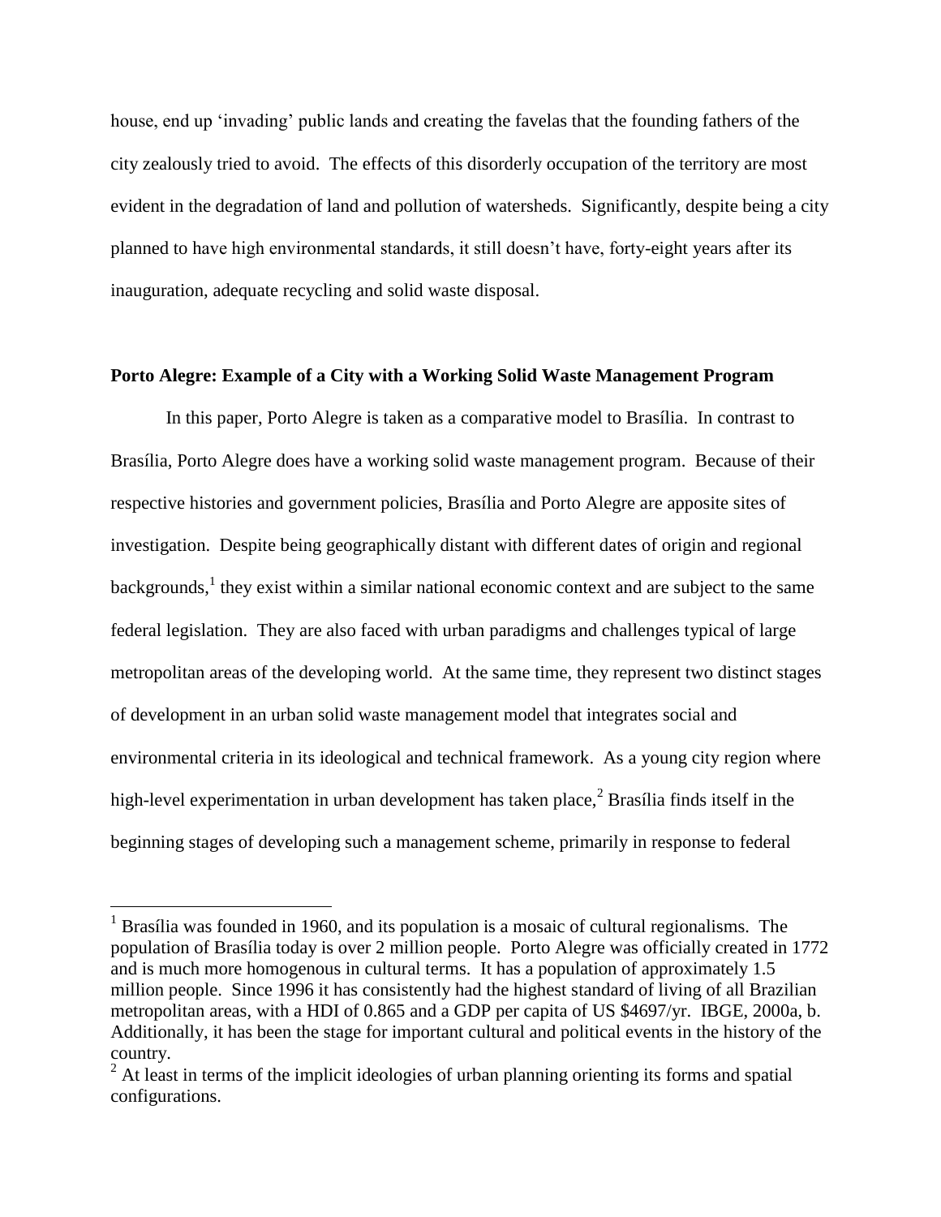house, end up 'invading' public lands and creating the favelas that the founding fathers of the city zealously tried to avoid. The effects of this disorderly occupation of the territory are most evident in the degradation of land and pollution of watersheds. Significantly, despite being a city planned to have high environmental standards, it still doesn't have, forty-eight years after its inauguration, adequate recycling and solid waste disposal.

**Porto Alegre: Example of a City with a Working Solid Waste Management Program**

In this paper, Porto Alegre is taken as a comparative model to Brasília. In contrast to Brasília, Porto Alegre does have a working solid waste management program. Because of their respective histories and government policies, Brasília and Porto Alegre are apposite sites of investigation. Despite being geographically distant with different dates of origin and regional backgrounds,[1] they exist within a similar national economic context and are subject to the same federal legislation. They are also faced with urban paradigms and challenges typical of large metropolitan areas of the developing world. At the same time, they represent two distinct stages of development in an urban solid waste management model that integrates social and environmental criteria in its ideological and technical framework. As a young city region where high-level experimentation in urban development has taken place,[2] Brasília finds itself in the beginning stages of developing such a management scheme, primarily in response to federal

[1] Brasília was founded in 1960, and its population is a mosaic of cultural regionalisms. The population of Brasília today is over 2 million people. Porto Alegre was officially created in 1772 and is much more homogenous in cultural terms. It has a population of approximately 1.5 million people. Since 1996 it has consistently had the highest standard of living of all Brazilian metropolitan areas, with a HDI of 0.865 and a GDP per capita of US $4697/yr. IBGE, 2000a, b. Additionally, it has been the stage for important cultural and political events in the history of the country.

[2] At least in terms of the implicit ideologies of urban planning orienting its forms and spatial configurations.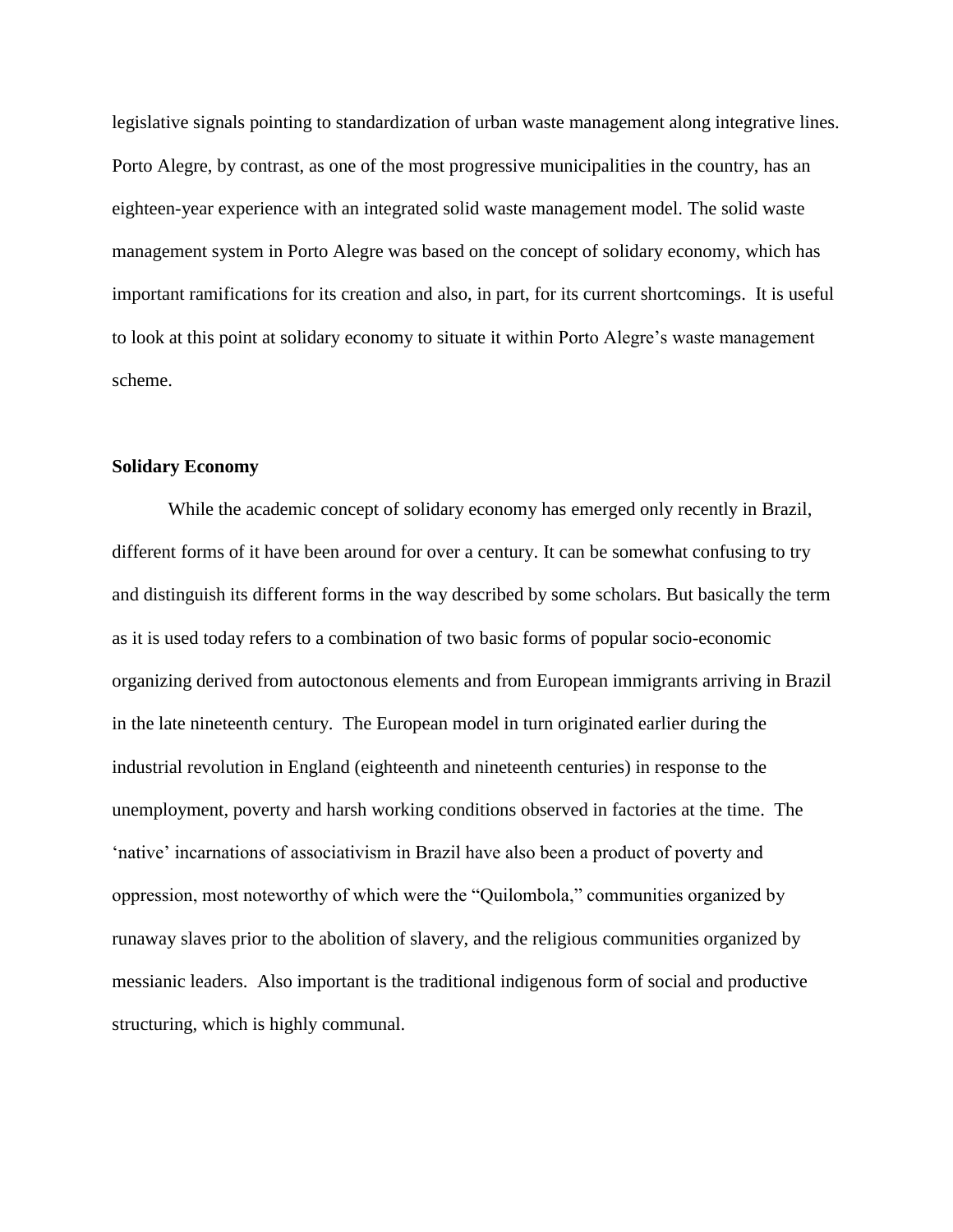legislative signals pointing to standardization of urban waste management along integrative lines. Porto Alegre, by contrast, as one of the most progressive municipalities in the country, has an eighteen-year experience with an integrated solid waste management model. The solid waste management system in Porto Alegre was based on the concept of solidary economy, which has important ramifications for its creation and also, in part, for its current shortcomings. It is useful to look at this point at solidary economy to situate it within Porto Alegre's waste management scheme.

**Solidary Economy**

While the academic concept of solidary economy has emerged only recently in Brazil, different forms of it have been around for over a century. It can be somewhat confusing to try and distinguish its different forms in the way described by some scholars. But basically the term as it is used today refers to a combination of two basic forms of popular socio-economic organizing derived from autoctonous elements and from European immigrants arriving in Brazil in the late nineteenth century. The European model in turn originated earlier during the industrial revolution in England (eighteenth and nineteenth centuries) in response to the unemployment, poverty and harsh working conditions observed in factories at the time. The 'native' incarnations of associativism in Brazil have also been a product of poverty and oppression, most noteworthy of which were the "Quilombola," communities organized by runaway slaves prior to the abolition of slavery, and the religious communities organized by messianic leaders. Also important is the traditional indigenous form of social and productive structuring, which is highly communal.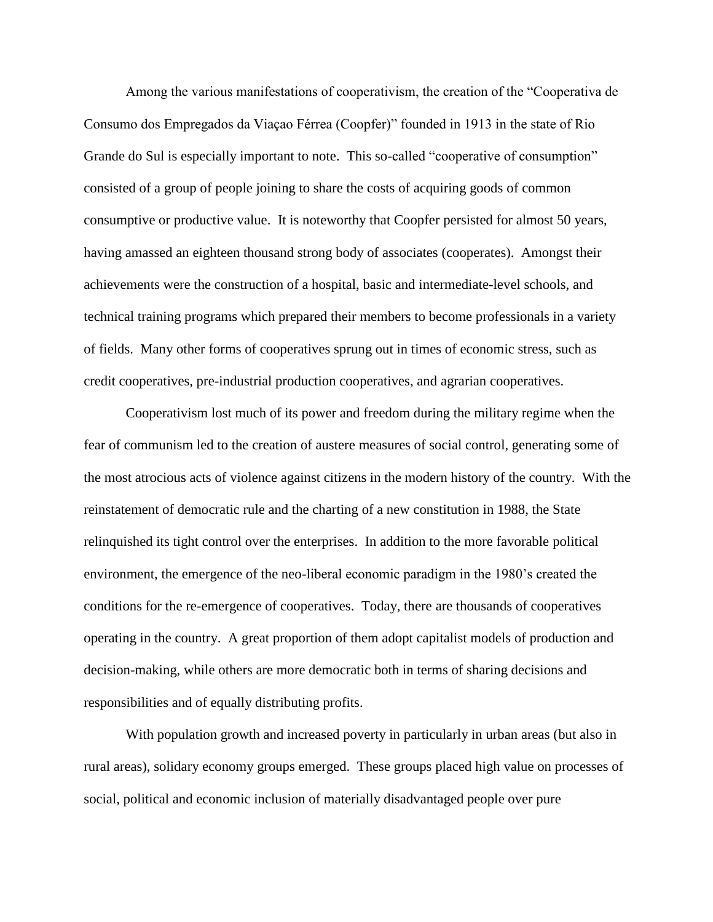Among the various manifestations of cooperativism, the creation of the "Cooperativa de Consumo dos Empregados da Viaçao Férrea (Coopfer)" founded in 1913 in the state of Rio Grande do Sul is especially important to note. This so-called "cooperative of consumption" consisted of a group of people joining to share the costs of acquiring goods of common consumptive or productive value. It is noteworthy that Coopfer persisted for almost 50 years, having amassed an eighteen thousand strong body of associates (cooperates). Amongst their achievements were the construction of a hospital, basic and intermediate-level schools, and technical training programs which prepared their members to become professionals in a variety of fields. Many other forms of cooperatives sprung out in times of economic stress, such as credit cooperatives, pre-industrial production cooperatives, and agrarian cooperatives.

Cooperativism lost much of its power and freedom during the military regime when the fear of communism led to the creation of austere measures of social control, generating some of the most atrocious acts of violence against citizens in the modern history of the country. With the reinstatement of democratic rule and the charting of a new constitution in 1988, the State relinquished its tight control over the enterprises. In addition to the more favorable political environment, the emergence of the neo-liberal economic paradigm in the 1980's created the conditions for the re-emergence of cooperatives. Today, there are thousands of cooperatives operating in the country. A great proportion of them adopt capitalist models of production and decision-making, while others are more democratic both in terms of sharing decisions and responsibilities and of equally distributing profits.

With population growth and increased poverty in particularly in urban areas (but also in rural areas), solidary economy groups emerged. These groups placed high value on processes of social, political and economic inclusion of materially disadvantaged people over pure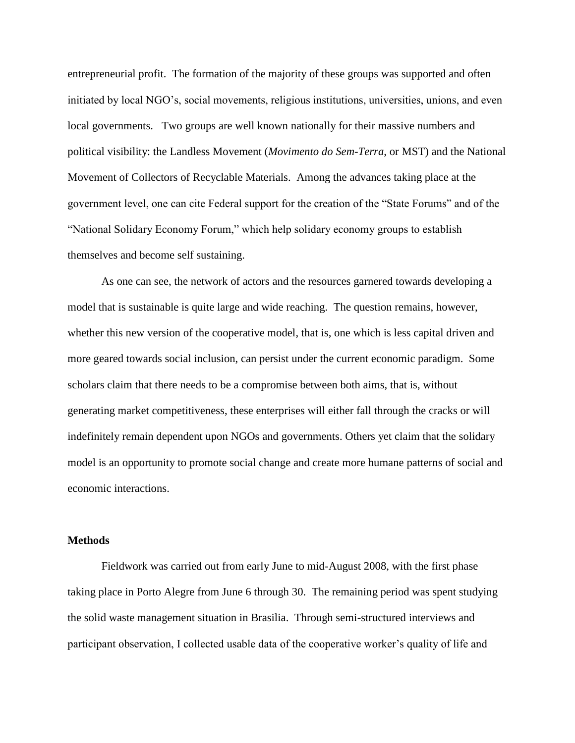entrepreneurial profit. The formation of the majority of these groups was supported and often initiated by local NGO's, social movements, religious institutions, universities, unions, and even local governments. Two groups are well known nationally for their massive numbers and political visibility: the Landless Movement (*Movimento do Sem-Terra*, or MST) and the National Movement of Collectors of Recyclable Materials. Among the advances taking place at the government level, one can cite Federal support for the creation of the "State Forums" and of the "National Solidary Economy Forum," which help solidary economy groups to establish themselves and become self sustaining.

As one can see, the network of actors and the resources garnered towards developing a model that is sustainable is quite large and wide reaching. The question remains, however, whether this new version of the cooperative model, that is, one which is less capital driven and more geared towards social inclusion, can persist under the current economic paradigm. Some scholars claim that there needs to be a compromise between both aims, that is, without generating market competitiveness, these enterprises will either fall through the cracks or will indefinitely remain dependent upon NGOs and governments. Others yet claim that the solidary model is an opportunity to promote social change and create more humane patterns of social and economic interactions.

**Methods**

Fieldwork was carried out from early June to mid-August 2008, with the first phase taking place in Porto Alegre from June 6 through 30. The remaining period was spent studying the solid waste management situation in Brasilia. Through semi-structured interviews and participant observation, I collected usable data of the cooperative worker's quality of life and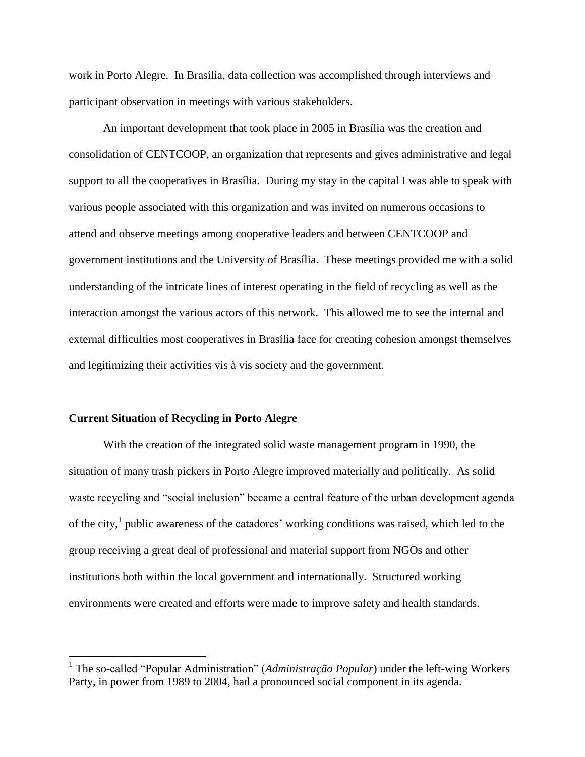work in Porto Alegre. In Brasília, data collection was accomplished through interviews and participant observation in meetings with various stakeholders.

An important development that took place in 2005 in Brasília was the creation and consolidation of CENTCOOP, an organization that represents and gives administrative and legal support to all the cooperatives in Brasília. During my stay in the capital I was able to speak with various people associated with this organization and was invited on numerous occasions to attend and observe meetings among cooperative leaders and between CENTCOOP and government institutions and the University of Brasília. These meetings provided me with a solid understanding of the intricate lines of interest operating in the field of recycling as well as the interaction amongst the various actors of this network. This allowed me to see the internal and external difficulties most cooperatives in Brasília face for creating cohesion amongst themselves and legitimizing their activities vis à vis society and the government.

**Current Situation of Recycling in Porto Alegre**

With the creation of the integrated solid waste management program in 1990, the situation of many trash pickers in Porto Alegre improved materially and politically. As solid waste recycling and "social inclusion" became a central feature of the urban development agenda of the city,[1] public awareness of the catadores' working conditions was raised, which led to the group receiving a great deal of professional and material support from NGOs and other institutions both within the local government and internationally. Structured working environments were created and efforts were made to improve safety and health standards.

---

[1] The so-called "Popular Administration" (*Administração Popular*) under the left-wing Workers Party, in power from 1989 to 2004, had a pronounced social component in its agenda.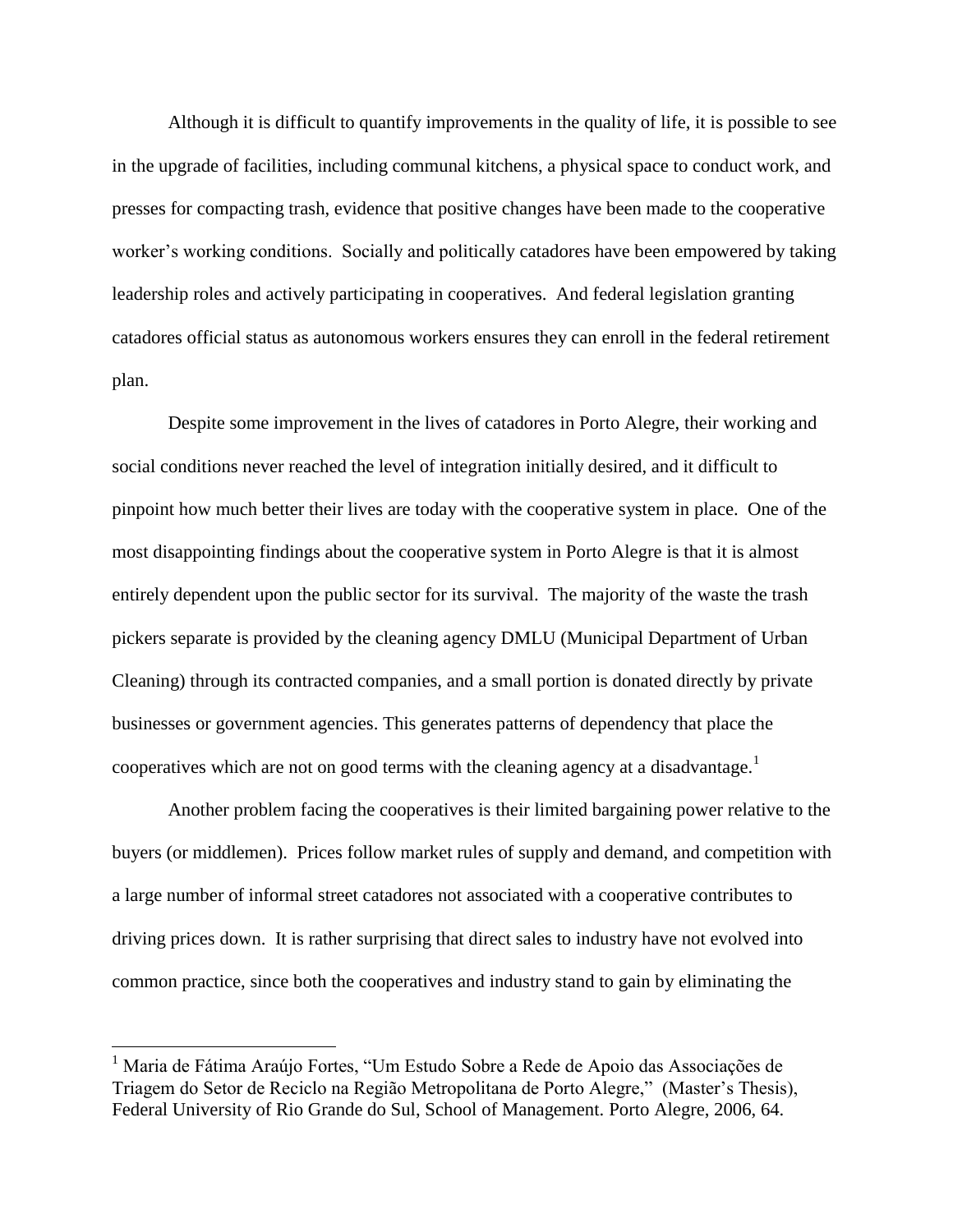Although it is difficult to quantify improvements in the quality of life, it is possible to see in the upgrade of facilities, including communal kitchens, a physical space to conduct work, and presses for compacting trash, evidence that positive changes have been made to the cooperative worker's working conditions. Socially and politically catadores have been empowered by taking leadership roles and actively participating in cooperatives. And federal legislation granting catadores official status as autonomous workers ensures they can enroll in the federal retirement plan.

Despite some improvement in the lives of catadores in Porto Alegre, their working and social conditions never reached the level of integration initially desired, and it difficult to pinpoint how much better their lives are today with the cooperative system in place. One of the most disappointing findings about the cooperative system in Porto Alegre is that it is almost entirely dependent upon the public sector for its survival. The majority of the waste the trash pickers separate is provided by the cleaning agency DMLU (Municipal Department of Urban Cleaning) through its contracted companies, and a small portion is donated directly by private businesses or government agencies. This generates patterns of dependency that place the cooperatives which are not on good terms with the cleaning agency at a disadvantage.[1]

Another problem facing the cooperatives is their limited bargaining power relative to the buyers (or middlemen). Prices follow market rules of supply and demand, and competition with a large number of informal street catadores not associated with a cooperative contributes to driving prices down. It is rather surprising that direct sales to industry have not evolved into common practice, since both the cooperatives and industry stand to gain by eliminating the

[1] Maria de Fátima Araújo Fortes, "Um Estudo Sobre a Rede de Apoio das Associações de Triagem do Setor de Reciclo na Região Metropolitana de Porto Alegre," (Master's Thesis), Federal University of Rio Grande do Sul, School of Management. Porto Alegre, 2006, 64.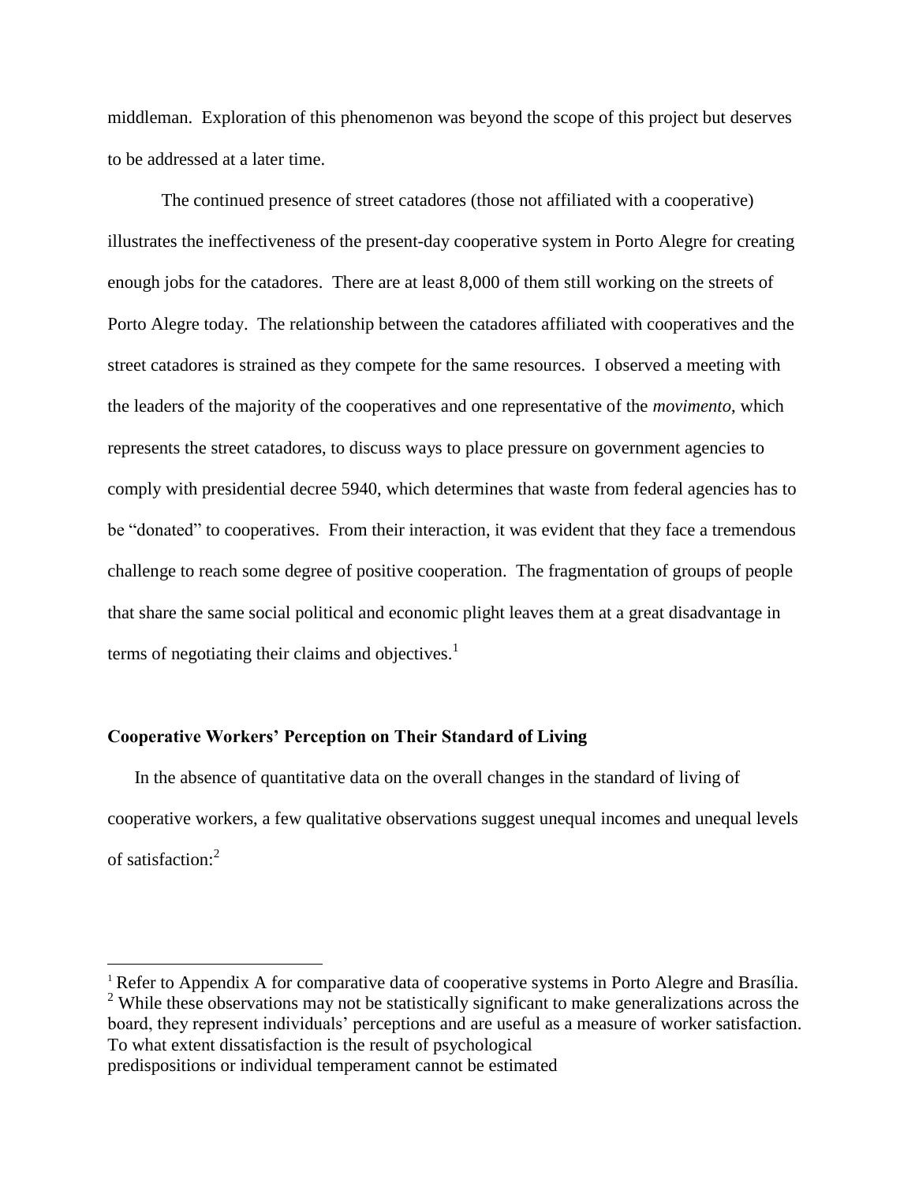middleman. Exploration of this phenomenon was beyond the scope of this project but deserves to be addressed at a later time.

The continued presence of street catadores (those not affiliated with a cooperative) illustrates the ineffectiveness of the present-day cooperative system in Porto Alegre for creating enough jobs for the catadores. There are at least 8,000 of them still working on the streets of Porto Alegre today. The relationship between the catadores affiliated with cooperatives and the street catadores is strained as they compete for the same resources. I observed a meeting with the leaders of the majority of the cooperatives and one representative of the *movimento*, which represents the street catadores, to discuss ways to place pressure on government agencies to comply with presidential decree 5940, which determines that waste from federal agencies has to be "donated" to cooperatives. From their interaction, it was evident that they face a tremendous challenge to reach some degree of positive cooperation. The fragmentation of groups of people that share the same social political and economic plight leaves them at a great disadvantage in terms of negotiating their claims and objectives.[1]

### Cooperative Workers' Perception on Their Standard of Living

In the absence of quantitative data on the overall changes in the standard of living of cooperative workers, a few qualitative observations suggest unequal incomes and unequal levels of satisfaction:[2]

---

[1] Refer to Appendix A for comparative data of cooperative systems in Porto Alegre and Brasília.

[2] While these observations may not be statistically significant to make generalizations across the board, they represent individuals' perceptions and are useful as a measure of worker satisfaction. To what extent dissatisfaction is the result of psychological predispositions or individual temperament cannot be estimated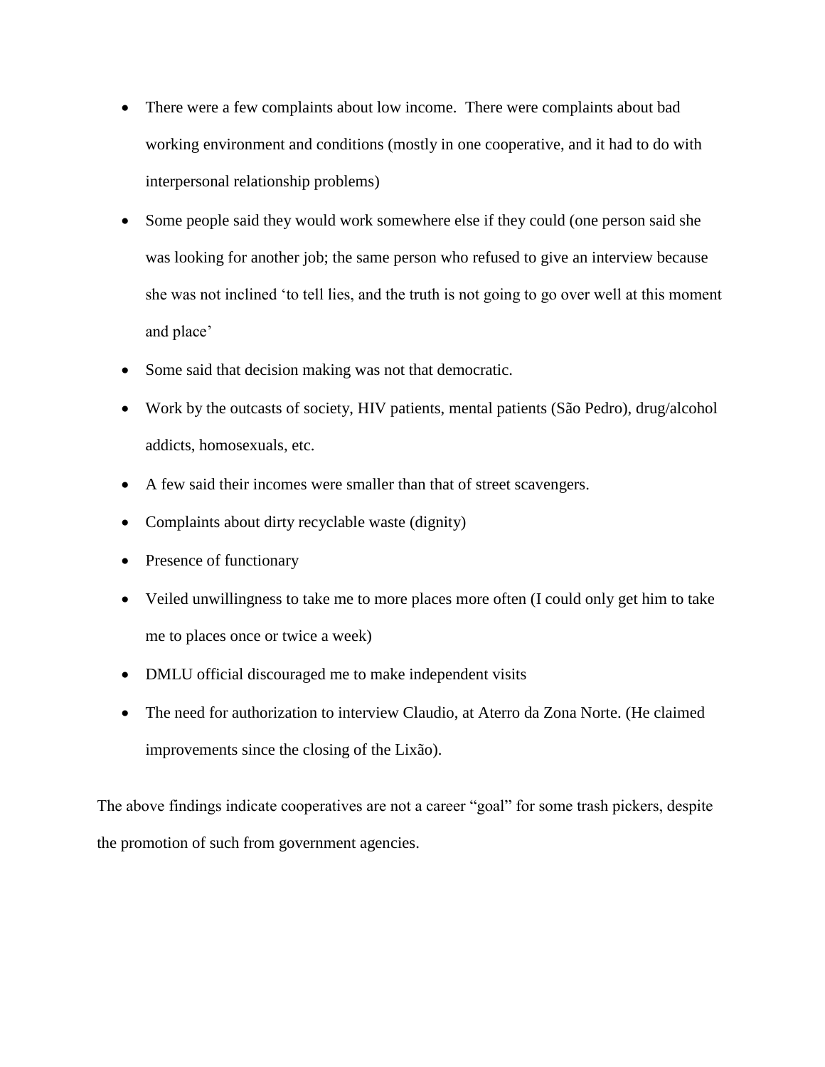- There were a few complaints about low income.  There were complaints about bad working environment and conditions (mostly in one cooperative, and it had to do with interpersonal relationship problems)
- Some people said they would work somewhere else if they could (one person said she was looking for another job; the same person who refused to give an interview because she was not inclined 'to tell lies, and the truth is not going to go over well at this moment and place'
- Some said that decision making was not that democratic.
- Work by the outcasts of society, HIV patients, mental patients (São Pedro), drug/alcohol addicts, homosexuals, etc.
- A few said their incomes were smaller than that of street scavengers.
- Complaints about dirty recyclable waste (dignity)
- Presence of functionary
- Veiled unwillingness to take me to more places more often (I could only get him to take me to places once or twice a week)
- DMLU official discouraged me to make independent visits
- The need for authorization to interview Claudio, at Aterro da Zona Norte. (He claimed improvements since the closing of the Lixão).

The above findings indicate cooperatives are not a career "goal" for some trash pickers, despite the promotion of such from government agencies.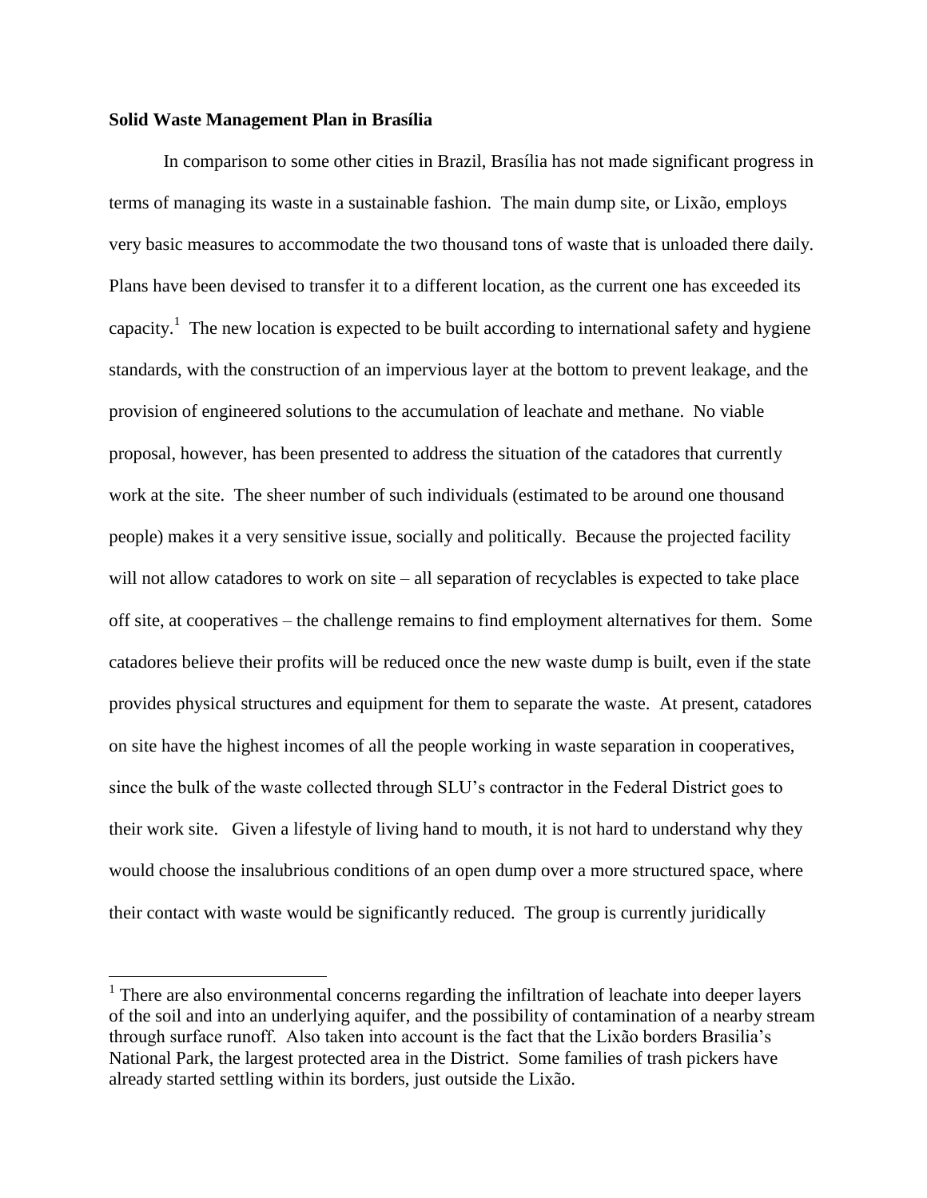**Solid Waste Management Plan in Brasília**

In comparison to some other cities in Brazil, Brasília has not made significant progress in terms of managing its waste in a sustainable fashion. The main dump site, or Lixão, employs very basic measures to accommodate the two thousand tons of waste that is unloaded there daily. Plans have been devised to transfer it to a different location, as the current one has exceeded its capacity.[1] The new location is expected to be built according to international safety and hygiene standards, with the construction of an impervious layer at the bottom to prevent leakage, and the provision of engineered solutions to the accumulation of leachate and methane. No viable proposal, however, has been presented to address the situation of the catadores that currently work at the site. The sheer number of such individuals (estimated to be around one thousand people) makes it a very sensitive issue, socially and politically. Because the projected facility will not allow catadores to work on site – all separation of recyclables is expected to take place off site, at cooperatives – the challenge remains to find employment alternatives for them. Some catadores believe their profits will be reduced once the new waste dump is built, even if the state provides physical structures and equipment for them to separate the waste. At present, catadores on site have the highest incomes of all the people working in waste separation in cooperatives, since the bulk of the waste collected through SLU's contractor in the Federal District goes to their work site. Given a lifestyle of living hand to mouth, it is not hard to understand why they would choose the insalubrious conditions of an open dump over a more structured space, where their contact with waste would be significantly reduced. The group is currently juridically

[1] There are also environmental concerns regarding the infiltration of leachate into deeper layers of the soil and into an underlying aquifer, and the possibility of contamination of a nearby stream through surface runoff. Also taken into account is the fact that the Lixão borders Brasilia's National Park, the largest protected area in the District. Some families of trash pickers have already started settling within its borders, just outside the Lixão.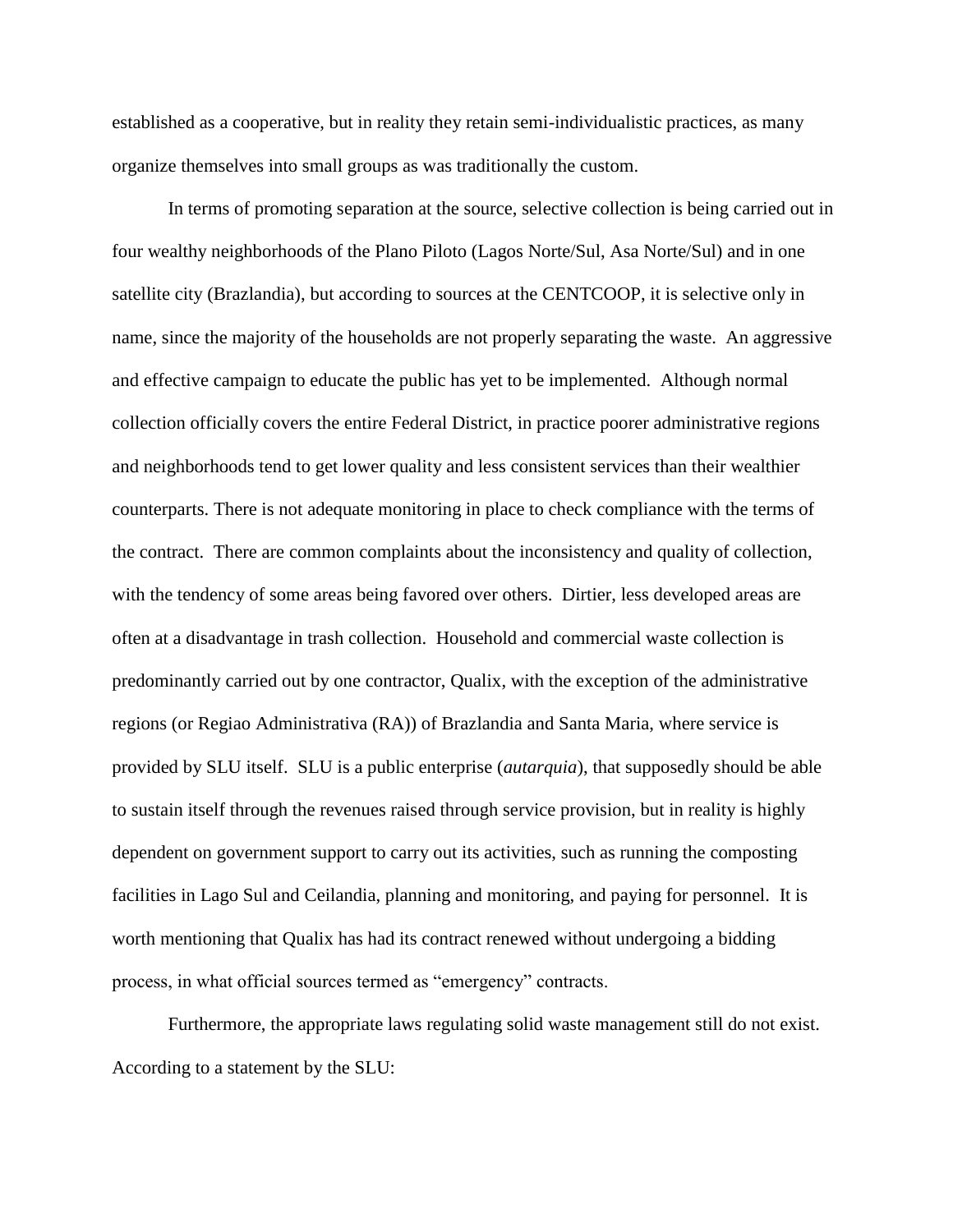established as a cooperative, but in reality they retain semi-individualistic practices, as many organize themselves into small groups as was traditionally the custom.

In terms of promoting separation at the source, selective collection is being carried out in four wealthy neighborhoods of the Plano Piloto (Lagos Norte/Sul, Asa Norte/Sul) and in one satellite city (Brazlandia), but according to sources at the CENTCOOP, it is selective only in name, since the majority of the households are not properly separating the waste. An aggressive and effective campaign to educate the public has yet to be implemented. Although normal collection officially covers the entire Federal District, in practice poorer administrative regions and neighborhoods tend to get lower quality and less consistent services than their wealthier counterparts. There is not adequate monitoring in place to check compliance with the terms of the contract. There are common complaints about the inconsistency and quality of collection, with the tendency of some areas being favored over others. Dirtier, less developed areas are often at a disadvantage in trash collection. Household and commercial waste collection is predominantly carried out by one contractor, Qualix, with the exception of the administrative regions (or Regiao Administrativa (RA)) of Brazlandia and Santa Maria, where service is provided by SLU itself. SLU is a public enterprise (*autarquia*), that supposedly should be able to sustain itself through the revenues raised through service provision, but in reality is highly dependent on government support to carry out its activities, such as running the composting facilities in Lago Sul and Ceilandia, planning and monitoring, and paying for personnel. It is worth mentioning that Qualix has had its contract renewed without undergoing a bidding process, in what official sources termed as "emergency" contracts.

Furthermore, the appropriate laws regulating solid waste management still do not exist. According to a statement by the SLU: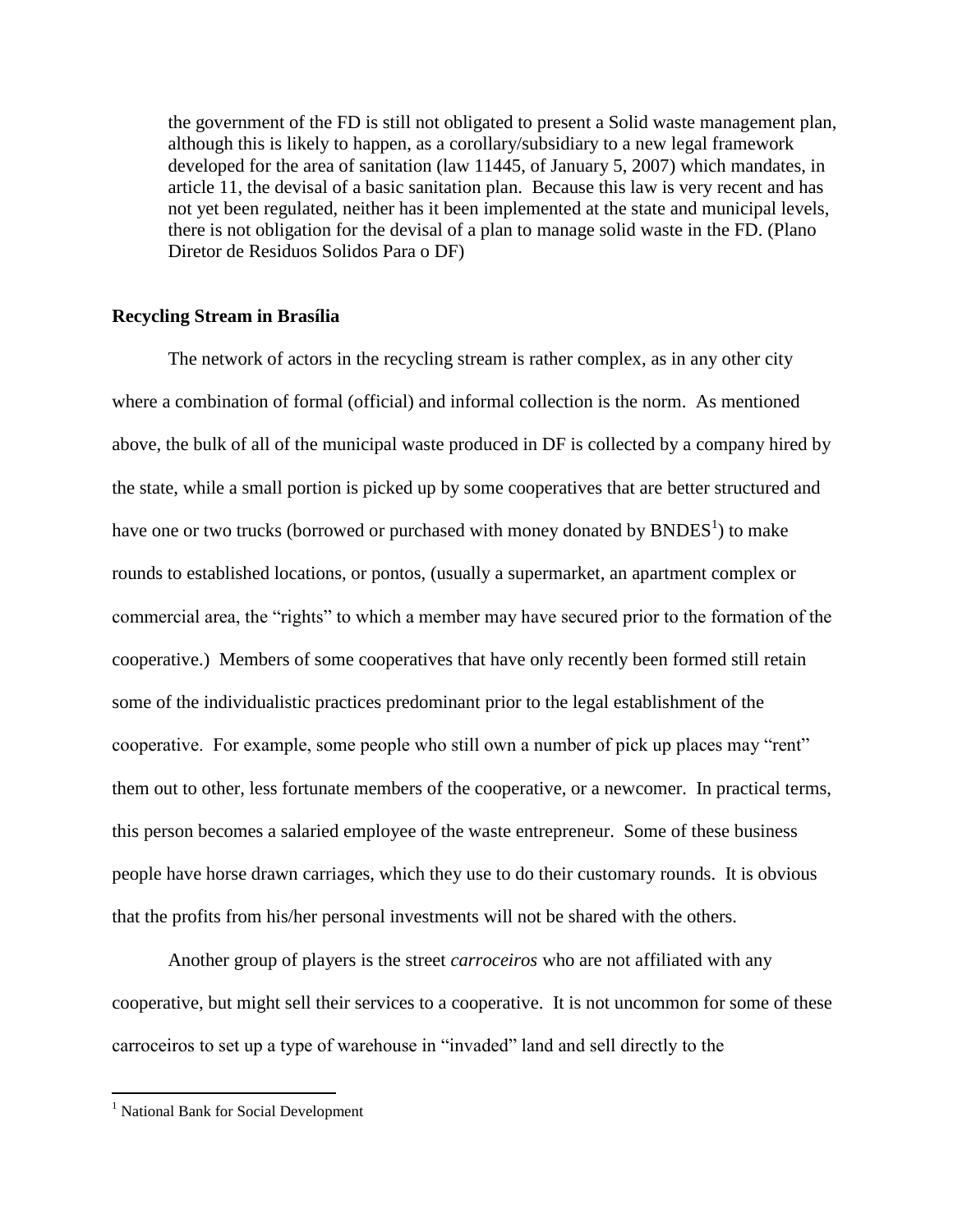the government of the FD is still not obligated to present a Solid waste management plan, although this is likely to happen, as a corollary/subsidiary to a new legal framework developed for the area of sanitation (law 11445, of January 5, 2007) which mandates, in article 11, the devisal of a basic sanitation plan. Because this law is very recent and has not yet been regulated, neither has it been implemented at the state and municipal levels, there is not obligation for the devisal of a plan to manage solid waste in the FD. (Plano Diretor de Residuos Solidos Para o DF)

**Recycling Stream in Brasília**

The network of actors in the recycling stream is rather complex, as in any other city where a combination of formal (official) and informal collection is the norm. As mentioned above, the bulk of all of the municipal waste produced in DF is collected by a company hired by the state, while a small portion is picked up by some cooperatives that are better structured and have one or two trucks (borrowed or purchased with money donated by BNDES[1]) to make rounds to established locations, or pontos, (usually a supermarket, an apartment complex or commercial area, the "rights" to which a member may have secured prior to the formation of the cooperative.) Members of some cooperatives that have only recently been formed still retain some of the individualistic practices predominant prior to the legal establishment of the cooperative. For example, some people who still own a number of pick up places may "rent" them out to other, less fortunate members of the cooperative, or a newcomer. In practical terms, this person becomes a salaried employee of the waste entrepreneur. Some of these business people have horse drawn carriages, which they use to do their customary rounds. It is obvious that the profits from his/her personal investments will not be shared with the others.

Another group of players is the street *carroceiros* who are not affiliated with any cooperative, but might sell their services to a cooperative. It is not uncommon for some of these carroceiros to set up a type of warehouse in "invaded" land and sell directly to the

[1] National Bank for Social Development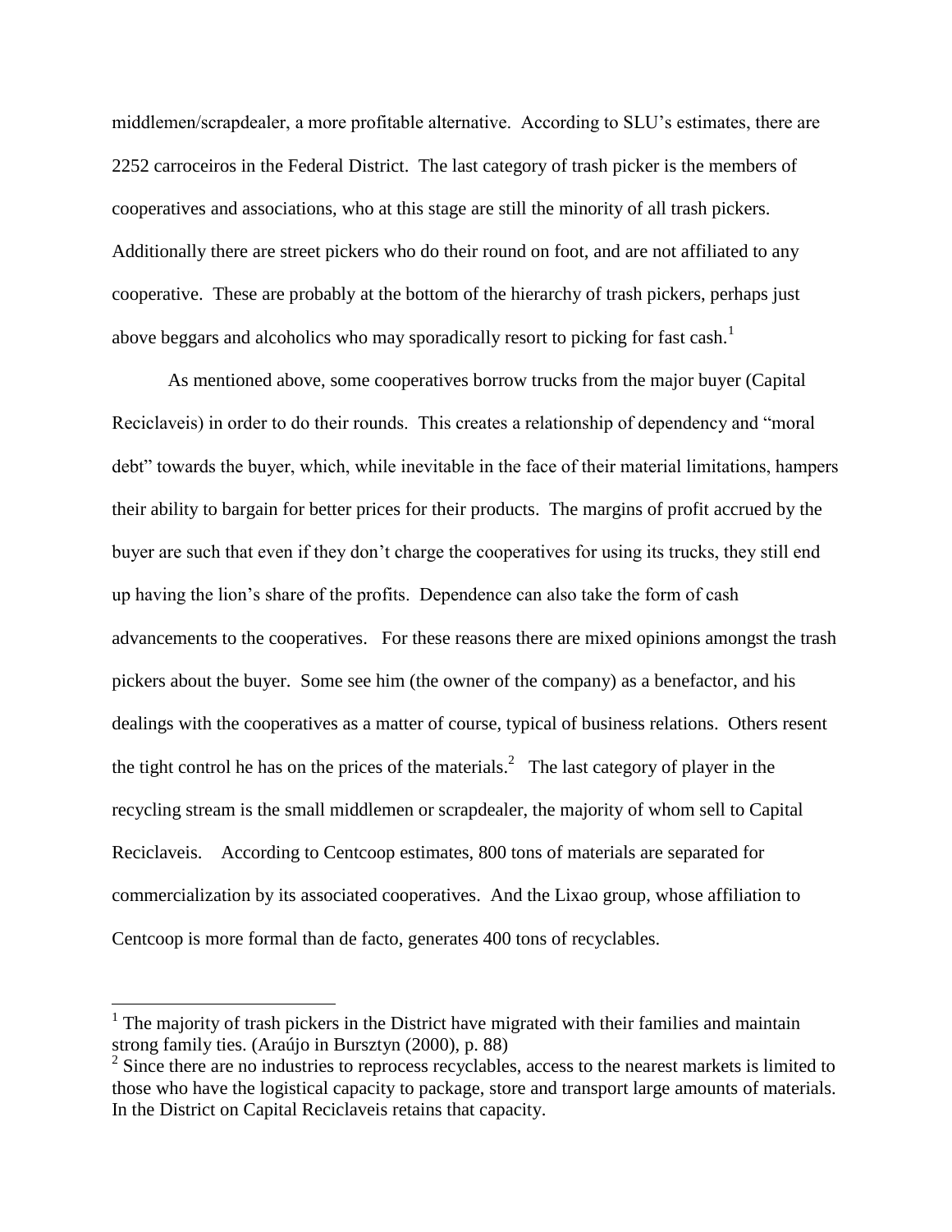middlemen/scrapdealer, a more profitable alternative. According to SLU's estimates, there are 2252 carroceiros in the Federal District. The last category of trash picker is the members of cooperatives and associations, who at this stage are still the minority of all trash pickers. Additionally there are street pickers who do their round on foot, and are not affiliated to any cooperative. These are probably at the bottom of the hierarchy of trash pickers, perhaps just above beggars and alcoholics who may sporadically resort to picking for fast cash.[1]

As mentioned above, some cooperatives borrow trucks from the major buyer (Capital Reciclaveis) in order to do their rounds. This creates a relationship of dependency and "moral debt" towards the buyer, which, while inevitable in the face of their material limitations, hampers their ability to bargain for better prices for their products. The margins of profit accrued by the buyer are such that even if they don't charge the cooperatives for using its trucks, they still end up having the lion's share of the profits. Dependence can also take the form of cash advancements to the cooperatives. For these reasons there are mixed opinions amongst the trash pickers about the buyer. Some see him (the owner of the company) as a benefactor, and his dealings with the cooperatives as a matter of course, typical of business relations. Others resent the tight control he has on the prices of the materials.[2] The last category of player in the recycling stream is the small middlemen or scrapdealer, the majority of whom sell to Capital Reciclaveis. According to Centcoop estimates, 800 tons of materials are separated for commercialization by its associated cooperatives. And the Lixao group, whose affiliation to Centcoop is more formal than de facto, generates 400 tons of recyclables.

---

[1] The majority of trash pickers in the District have migrated with their families and maintain strong family ties. (Araújo in Bursztyn (2000), p. 88)

[2] Since there are no industries to reprocess recyclables, access to the nearest markets is limited to those who have the logistical capacity to package, store and transport large amounts of materials. In the District on Capital Reciclaveis retains that capacity.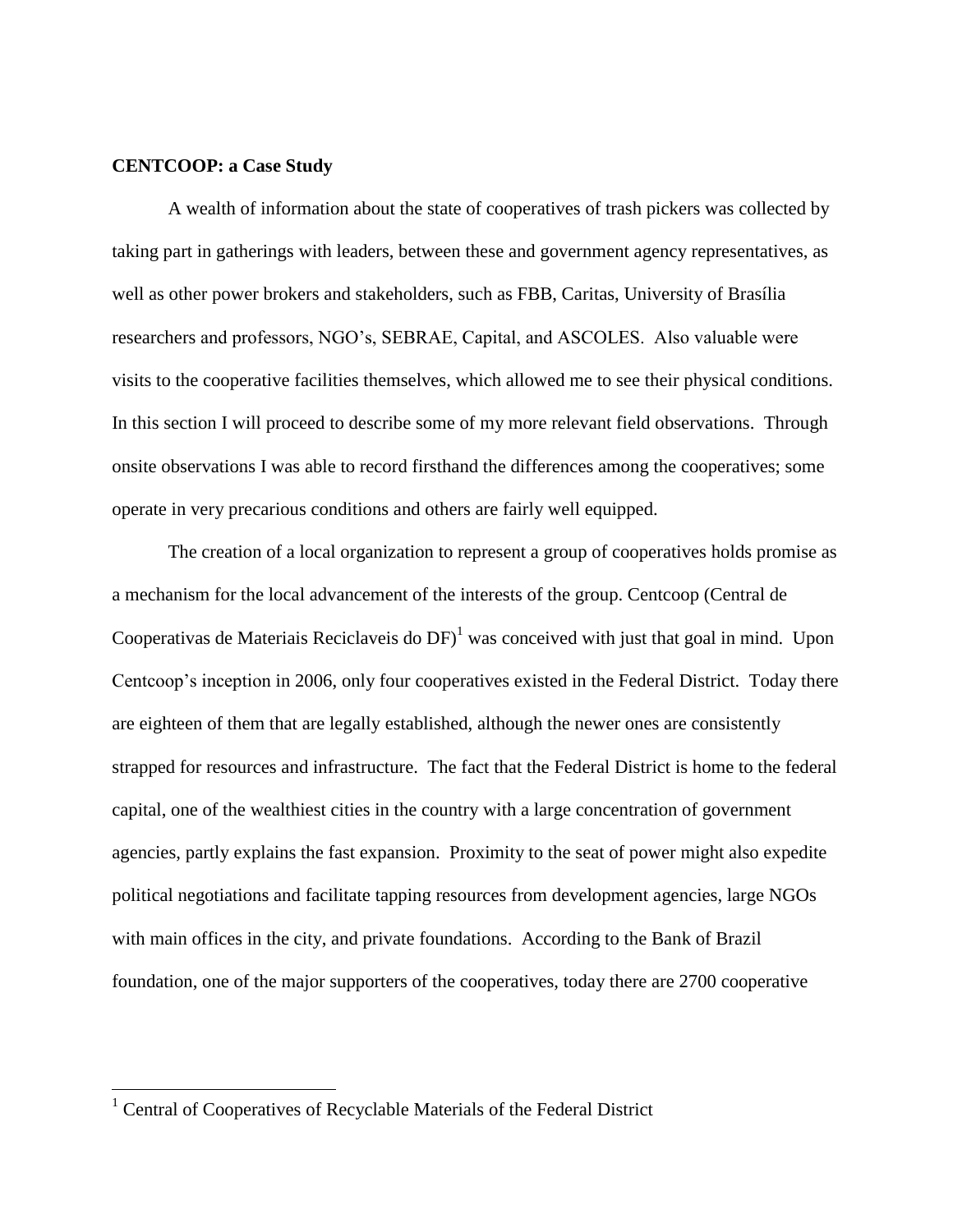**CENTCOOP: a Case Study**

A wealth of information about the state of cooperatives of trash pickers was collected by taking part in gatherings with leaders, between these and government agency representatives, as well as other power brokers and stakeholders, such as FBB, Caritas, University of Brasília researchers and professors, NGO's, SEBRAE, Capital, and ASCOLES. Also valuable were visits to the cooperative facilities themselves, which allowed me to see their physical conditions. In this section I will proceed to describe some of my more relevant field observations. Through onsite observations I was able to record firsthand the differences among the cooperatives; some operate in very precarious conditions and others are fairly well equipped.

The creation of a local organization to represent a group of cooperatives holds promise as a mechanism for the local advancement of the interests of the group. Centcoop (Central de Cooperativas de Materiais Reciclaveis do DF)[1] was conceived with just that goal in mind. Upon Centcoop's inception in 2006, only four cooperatives existed in the Federal District. Today there are eighteen of them that are legally established, although the newer ones are consistently strapped for resources and infrastructure. The fact that the Federal District is home to the federal capital, one of the wealthiest cities in the country with a large concentration of government agencies, partly explains the fast expansion. Proximity to the seat of power might also expedite political negotiations and facilitate tapping resources from development agencies, large NGOs with main offices in the city, and private foundations. According to the Bank of Brazil foundation, one of the major supporters of the cooperatives, today there are 2700 cooperative

[1] Central of Cooperatives of Recyclable Materials of the Federal District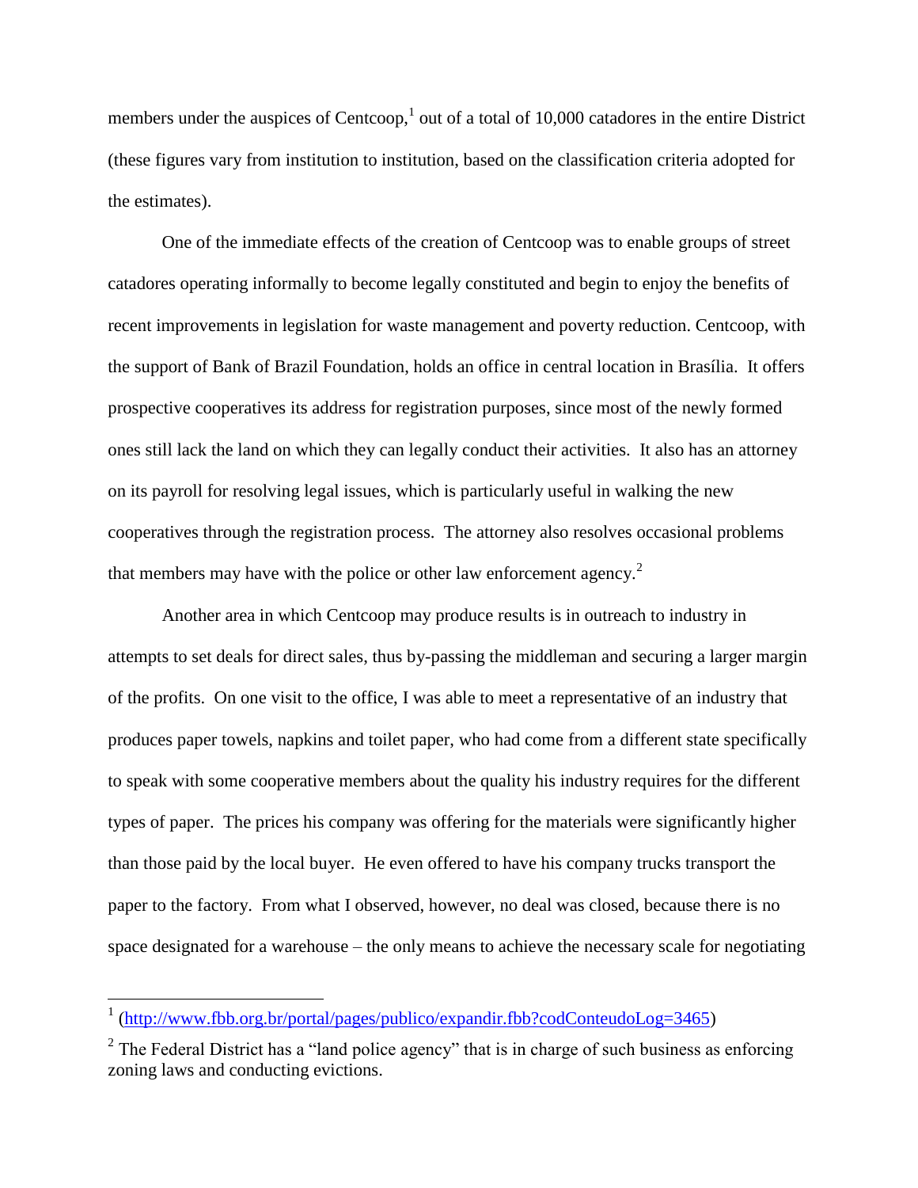members under the auspices of Centcoop,[1] out of a total of 10,000 catadores in the entire District (these figures vary from institution to institution, based on the classification criteria adopted for the estimates).

One of the immediate effects of the creation of Centcoop was to enable groups of street catadores operating informally to become legally constituted and begin to enjoy the benefits of recent improvements in legislation for waste management and poverty reduction. Centcoop, with the support of Bank of Brazil Foundation, holds an office in central location in Brasília. It offers prospective cooperatives its address for registration purposes, since most of the newly formed ones still lack the land on which they can legally conduct their activities. It also has an attorney on its payroll for resolving legal issues, which is particularly useful in walking the new cooperatives through the registration process. The attorney also resolves occasional problems that members may have with the police or other law enforcement agency.[2]

Another area in which Centcoop may produce results is in outreach to industry in attempts to set deals for direct sales, thus by-passing the middleman and securing a larger margin of the profits. On one visit to the office, I was able to meet a representative of an industry that produces paper towels, napkins and toilet paper, who had come from a different state specifically to speak with some cooperative members about the quality his industry requires for the different types of paper. The prices his company was offering for the materials were significantly higher than those paid by the local buyer. He even offered to have his company trucks transport the paper to the factory. From what I observed, however, no deal was closed, because there is no space designated for a warehouse – the only means to achieve the necessary scale for negotiating

---

[1] (http://www.fbb.org.br/portal/pages/publico/expandir.fbb?codConteudoLog=3465)

[2] The Federal District has a "land police agency" that is in charge of such business as enforcing zoning laws and conducting evictions.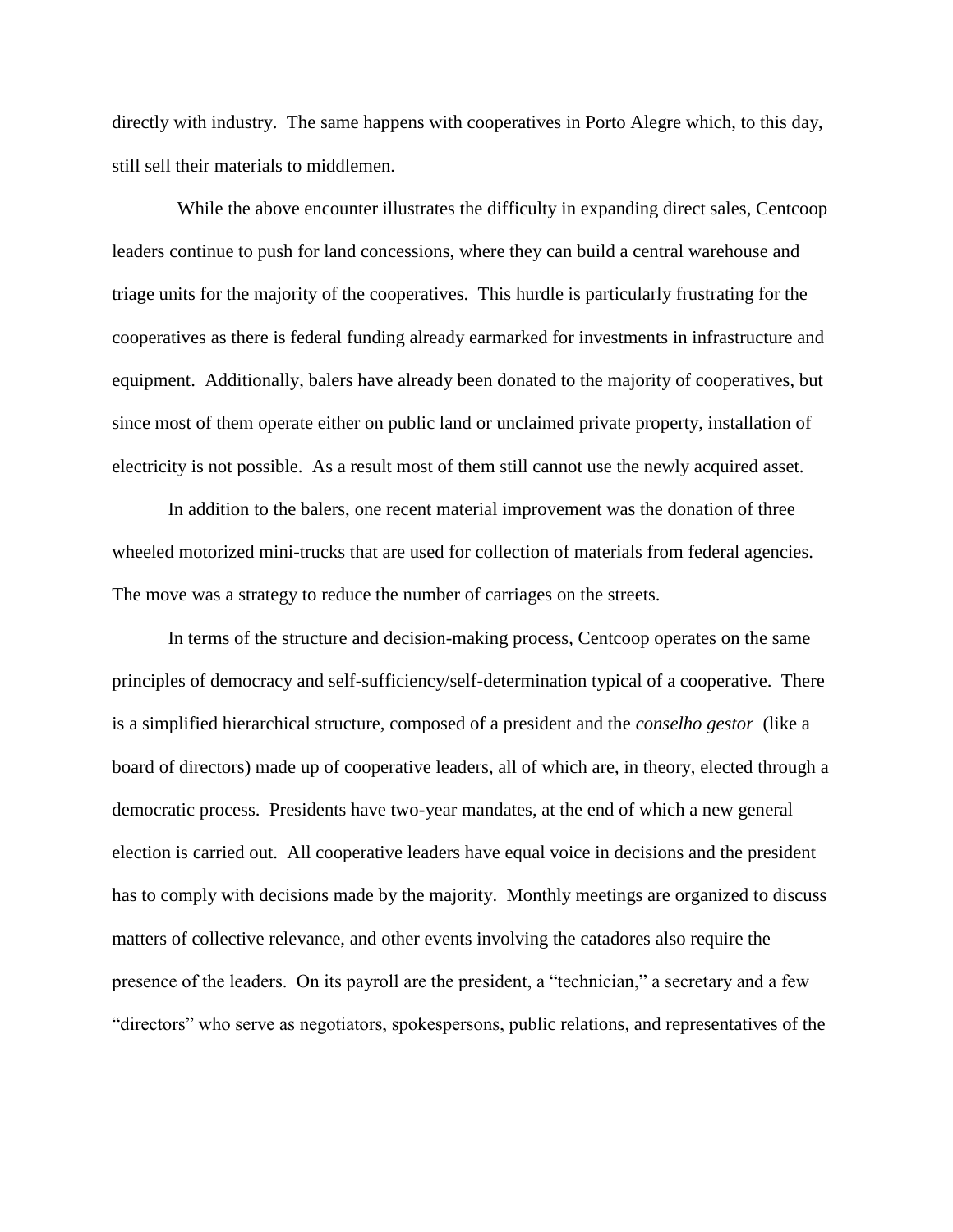directly with industry. The same happens with cooperatives in Porto Alegre which, to this day, still sell their materials to middlemen.

While the above encounter illustrates the difficulty in expanding direct sales, Centcoop leaders continue to push for land concessions, where they can build a central warehouse and triage units for the majority of the cooperatives. This hurdle is particularly frustrating for the cooperatives as there is federal funding already earmarked for investments in infrastructure and equipment. Additionally, balers have already been donated to the majority of cooperatives, but since most of them operate either on public land or unclaimed private property, installation of electricity is not possible. As a result most of them still cannot use the newly acquired asset.

In addition to the balers, one recent material improvement was the donation of three wheeled motorized mini-trucks that are used for collection of materials from federal agencies. The move was a strategy to reduce the number of carriages on the streets.

In terms of the structure and decision-making process, Centcoop operates on the same principles of democracy and self-sufficiency/self-determination typical of a cooperative. There is a simplified hierarchical structure, composed of a president and the *conselho gestor* (like a board of directors) made up of cooperative leaders, all of which are, in theory, elected through a democratic process. Presidents have two-year mandates, at the end of which a new general election is carried out. All cooperative leaders have equal voice in decisions and the president has to comply with decisions made by the majority. Monthly meetings are organized to discuss matters of collective relevance, and other events involving the catadores also require the presence of the leaders. On its payroll are the president, a "technician," a secretary and a few "directors" who serve as negotiators, spokespersons, public relations, and representatives of the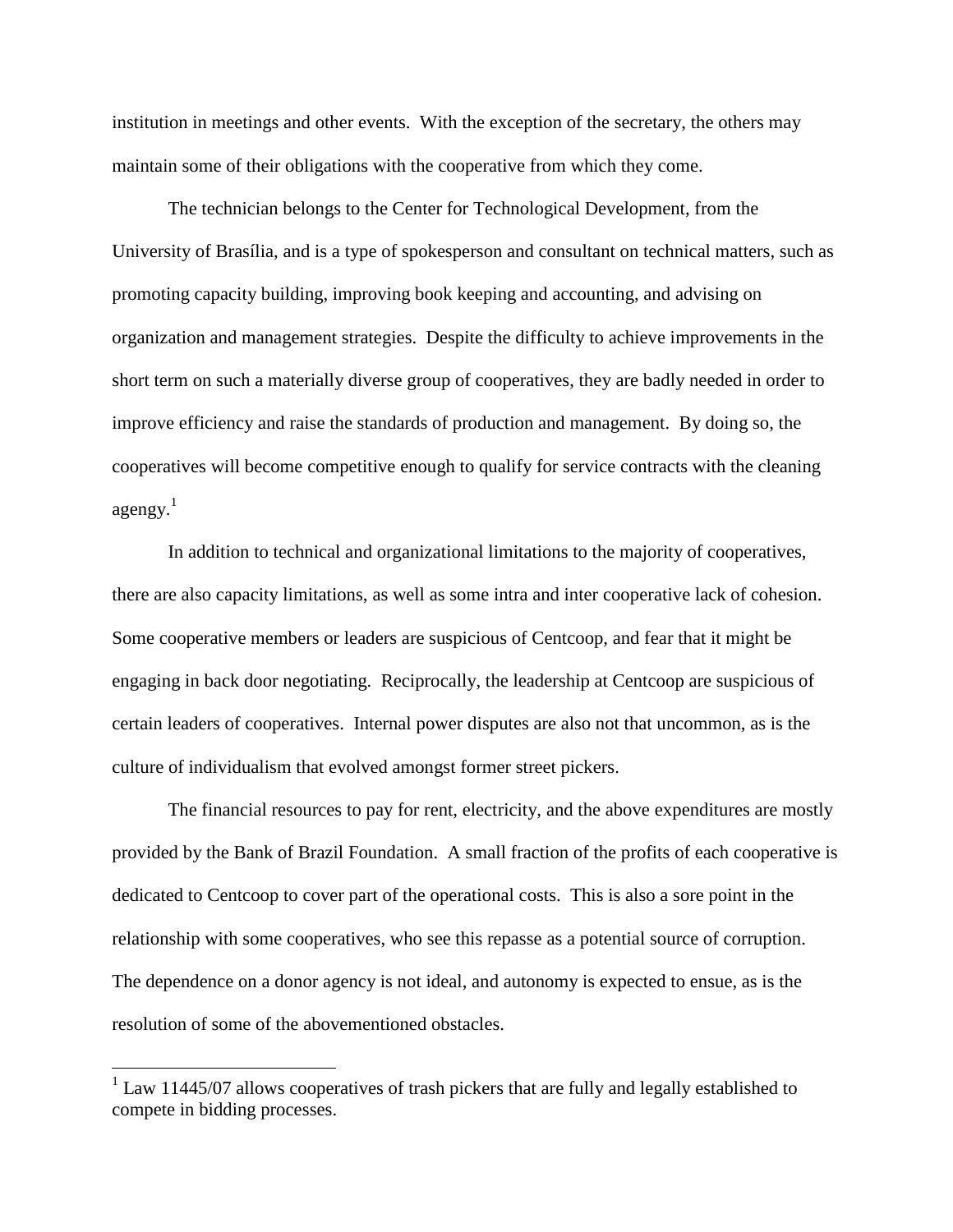institution in meetings and other events. With the exception of the secretary, the others may maintain some of their obligations with the cooperative from which they come.

The technician belongs to the Center for Technological Development, from the University of Brasília, and is a type of spokesperson and consultant on technical matters, such as promoting capacity building, improving book keeping and accounting, and advising on organization and management strategies. Despite the difficulty to achieve improvements in the short term on such a materially diverse group of cooperatives, they are badly needed in order to improve efficiency and raise the standards of production and management. By doing so, the cooperatives will become competitive enough to qualify for service contracts with the cleaning agengy.[1]

In addition to technical and organizational limitations to the majority of cooperatives, there are also capacity limitations, as well as some intra and inter cooperative lack of cohesion. Some cooperative members or leaders are suspicious of Centcoop, and fear that it might be engaging in back door negotiating. Reciprocally, the leadership at Centcoop are suspicious of certain leaders of cooperatives. Internal power disputes are also not that uncommon, as is the culture of individualism that evolved amongst former street pickers.

The financial resources to pay for rent, electricity, and the above expenditures are mostly provided by the Bank of Brazil Foundation. A small fraction of the profits of each cooperative is dedicated to Centcoop to cover part of the operational costs. This is also a sore point in the relationship with some cooperatives, who see this repasse as a potential source of corruption. The dependence on a donor agency is not ideal, and autonomy is expected to ensue, as is the resolution of some of the abovementioned obstacles.

[1] Law 11445/07 allows cooperatives of trash pickers that are fully and legally established to compete in bidding processes.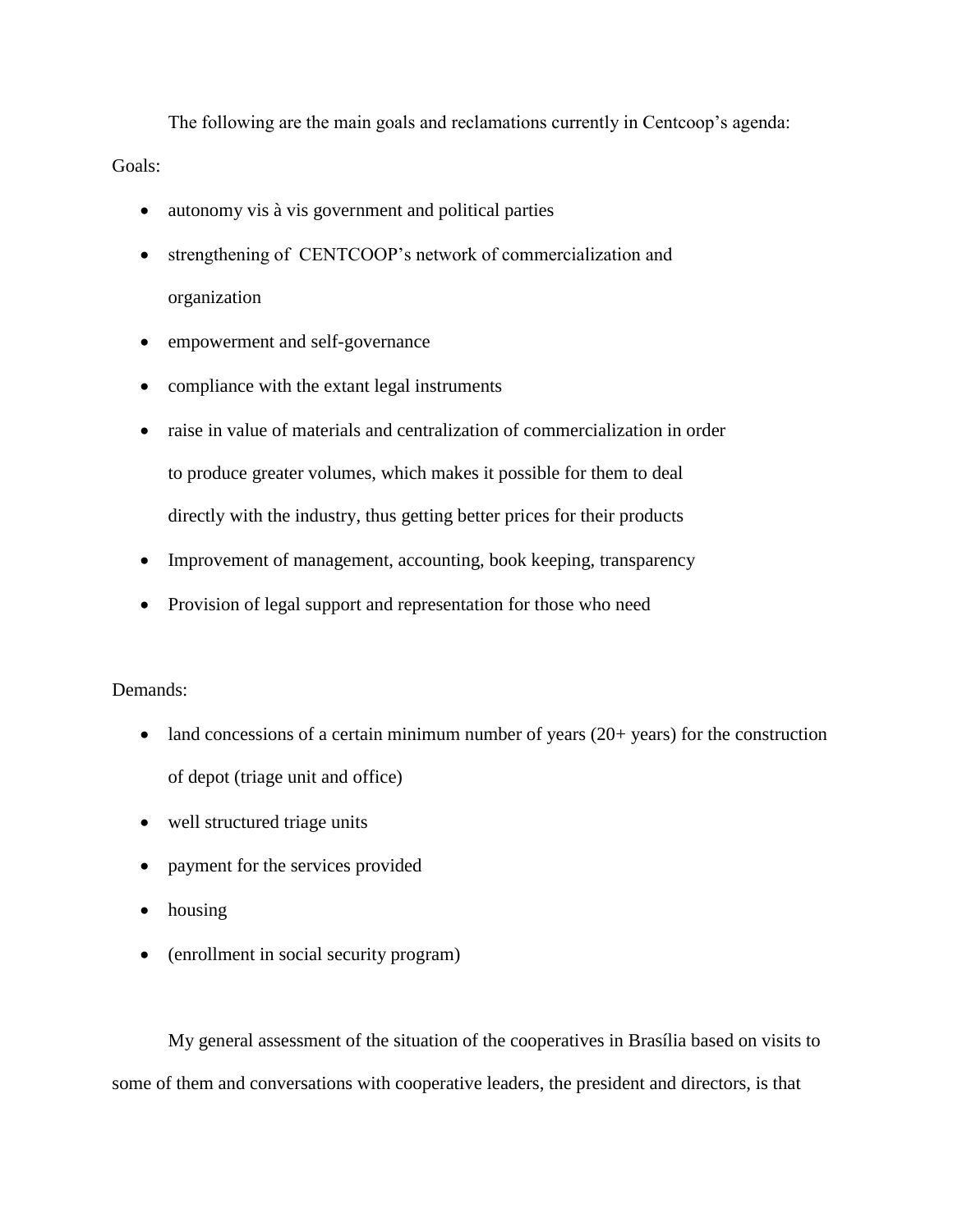The following are the main goals and reclamations currently in Centcoop's agenda:

Goals:

- autonomy vis à vis government and political parties
- strengthening of CENTCOOP's network of commercialization and organization
- empowerment and self-governance
- compliance with the extant legal instruments
- raise in value of materials and centralization of commercialization in order to produce greater volumes, which makes it possible for them to deal directly with the industry, thus getting better prices for their products
- Improvement of management, accounting, book keeping, transparency
- Provision of legal support and representation for those who need

Demands:

- land concessions of a certain minimum number of years (20+ years) for the construction of depot (triage unit and office)
- well structured triage units
- payment for the services provided
- housing
- (enrollment in social security program)

My general assessment of the situation of the cooperatives in Brasília based on visits to some of them and conversations with cooperative leaders, the president and directors, is that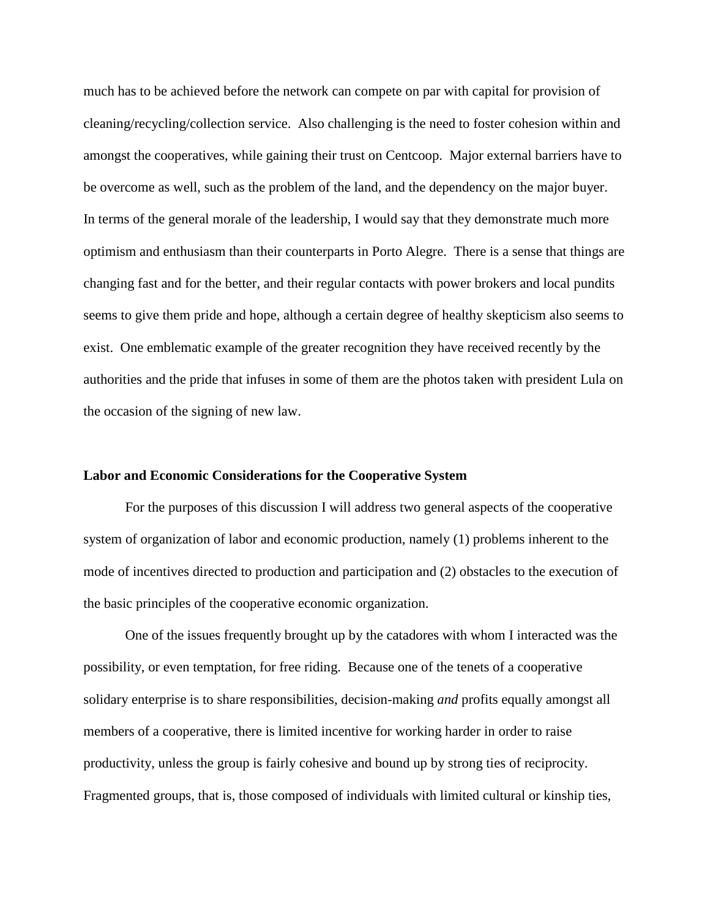much has to be achieved before the network can compete on par with capital for provision of cleaning/recycling/collection service. Also challenging is the need to foster cohesion within and amongst the cooperatives, while gaining their trust on Centcoop. Major external barriers have to be overcome as well, such as the problem of the land, and the dependency on the major buyer. In terms of the general morale of the leadership, I would say that they demonstrate much more optimism and enthusiasm than their counterparts in Porto Alegre. There is a sense that things are changing fast and for the better, and their regular contacts with power brokers and local pundits seems to give them pride and hope, although a certain degree of healthy skepticism also seems to exist. One emblematic example of the greater recognition they have received recently by the authorities and the pride that infuses in some of them are the photos taken with president Lula on the occasion of the signing of new law.

### Labor and Economic Considerations for the Cooperative System

For the purposes of this discussion I will address two general aspects of the cooperative system of organization of labor and economic production, namely (1) problems inherent to the mode of incentives directed to production and participation and (2) obstacles to the execution of the basic principles of the cooperative economic organization.

One of the issues frequently brought up by the catadores with whom I interacted was the possibility, or even temptation, for free riding. Because one of the tenets of a cooperative solidary enterprise is to share responsibilities, decision-making *and* profits equally amongst all members of a cooperative, there is limited incentive for working harder in order to raise productivity, unless the group is fairly cohesive and bound up by strong ties of reciprocity. Fragmented groups, that is, those composed of individuals with limited cultural or kinship ties,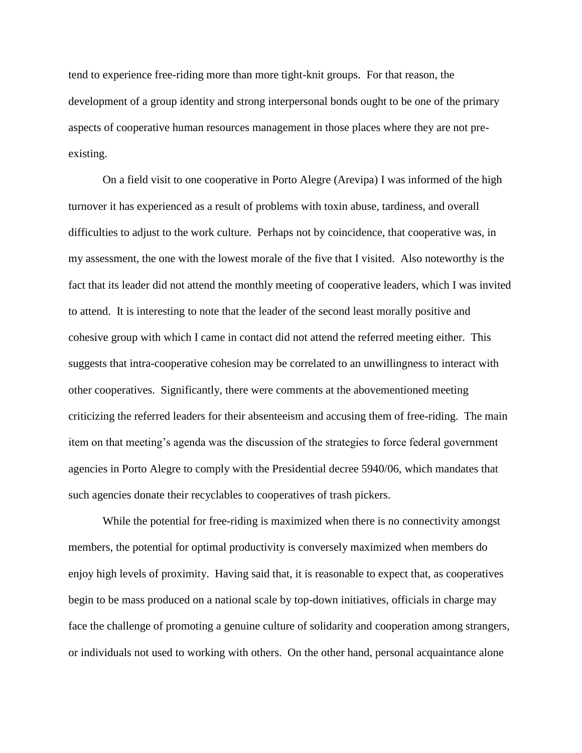tend to experience free-riding more than more tight-knit groups. For that reason, the development of a group identity and strong interpersonal bonds ought to be one of the primary aspects of cooperative human resources management in those places where they are not pre-existing.

On a field visit to one cooperative in Porto Alegre (Arevipa) I was informed of the high turnover it has experienced as a result of problems with toxin abuse, tardiness, and overall difficulties to adjust to the work culture. Perhaps not by coincidence, that cooperative was, in my assessment, the one with the lowest morale of the five that I visited. Also noteworthy is the fact that its leader did not attend the monthly meeting of cooperative leaders, which I was invited to attend. It is interesting to note that the leader of the second least morally positive and cohesive group with which I came in contact did not attend the referred meeting either. This suggests that intra-cooperative cohesion may be correlated to an unwillingness to interact with other cooperatives. Significantly, there were comments at the abovementioned meeting criticizing the referred leaders for their absenteeism and accusing them of free-riding. The main item on that meeting's agenda was the discussion of the strategies to force federal government agencies in Porto Alegre to comply with the Presidential decree 5940/06, which mandates that such agencies donate their recyclables to cooperatives of trash pickers.

While the potential for free-riding is maximized when there is no connectivity amongst members, the potential for optimal productivity is conversely maximized when members do enjoy high levels of proximity. Having said that, it is reasonable to expect that, as cooperatives begin to be mass produced on a national scale by top-down initiatives, officials in charge may face the challenge of promoting a genuine culture of solidarity and cooperation among strangers, or individuals not used to working with others. On the other hand, personal acquaintance alone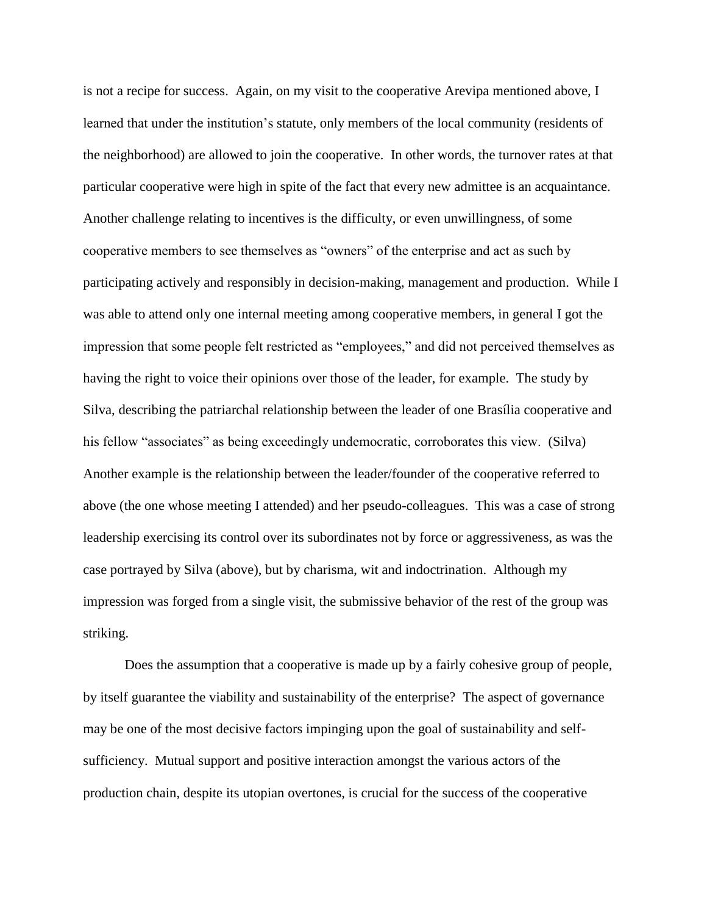is not a recipe for success. Again, on my visit to the cooperative Arevipa mentioned above, I learned that under the institution's statute, only members of the local community (residents of the neighborhood) are allowed to join the cooperative. In other words, the turnover rates at that particular cooperative were high in spite of the fact that every new admittee is an acquaintance. Another challenge relating to incentives is the difficulty, or even unwillingness, of some cooperative members to see themselves as "owners" of the enterprise and act as such by participating actively and responsibly in decision-making, management and production. While I was able to attend only one internal meeting among cooperative members, in general I got the impression that some people felt restricted as "employees," and did not perceived themselves as having the right to voice their opinions over those of the leader, for example. The study by Silva, describing the patriarchal relationship between the leader of one Brasília cooperative and his fellow "associates" as being exceedingly undemocratic, corroborates this view. (Silva) Another example is the relationship between the leader/founder of the cooperative referred to above (the one whose meeting I attended) and her pseudo-colleagues. This was a case of strong leadership exercising its control over its subordinates not by force or aggressiveness, as was the case portrayed by Silva (above), but by charisma, wit and indoctrination. Although my impression was forged from a single visit, the submissive behavior of the rest of the group was striking.

Does the assumption that a cooperative is made up by a fairly cohesive group of people, by itself guarantee the viability and sustainability of the enterprise? The aspect of governance may be one of the most decisive factors impinging upon the goal of sustainability and self-sufficiency. Mutual support and positive interaction amongst the various actors of the production chain, despite its utopian overtones, is crucial for the success of the cooperative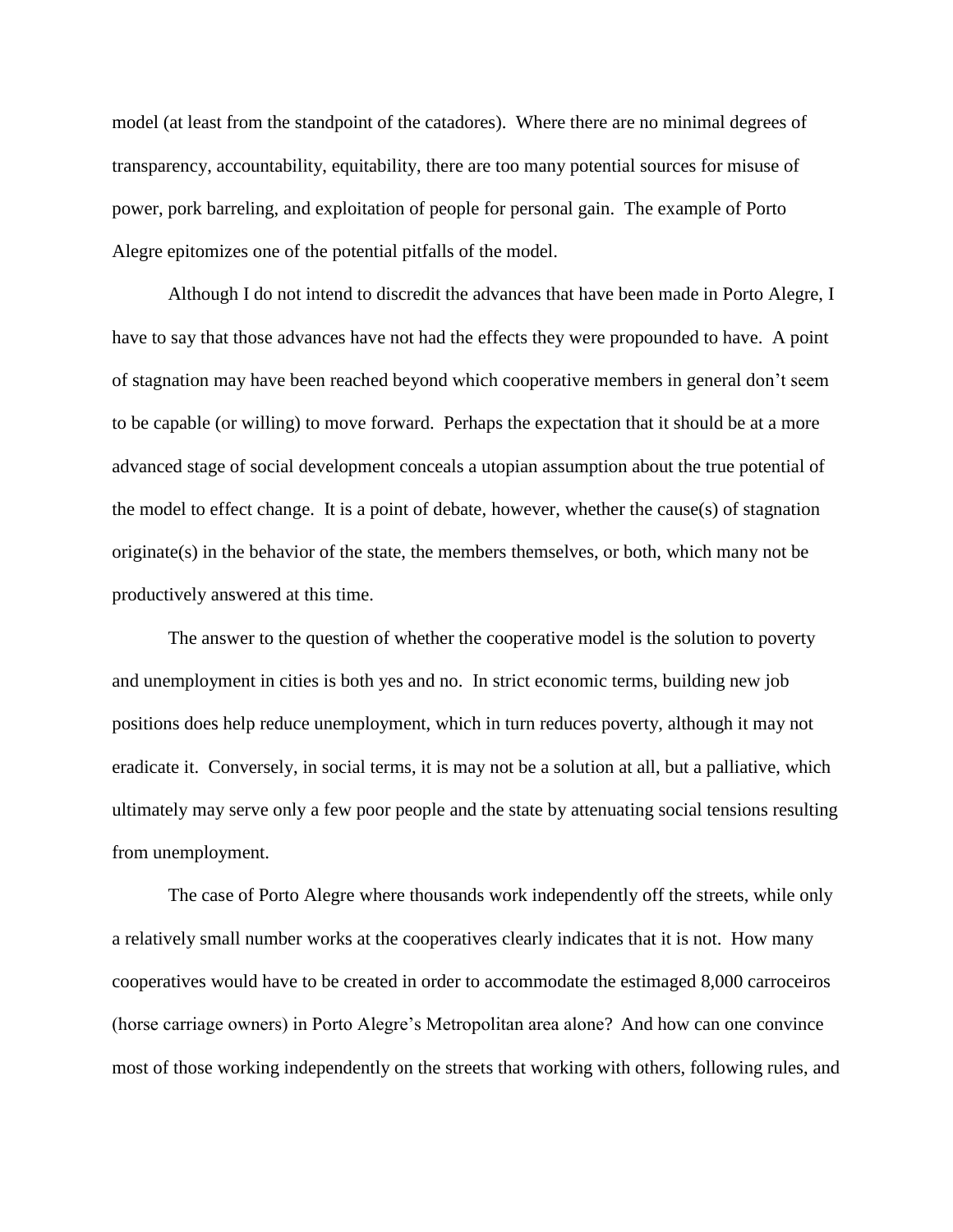model (at least from the standpoint of the catadores). Where there are no minimal degrees of transparency, accountability, equitability, there are too many potential sources for misuse of power, pork barreling, and exploitation of people for personal gain. The example of Porto Alegre epitomizes one of the potential pitfalls of the model.

Although I do not intend to discredit the advances that have been made in Porto Alegre, I have to say that those advances have not had the effects they were propounded to have. A point of stagnation may have been reached beyond which cooperative members in general don't seem to be capable (or willing) to move forward. Perhaps the expectation that it should be at a more advanced stage of social development conceals a utopian assumption about the true potential of the model to effect change. It is a point of debate, however, whether the cause(s) of stagnation originate(s) in the behavior of the state, the members themselves, or both, which many not be productively answered at this time.

The answer to the question of whether the cooperative model is the solution to poverty and unemployment in cities is both yes and no. In strict economic terms, building new job positions does help reduce unemployment, which in turn reduces poverty, although it may not eradicate it. Conversely, in social terms, it is may not be a solution at all, but a palliative, which ultimately may serve only a few poor people and the state by attenuating social tensions resulting from unemployment.

The case of Porto Alegre where thousands work independently off the streets, while only a relatively small number works at the cooperatives clearly indicates that it is not. How many cooperatives would have to be created in order to accommodate the estimaged 8,000 carroceiros (horse carriage owners) in Porto Alegre's Metropolitan area alone? And how can one convince most of those working independently on the streets that working with others, following rules, and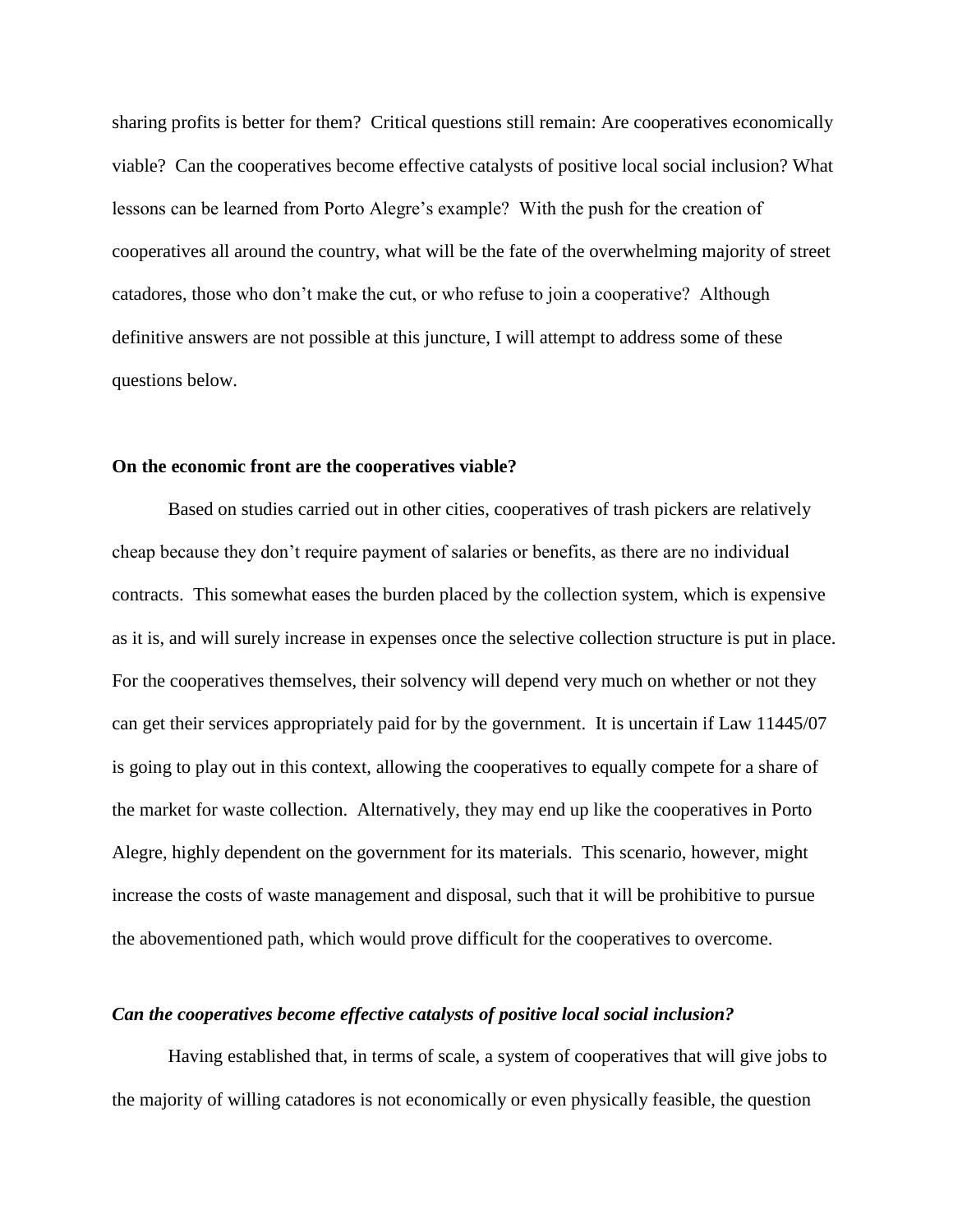sharing profits is better for them? Critical questions still remain: Are cooperatives economically viable? Can the cooperatives become effective catalysts of positive local social inclusion? What lessons can be learned from Porto Alegre's example? With the push for the creation of cooperatives all around the country, what will be the fate of the overwhelming majority of street catadores, those who don't make the cut, or who refuse to join a cooperative? Although definitive answers are not possible at this juncture, I will attempt to address some of these questions below.

**On the economic front are the cooperatives viable?**

Based on studies carried out in other cities, cooperatives of trash pickers are relatively cheap because they don't require payment of salaries or benefits, as there are no individual contracts. This somewhat eases the burden placed by the collection system, which is expensive as it is, and will surely increase in expenses once the selective collection structure is put in place. For the cooperatives themselves, their solvency will depend very much on whether or not they can get their services appropriately paid for by the government. It is uncertain if Law 11445/07 is going to play out in this context, allowing the cooperatives to equally compete for a share of the market for waste collection. Alternatively, they may end up like the cooperatives in Porto Alegre, highly dependent on the government for its materials. This scenario, however, might increase the costs of waste management and disposal, such that it will be prohibitive to pursue the abovementioned path, which would prove difficult for the cooperatives to overcome.

***Can the cooperatives become effective catalysts of positive local social inclusion?***

Having established that, in terms of scale, a system of cooperatives that will give jobs to the majority of willing catadores is not economically or even physically feasible, the question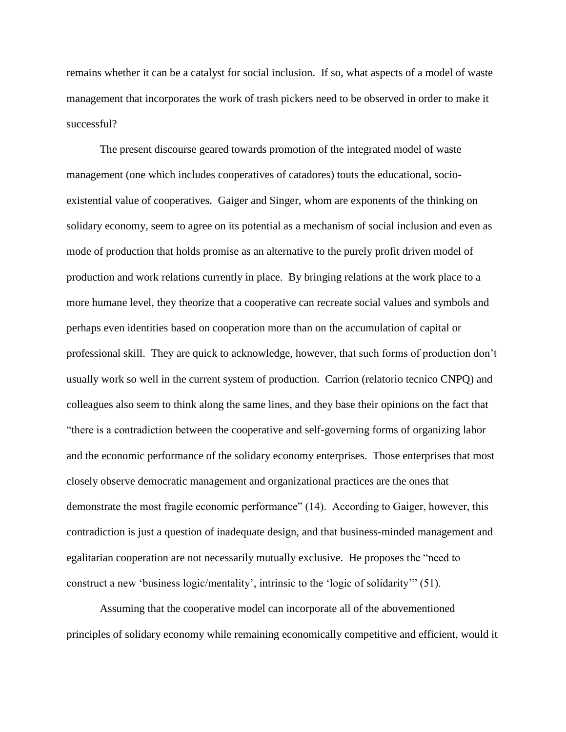remains whether it can be a catalyst for social inclusion. If so, what aspects of a model of waste management that incorporates the work of trash pickers need to be observed in order to make it successful?

The present discourse geared towards promotion of the integrated model of waste management (one which includes cooperatives of catadores) touts the educational, socio-existential value of cooperatives. Gaiger and Singer, whom are exponents of the thinking on solidary economy, seem to agree on its potential as a mechanism of social inclusion and even as mode of production that holds promise as an alternative to the purely profit driven model of production and work relations currently in place. By bringing relations at the work place to a more humane level, they theorize that a cooperative can recreate social values and symbols and perhaps even identities based on cooperation more than on the accumulation of capital or professional skill. They are quick to acknowledge, however, that such forms of production don't usually work so well in the current system of production. Carrion (relatorio tecnico CNPQ) and colleagues also seem to think along the same lines, and they base their opinions on the fact that "there is a contradiction between the cooperative and self-governing forms of organizing labor and the economic performance of the solidary economy enterprises. Those enterprises that most closely observe democratic management and organizational practices are the ones that demonstrate the most fragile economic performance" (14). According to Gaiger, however, this contradiction is just a question of inadequate design, and that business-minded management and egalitarian cooperation are not necessarily mutually exclusive. He proposes the "need to construct a new 'business logic/mentality', intrinsic to the 'logic of solidarity'" (51).

Assuming that the cooperative model can incorporate all of the abovementioned principles of solidary economy while remaining economically competitive and efficient, would it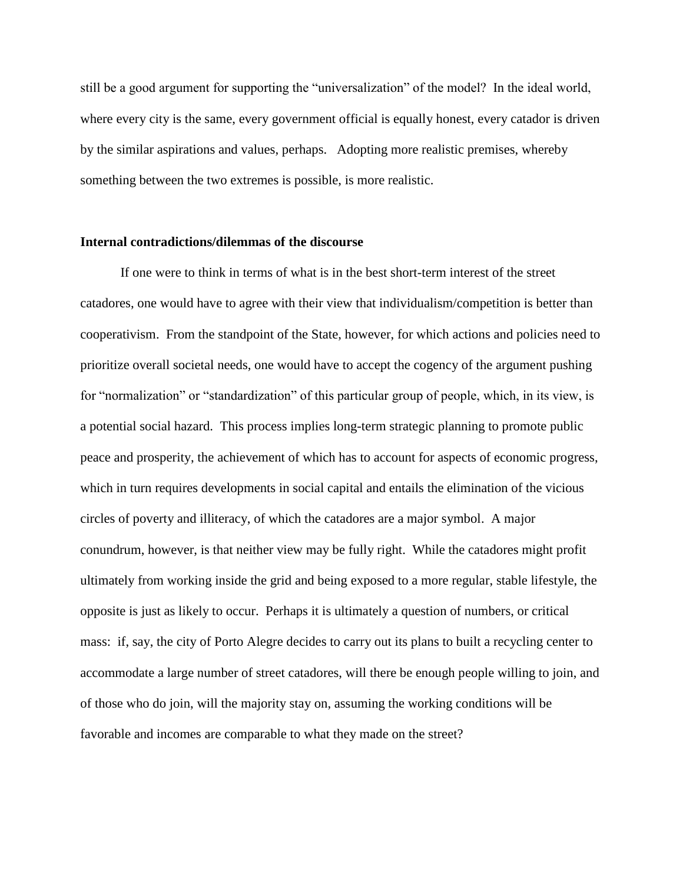still be a good argument for supporting the "universalization" of the model? In the ideal world, where every city is the same, every government official is equally honest, every catador is driven by the similar aspirations and values, perhaps. Adopting more realistic premises, whereby something between the two extremes is possible, is more realistic.

**Internal contradictions/dilemmas of the discourse**

If one were to think in terms of what is in the best short-term interest of the street catadores, one would have to agree with their view that individualism/competition is better than cooperativism. From the standpoint of the State, however, for which actions and policies need to prioritize overall societal needs, one would have to accept the cogency of the argument pushing for "normalization" or "standardization" of this particular group of people, which, in its view, is a potential social hazard. This process implies long-term strategic planning to promote public peace and prosperity, the achievement of which has to account for aspects of economic progress, which in turn requires developments in social capital and entails the elimination of the vicious circles of poverty and illiteracy, of which the catadores are a major symbol. A major conundrum, however, is that neither view may be fully right. While the catadores might profit ultimately from working inside the grid and being exposed to a more regular, stable lifestyle, the opposite is just as likely to occur. Perhaps it is ultimately a question of numbers, or critical mass: if, say, the city of Porto Alegre decides to carry out its plans to built a recycling center to accommodate a large number of street catadores, will there be enough people willing to join, and of those who do join, will the majority stay on, assuming the working conditions will be favorable and incomes are comparable to what they made on the street?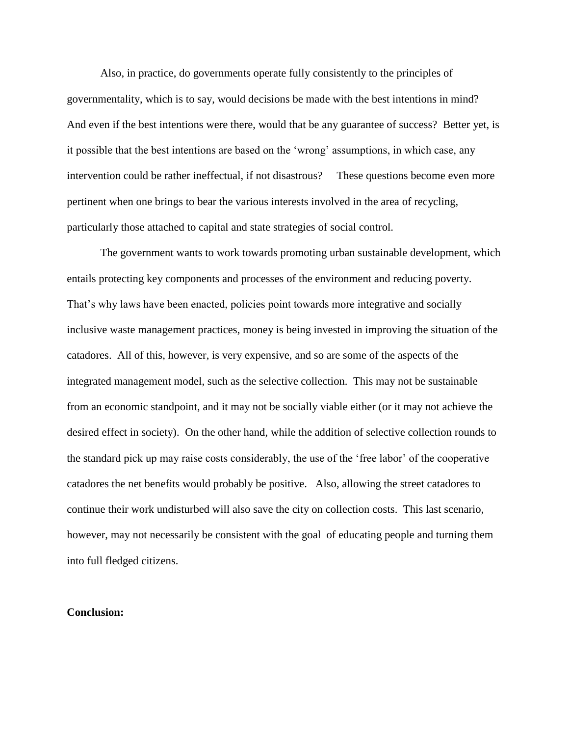Also, in practice, do governments operate fully consistently to the principles of governmentality, which is to say, would decisions be made with the best intentions in mind? And even if the best intentions were there, would that be any guarantee of success? Better yet, is it possible that the best intentions are based on the 'wrong' assumptions, in which case, any intervention could be rather ineffectual, if not disastrous? These questions become even more pertinent when one brings to bear the various interests involved in the area of recycling, particularly those attached to capital and state strategies of social control.

The government wants to work towards promoting urban sustainable development, which entails protecting key components and processes of the environment and reducing poverty. That's why laws have been enacted, policies point towards more integrative and socially inclusive waste management practices, money is being invested in improving the situation of the catadores. All of this, however, is very expensive, and so are some of the aspects of the integrated management model, such as the selective collection. This may not be sustainable from an economic standpoint, and it may not be socially viable either (or it may not achieve the desired effect in society). On the other hand, while the addition of selective collection rounds to the standard pick up may raise costs considerably, the use of the 'free labor' of the cooperative catadores the net benefits would probably be positive. Also, allowing the street catadores to continue their work undisturbed will also save the city on collection costs. This last scenario, however, may not necessarily be consistent with the goal of educating people and turning them into full fledged citizens.

**Conclusion:**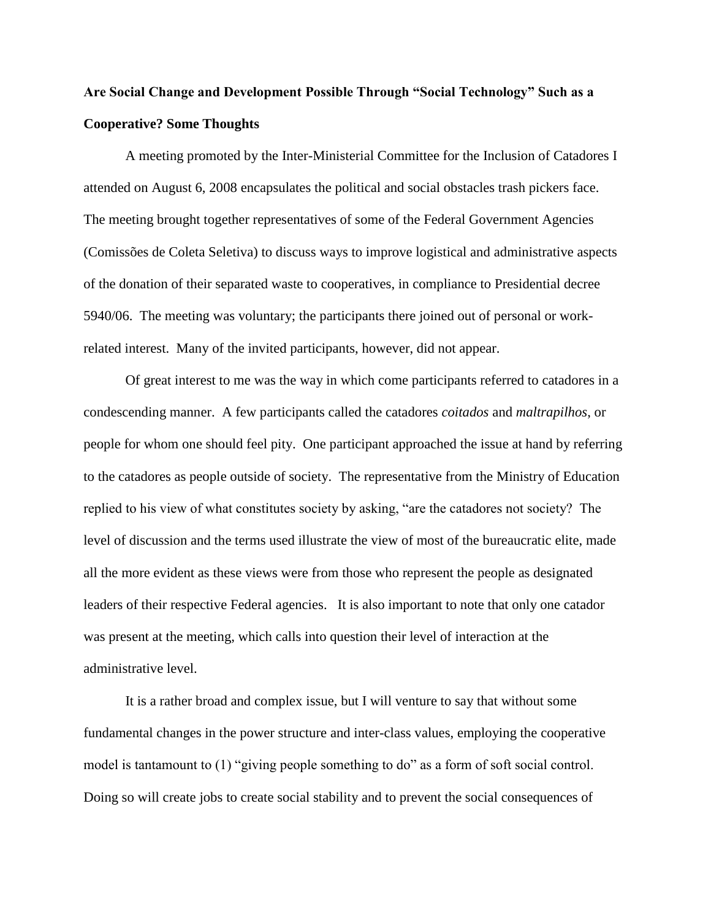**Are Social Change and Development Possible Through "Social Technology" Such as a Cooperative? Some Thoughts**

A meeting promoted by the Inter-Ministerial Committee for the Inclusion of Catadores I attended on August 6, 2008 encapsulates the political and social obstacles trash pickers face. The meeting brought together representatives of some of the Federal Government Agencies (Comissões de Coleta Seletiva) to discuss ways to improve logistical and administrative aspects of the donation of their separated waste to cooperatives, in compliance to Presidential decree 5940/06. The meeting was voluntary; the participants there joined out of personal or work-related interest. Many of the invited participants, however, did not appear.

Of great interest to me was the way in which come participants referred to catadores in a condescending manner. A few participants called the catadores *coitados* and *maltrapilhos*, or people for whom one should feel pity. One participant approached the issue at hand by referring to the catadores as people outside of society. The representative from the Ministry of Education replied to his view of what constitutes society by asking, "are the catadores not society? The level of discussion and the terms used illustrate the view of most of the bureaucratic elite, made all the more evident as these views were from those who represent the people as designated leaders of their respective Federal agencies. It is also important to note that only one catador was present at the meeting, which calls into question their level of interaction at the administrative level.

It is a rather broad and complex issue, but I will venture to say that without some fundamental changes in the power structure and inter-class values, employing the cooperative model is tantamount to (1) "giving people something to do" as a form of soft social control. Doing so will create jobs to create social stability and to prevent the social consequences of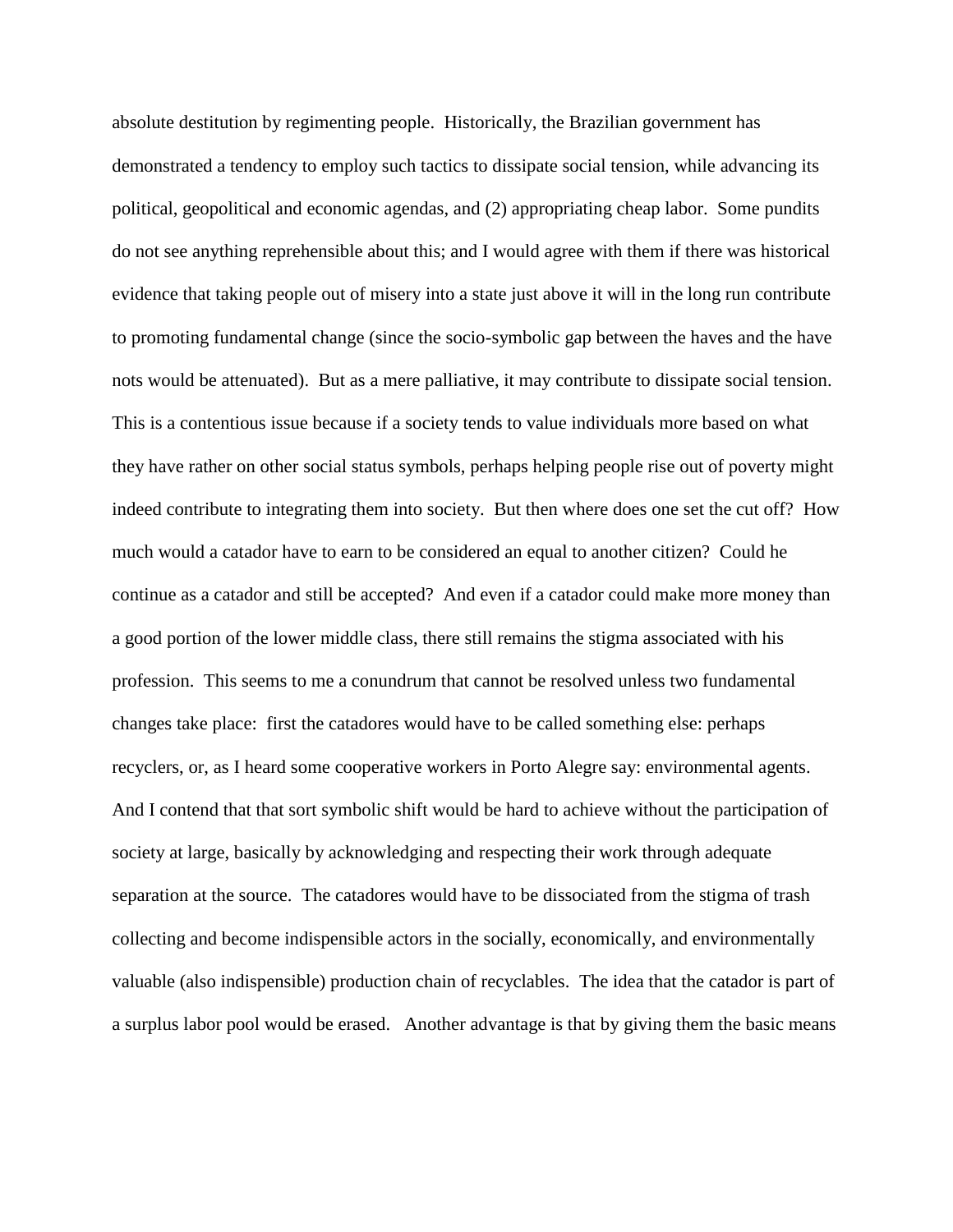absolute destitution by regimenting people. Historically, the Brazilian government has demonstrated a tendency to employ such tactics to dissipate social tension, while advancing its political, geopolitical and economic agendas, and (2) appropriating cheap labor. Some pundits do not see anything reprehensible about this; and I would agree with them if there was historical evidence that taking people out of misery into a state just above it will in the long run contribute to promoting fundamental change (since the socio-symbolic gap between the haves and the have nots would be attenuated). But as a mere palliative, it may contribute to dissipate social tension. This is a contentious issue because if a society tends to value individuals more based on what they have rather on other social status symbols, perhaps helping people rise out of poverty might indeed contribute to integrating them into society. But then where does one set the cut off? How much would a catador have to earn to be considered an equal to another citizen? Could he continue as a catador and still be accepted? And even if a catador could make more money than a good portion of the lower middle class, there still remains the stigma associated with his profession. This seems to me a conundrum that cannot be resolved unless two fundamental changes take place: first the catadores would have to be called something else: perhaps recyclers, or, as I heard some cooperative workers in Porto Alegre say: environmental agents. And I contend that that sort symbolic shift would be hard to achieve without the participation of society at large, basically by acknowledging and respecting their work through adequate separation at the source. The catadores would have to be dissociated from the stigma of trash collecting and become indispensible actors in the socially, economically, and environmentally valuable (also indispensible) production chain of recyclables. The idea that the catador is part of a surplus labor pool would be erased. Another advantage is that by giving them the basic means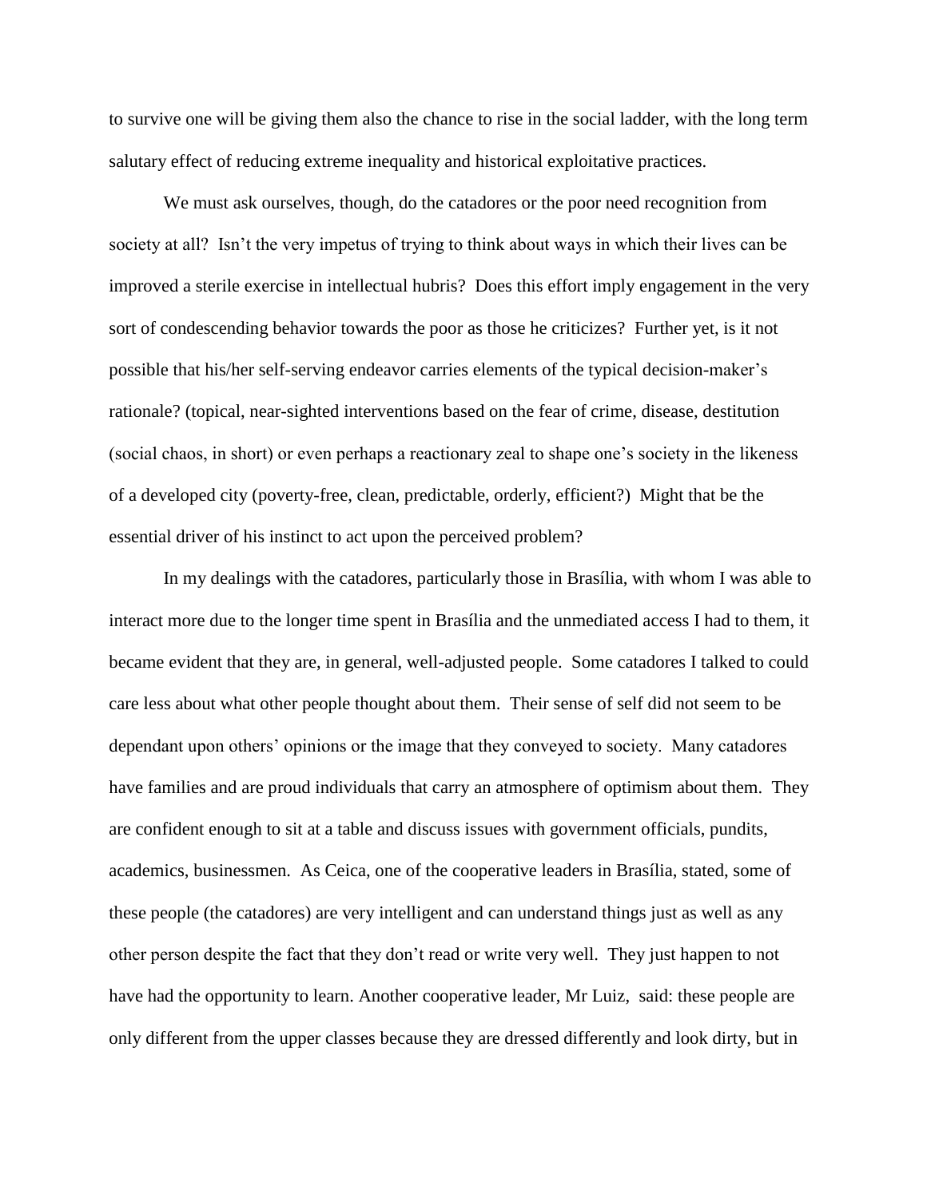to survive one will be giving them also the chance to rise in the social ladder, with the long term salutary effect of reducing extreme inequality and historical exploitative practices.

We must ask ourselves, though, do the catadores or the poor need recognition from society at all? Isn't the very impetus of trying to think about ways in which their lives can be improved a sterile exercise in intellectual hubris? Does this effort imply engagement in the very sort of condescending behavior towards the poor as those he criticizes? Further yet, is it not possible that his/her self-serving endeavor carries elements of the typical decision-maker's rationale? (topical, near-sighted interventions based on the fear of crime, disease, destitution (social chaos, in short) or even perhaps a reactionary zeal to shape one's society in the likeness of a developed city (poverty-free, clean, predictable, orderly, efficient?) Might that be the essential driver of his instinct to act upon the perceived problem?

In my dealings with the catadores, particularly those in Brasília, with whom I was able to interact more due to the longer time spent in Brasília and the unmediated access I had to them, it became evident that they are, in general, well-adjusted people. Some catadores I talked to could care less about what other people thought about them. Their sense of self did not seem to be dependant upon others' opinions or the image that they conveyed to society. Many catadores have families and are proud individuals that carry an atmosphere of optimism about them. They are confident enough to sit at a table and discuss issues with government officials, pundits, academics, businessmen. As Ceica, one of the cooperative leaders in Brasília, stated, some of these people (the catadores) are very intelligent and can understand things just as well as any other person despite the fact that they don't read or write very well. They just happen to not have had the opportunity to learn. Another cooperative leader, Mr Luiz, said: these people are only different from the upper classes because they are dressed differently and look dirty, but in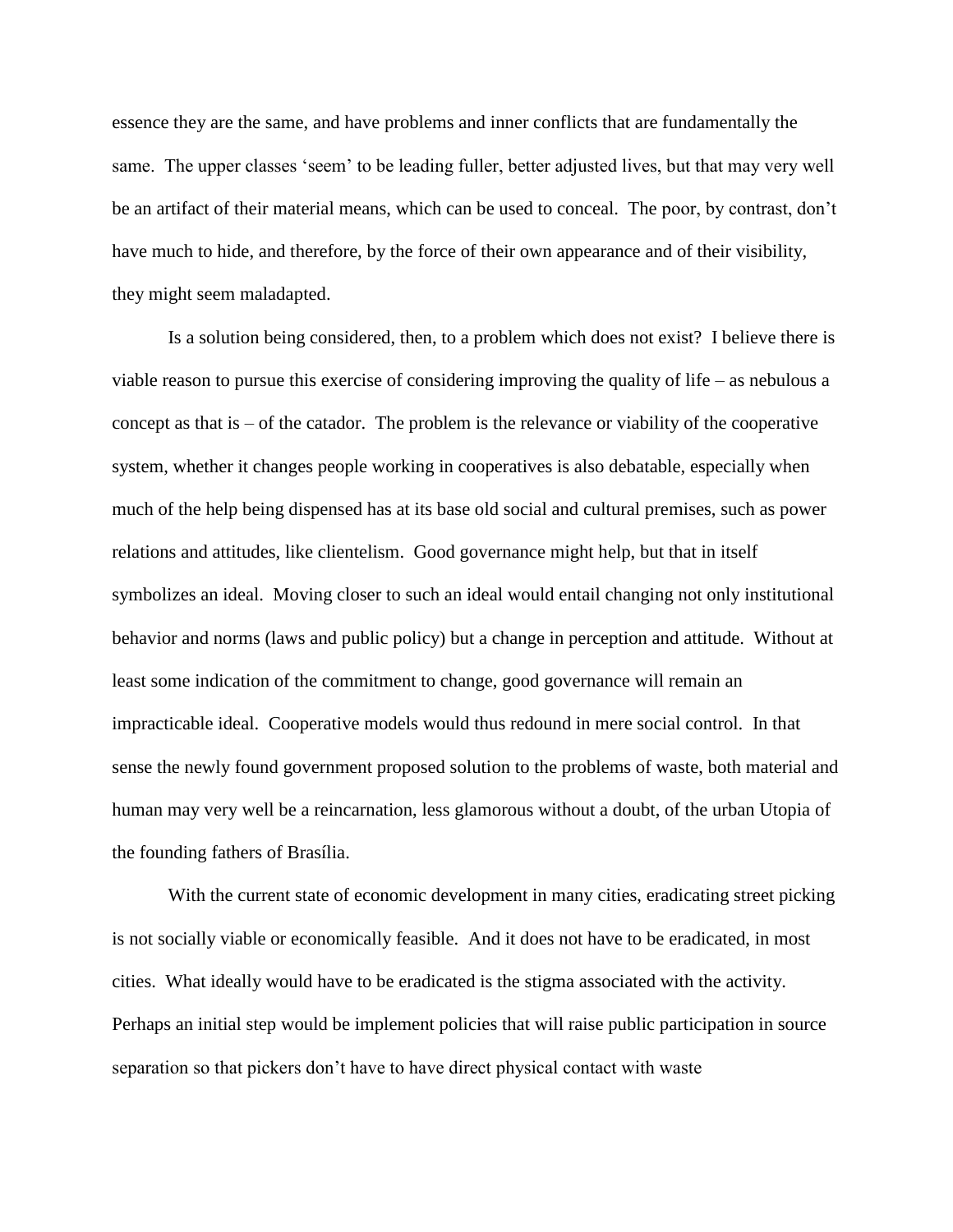essence they are the same, and have problems and inner conflicts that are fundamentally the same. The upper classes 'seem' to be leading fuller, better adjusted lives, but that may very well be an artifact of their material means, which can be used to conceal. The poor, by contrast, don't have much to hide, and therefore, by the force of their own appearance and of their visibility, they might seem maladapted.

Is a solution being considered, then, to a problem which does not exist? I believe there is viable reason to pursue this exercise of considering improving the quality of life – as nebulous a concept as that is – of the catador. The problem is the relevance or viability of the cooperative system, whether it changes people working in cooperatives is also debatable, especially when much of the help being dispensed has at its base old social and cultural premises, such as power relations and attitudes, like clientelism. Good governance might help, but that in itself symbolizes an ideal. Moving closer to such an ideal would entail changing not only institutional behavior and norms (laws and public policy) but a change in perception and attitude. Without at least some indication of the commitment to change, good governance will remain an impracticable ideal. Cooperative models would thus redound in mere social control. In that sense the newly found government proposed solution to the problems of waste, both material and human may very well be a reincarnation, less glamorous without a doubt, of the urban Utopia of the founding fathers of Brasília.

With the current state of economic development in many cities, eradicating street picking is not socially viable or economically feasible. And it does not have to be eradicated, in most cities. What ideally would have to be eradicated is the stigma associated with the activity. Perhaps an initial step would be implement policies that will raise public participation in source separation so that pickers don't have to have direct physical contact with waste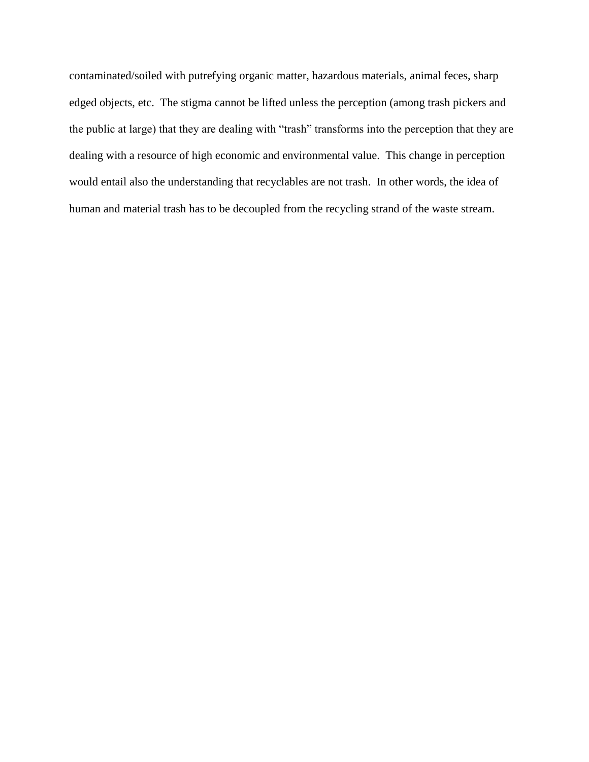contaminated/soiled with putrefying organic matter, hazardous materials, animal feces, sharp edged objects, etc. The stigma cannot be lifted unless the perception (among trash pickers and the public at large) that they are dealing with "trash" transforms into the perception that they are dealing with a resource of high economic and environmental value. This change in perception would entail also the understanding that recyclables are not trash. In other words, the idea of human and material trash has to be decoupled from the recycling strand of the waste stream.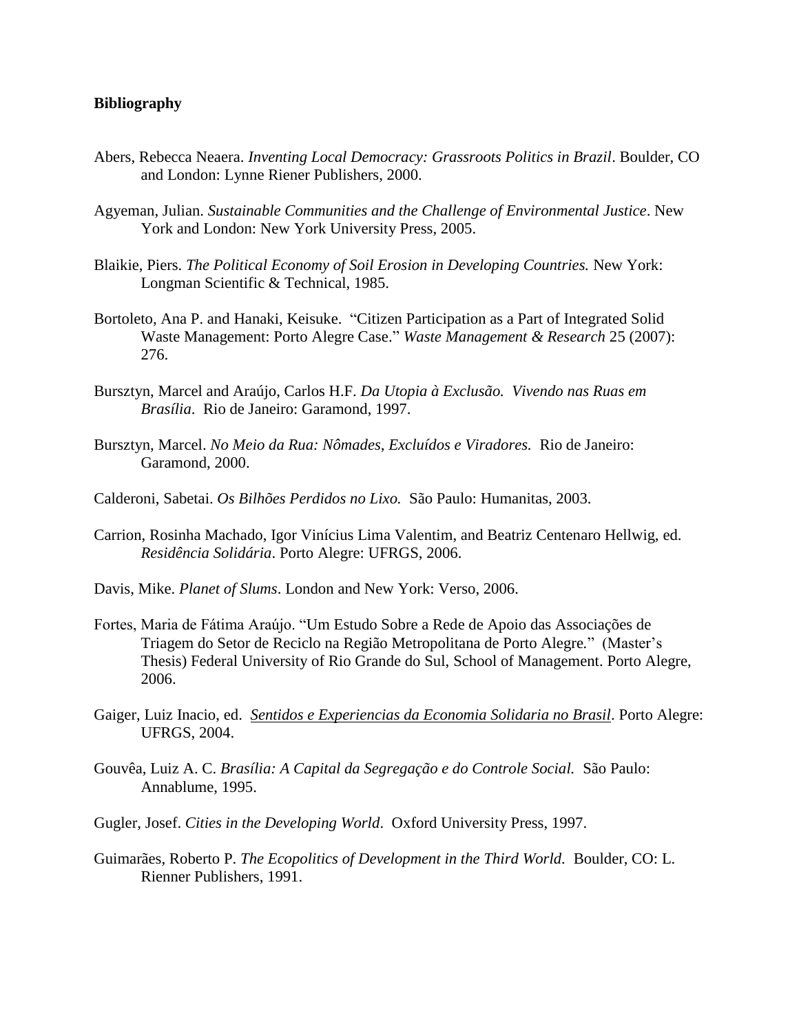**Bibliography**

Abers, Rebecca Neaera. *Inventing Local Democracy: Grassroots Politics in Brazil*. Boulder, CO and London: Lynne Riener Publishers, 2000.

Agyeman, Julian. *Sustainable Communities and the Challenge of Environmental Justice*. New York and London: New York University Press, 2005.

Blaikie, Piers. *The Political Economy of Soil Erosion in Developing Countries.* New York: Longman Scientific & Technical, 1985.

Bortoleto, Ana P. and Hanaki, Keisuke. "Citizen Participation as a Part of Integrated Solid Waste Management: Porto Alegre Case." *Waste Management & Research* 25 (2007): 276.

Bursztyn, Marcel and Araújo, Carlos H.F. *Da Utopia à Exclusão. Vivendo nas Ruas em Brasília*. Rio de Janeiro: Garamond, 1997.

Bursztyn, Marcel. *No Meio da Rua: Nômades, Excluídos e Viradores.* Rio de Janeiro: Garamond, 2000.

Calderoni, Sabetai. *Os Bilhões Perdidos no Lixo.* São Paulo: Humanitas, 2003.

Carrion, Rosinha Machado, Igor Vinícius Lima Valentim, and Beatriz Centenaro Hellwig, ed. *Residência Solidária*. Porto Alegre: UFRGS, 2006.

Davis, Mike. *Planet of Slums*. London and New York: Verso, 2006.

Fortes, Maria de Fátima Araújo. "Um Estudo Sobre a Rede de Apoio das Associações de Triagem do Setor de Reciclo na Região Metropolitana de Porto Alegre." (Master's Thesis) Federal University of Rio Grande do Sul, School of Management. Porto Alegre, 2006.

Gaiger, Luiz Inacio, ed. *Sentidos e Experiencias da Economia Solidaria no Brasil*. Porto Alegre: UFRGS, 2004.

Gouvêa, Luiz A. C. *Brasília: A Capital da Segregação e do Controle Social.* São Paulo: Annablume, 1995.

Gugler, Josef. *Cities in the Developing World*. Oxford University Press, 1997.

Guimarães, Roberto P. *The Ecopolitics of Development in the Third World.* Boulder, CO: L. Rienner Publishers, 1991.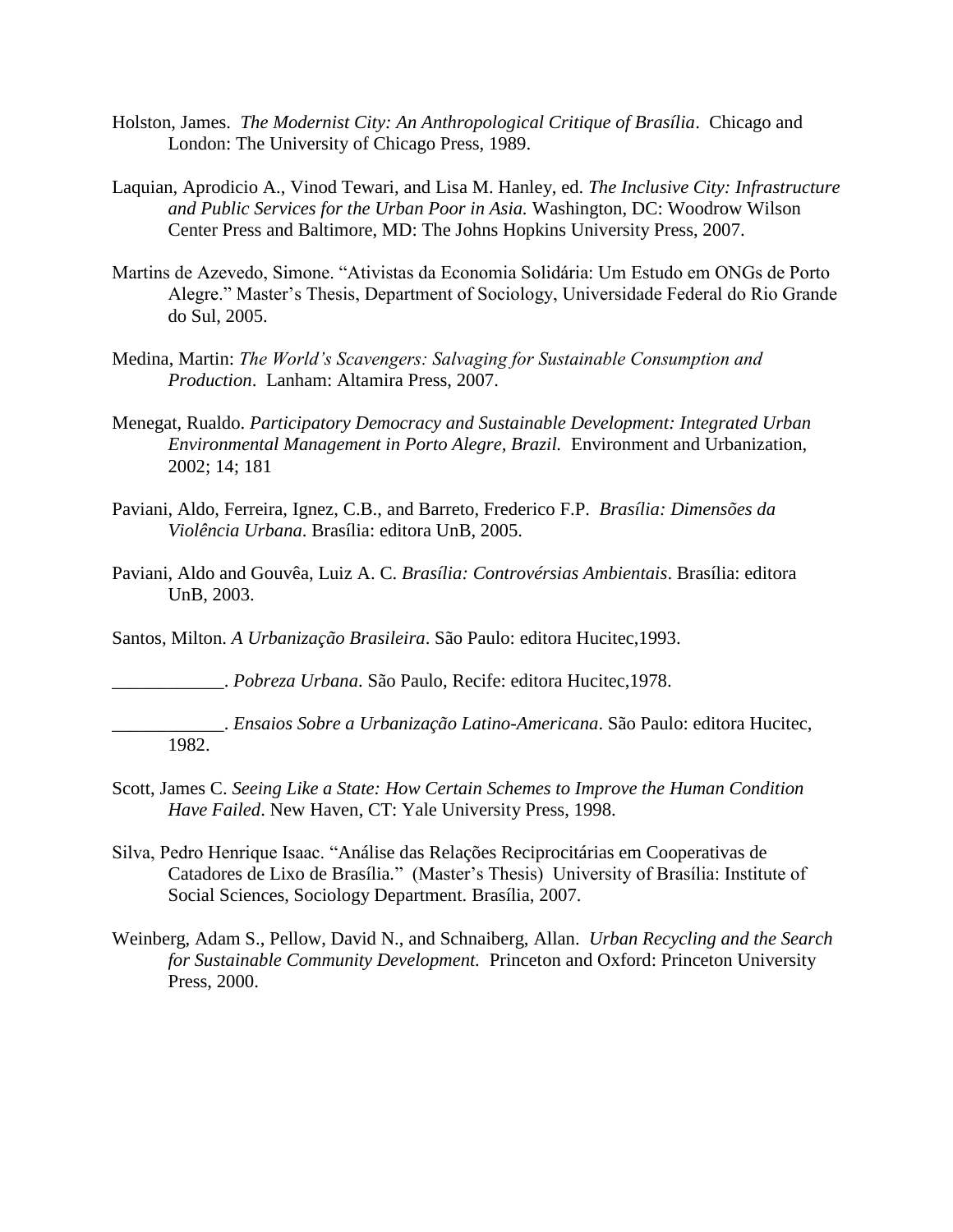Holston, James. *The Modernist City: An Anthropological Critique of Brasília*. Chicago and London: The University of Chicago Press, 1989.

Laquian, Aprodicio A., Vinod Tewari, and Lisa M. Hanley, ed. *The Inclusive City: Infrastructure and Public Services for the Urban Poor in Asia.* Washington, DC: Woodrow Wilson Center Press and Baltimore, MD: The Johns Hopkins University Press, 2007.

Martins de Azevedo, Simone. "Ativistas da Economia Solidária: Um Estudo em ONGs de Porto Alegre." Master's Thesis, Department of Sociology, Universidade Federal do Rio Grande do Sul, 2005.

Medina, Martin: *The World's Scavengers: Salvaging for Sustainable Consumption and Production*. Lanham: Altamira Press, 2007.

Menegat, Rualdo. *Participatory Democracy and Sustainable Development: Integrated Urban Environmental Management in Porto Alegre, Brazil.* Environment and Urbanization, 2002; 14; 181

Paviani, Aldo, Ferreira, Ignez, C.B., and Barreto, Frederico F.P. *Brasília: Dimensões da Violência Urbana*. Brasília: editora UnB, 2005.

Paviani, Aldo and Gouvêa, Luiz A. C. *Brasília: Controvérsias Ambientais*. Brasília: editora UnB, 2003.

Santos, Milton. *A Urbanização Brasileira*. São Paulo: editora Hucitec,1993.

\_\_\_\_\_\_\_\_\_\_\_\_. *Pobreza Urbana*. São Paulo, Recife: editora Hucitec,1978.

\_\_\_\_\_\_\_\_\_\_\_\_. *Ensaios Sobre a Urbanização Latino-Americana*. São Paulo: editora Hucitec, 1982.

Scott, James C. *Seeing Like a State: How Certain Schemes to Improve the Human Condition Have Failed*. New Haven, CT: Yale University Press, 1998.

Silva, Pedro Henrique Isaac. "Análise das Relações Reciprocitárias em Cooperativas de Catadores de Lixo de Brasília." (Master's Thesis) University of Brasília: Institute of Social Sciences, Sociology Department. Brasília, 2007.

Weinberg, Adam S., Pellow, David N., and Schnaiberg, Allan. *Urban Recycling and the Search for Sustainable Community Development.* Princeton and Oxford: Princeton University Press, 2000.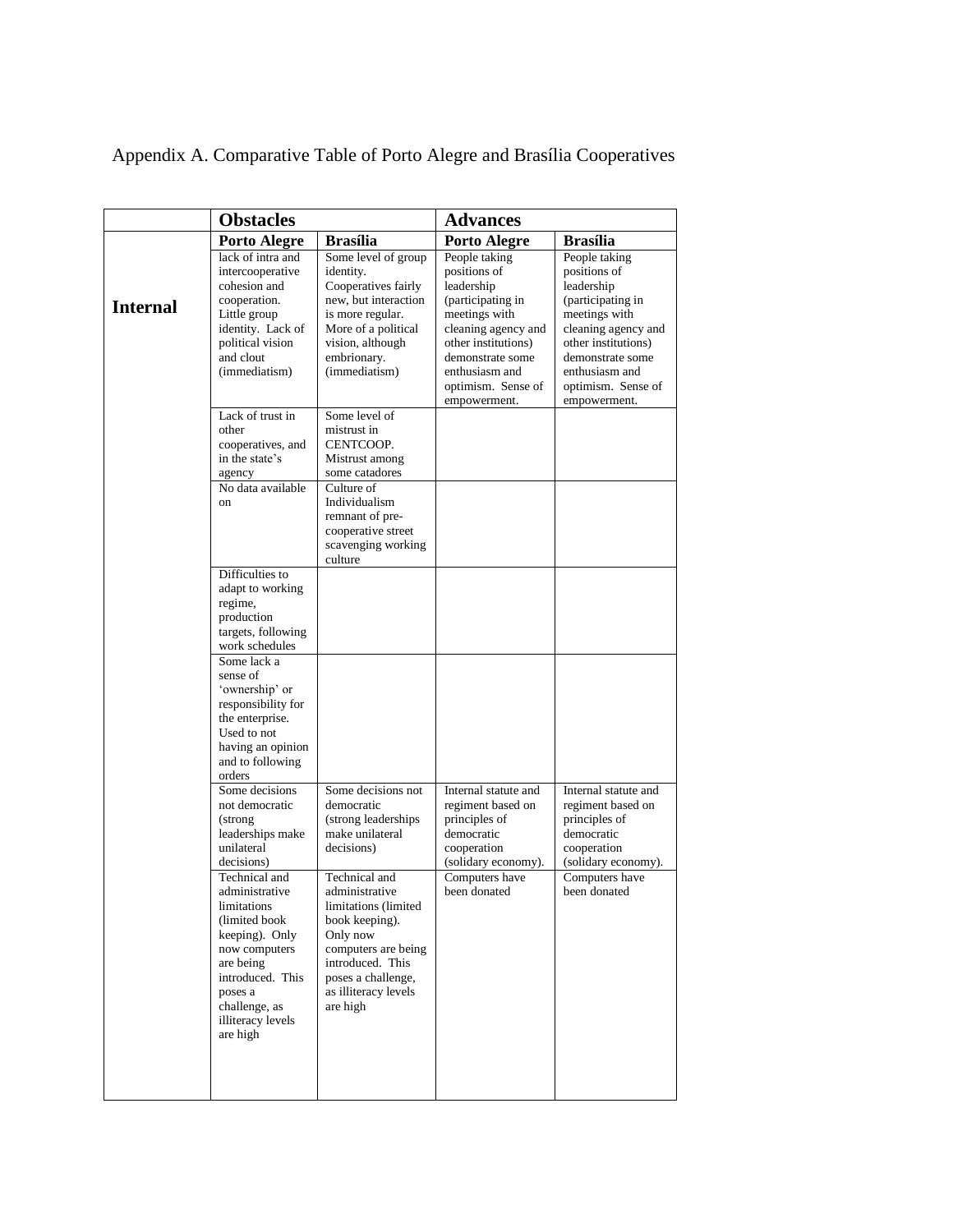Appendix A. Comparative Table of Porto Alegre and Brasília Cooperatives

| | **Obstacles** | | **Advances** | |
|---|---|---|---|---|
| | **Porto Alegre** | **Brasília** | **Porto Alegre** | **Brasília** |
| **Internal** | lack of intra and intercooperative cohesion and cooperation. Little group identity. Lack of political vision and clout (immediatism) | Some level of group identity. Cooperatives fairly new, but interaction is more regular. More of a political vision, although embrionary. (immediatism) | People taking positions of leadership (participating in meetings with cleaning agency and other institutions) demonstrate some enthusiasm and optimism. Sense of empowerment. | People taking positions of leadership (participating in meetings with cleaning agency and other institutions) demonstrate some enthusiasm and optimism. Sense of empowerment. |
| | Lack of trust in other cooperatives, and in the state's agency | Some level of mistrust in CENTCOOP. Mistrust among some catadores | | |
| | No data available on | Culture of Individualism remnant of pre-cooperative street scavenging working culture | | |
| | Difficulties to adapt to working regime, production targets, following work schedules | | | |
| | Some lack a sense of 'ownership' or responsibility for the enterprise. Used to not having an opinion and to following orders | | | |
| | Some decisions not democratic (strong leaderships make unilateral decisions) | Some decisions not democratic (strong leaderships make unilateral decisions) | Internal statute and regiment based on principles of democratic cooperation (solidary economy). | Internal statute and regiment based on principles of democratic cooperation (solidary economy). |
| | Technical and administrative limitations (limited book keeping). Only now computers are being introduced. This poses a challenge, as illiteracy levels are high | Technical and administrative limitations (limited book keeping). Only now computers are being introduced. This poses a challenge, as illiteracy levels are high | Computers have been donated | Computers have been donated |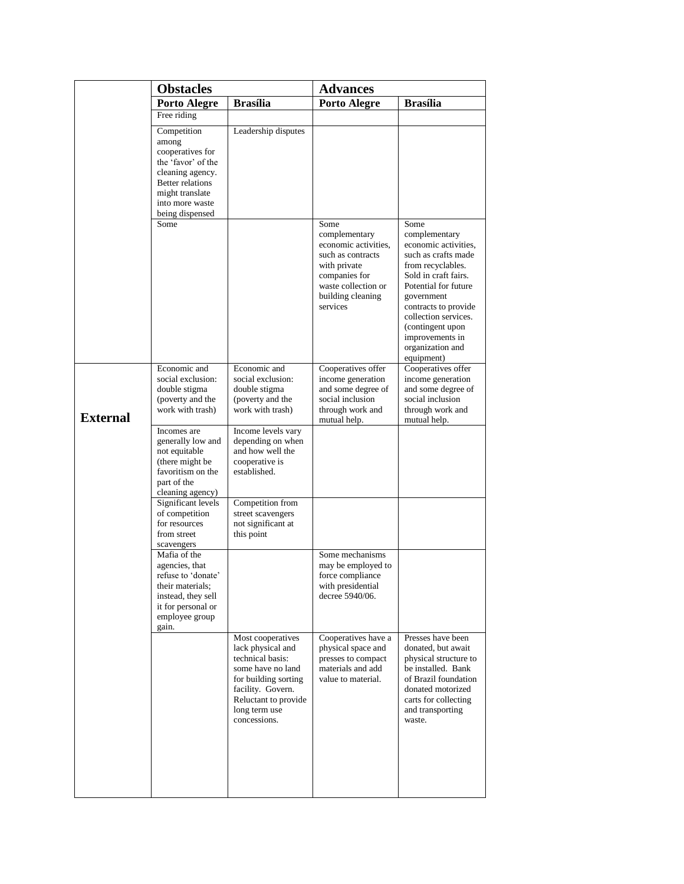| | Obstacles | | Advances | |
|---|---|---|---|---|
| | Porto Alegre | Brasília | Porto Alegre | Brasília |
| | Free riding | | | |
| | Competition among cooperatives for the 'favor' of the cleaning agency. Better relations might translate into more waste being dispensed | Leadership disputes | | |
| | Some | | Some complementary economic activities, such as contracts with private companies for waste collection or building cleaning services | Some complementary economic activities, such as crafts made from recyclables. Sold in craft fairs. Potential for future government contracts to provide collection services. (contingent upon improvements in organization and equipment) |
| **External** | Economic and social exclusion: double stigma (poverty and the work with trash) | Economic and social exclusion: double stigma (poverty and the work with trash) | Cooperatives offer income generation and some degree of social inclusion through work and mutual help. | Cooperatives offer income generation and some degree of social inclusion through work and mutual help. |
| | Incomes are generally low and not equitable (there might be favoritism on the part of the cleaning agency) | Income levels vary depending on when and how well the cooperative is established. | | |
| | Significant levels of competition for resources from street scavengers | Competition from street scavengers not significant at this point | | |
| | Mafia of the agencies, that refuse to 'donate' their materials; instead, they sell it for personal or employee group gain. | | Some mechanisms may be employed to force compliance with presidential decree 5940/06. | |
| | | Most cooperatives lack physical and technical basis: some have no land for building sorting facility. Govern. Reluctant to provide long term use concessions. | Cooperatives have a physical space and presses to compact materials and add value to material. | Presses have been donated, but await physical structure to be installed. Bank of Brazil foundation donated motorized carts for collecting and transporting waste. |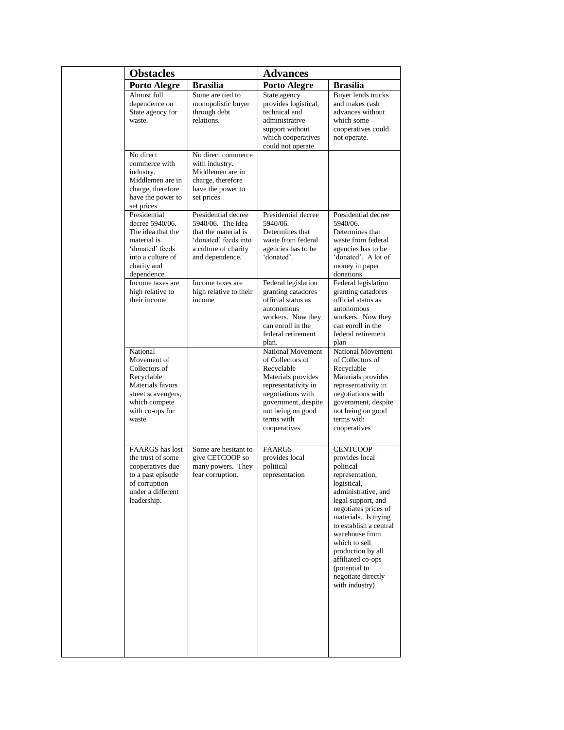| Obstacles | | Advances | |
|---|---|---|---|
| **Porto Alegre** | **Brasília** | **Porto Alegre** | **Brasília** |
| Almost full dependence on State agency for waste. | Some are tied to monopolistic buyer through debt relations. | State agency provides logistical, technical and administrative support without which cooperatives could not operate | Buyer lends trucks and makes cash advances without which some cooperatives could not operate. |
| No direct commerce with industry. Middlemen are in charge, therefore have the power to set prices | No direct commerce with industry. Middlemen are in charge, therefore have the power to set prices | | |
| Presidential decree 5940/06. The idea that the material is 'donated' feeds into a culture of charity and dependence. | Presidential decree 5940/06. The idea that the material is 'donated' feeds into a culture of charity and dependence. | Presidential decree 5940/06. Determines that waste from federal agencies has to be 'donated'. | Presidential decree 5940/06. Determines that waste from federal agencies has to be 'donated'. A lot of money in paper donations. |
| Income taxes are high relative to their income | Income taxes are high relative to their income | Federal legislation granting catadores official status as autonomous workers. Now they can enroll in the federal retirement plan. | Federal legislation granting catadores official status as autonomous workers. Now they can enroll in the federal retirement plan |
| National Movement of Collectors of Recyclable Materials favors street scavengers, which compete with co-ops for waste | | National Movement of Collectors of Recyclable Materials provides representativity in negotiations with government, despite not being on good terms with cooperatives | National Movement of Collectors of Recyclable Materials provides representativity in negotiations with government, despite not being on good terms with cooperatives |
| FAARGS has lost the trust of some cooperatives due to a past episode of corruption under a different leadership. | Some are hesitant to give CETCOOP so many powers. They fear corruption. | FAARGS – provides local political representation | CENTCOOP – provides local political representation, logistical, administrative, and legal support, and negotiates prices of materials. Is trying to establish a central warehouse from which to sell production by all affiliated co-ops (potential to negotiate directly with industry) |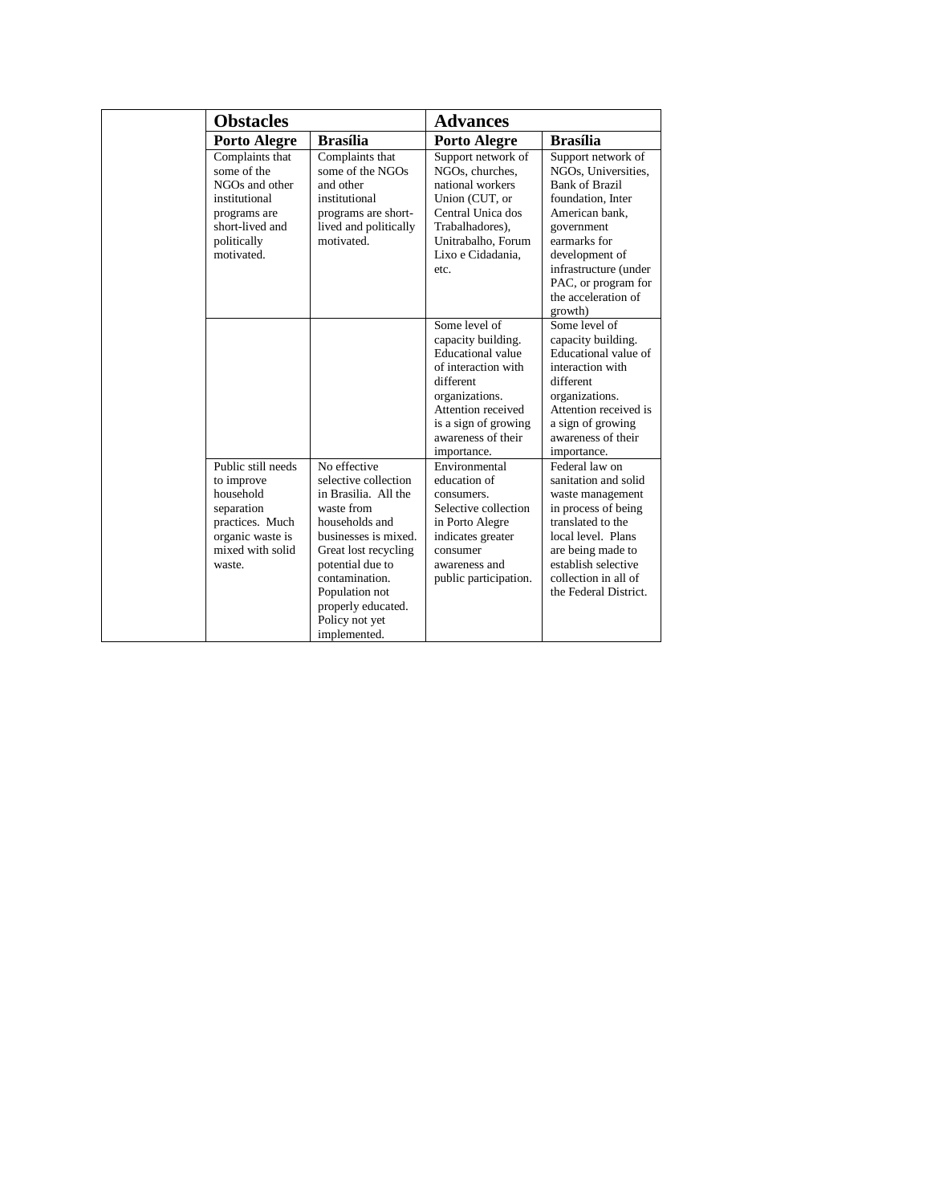| | Obstacles | | Advances | |
|---|---|---|---|---|
| | **Porto Alegre** | **Brasília** | **Porto Alegre** | **Brasília** |
| | Complaints that some of the NGOs and other institutional programs are short-lived and politically motivated. | Complaints that some of the NGOs and other institutional programs are short-lived and politically motivated. | Support network of NGOs, churches, national workers Union (CUT, or Central Unica dos Trabalhadores), Unitrabalho, Forum Lixo e Cidadania, etc. | Support network of NGOs, Universities, Bank of Brazil foundation, Inter American bank, government earmarks for development of infrastructure (under PAC, or program for the acceleration of growth) |
| | | | Some level of capacity building. Educational value of interaction with different organizations. Attention received is a sign of growing awareness of their importance. | Some level of capacity building. Educational value of interaction with different organizations. Attention received is a sign of growing awareness of their importance. |
| | Public still needs to improve household separation practices. Much organic waste is mixed with solid waste. | No effective selective collection in Brasilia. All the waste from households and businesses is mixed. Great lost recycling potential due to contamination. Population not properly educated. Policy not yet implemented. | Environmental education of consumers. Selective collection in Porto Alegre indicates greater consumer awareness and public participation. | Federal law on sanitation and solid waste management in process of being translated to the local level. Plans are being made to establish selective collection in all of the Federal District. |